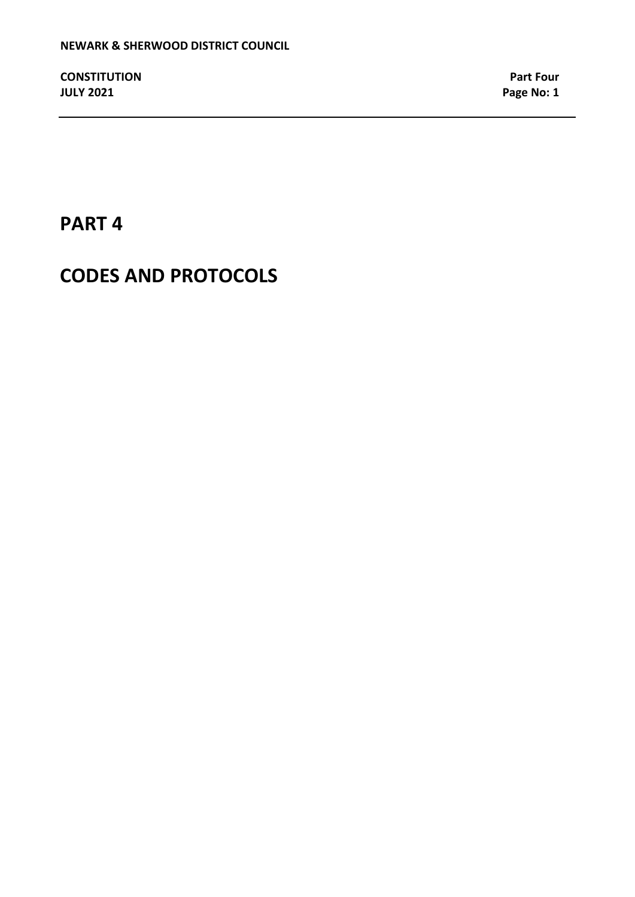# PART 4

# CODES AND PROTOCOLS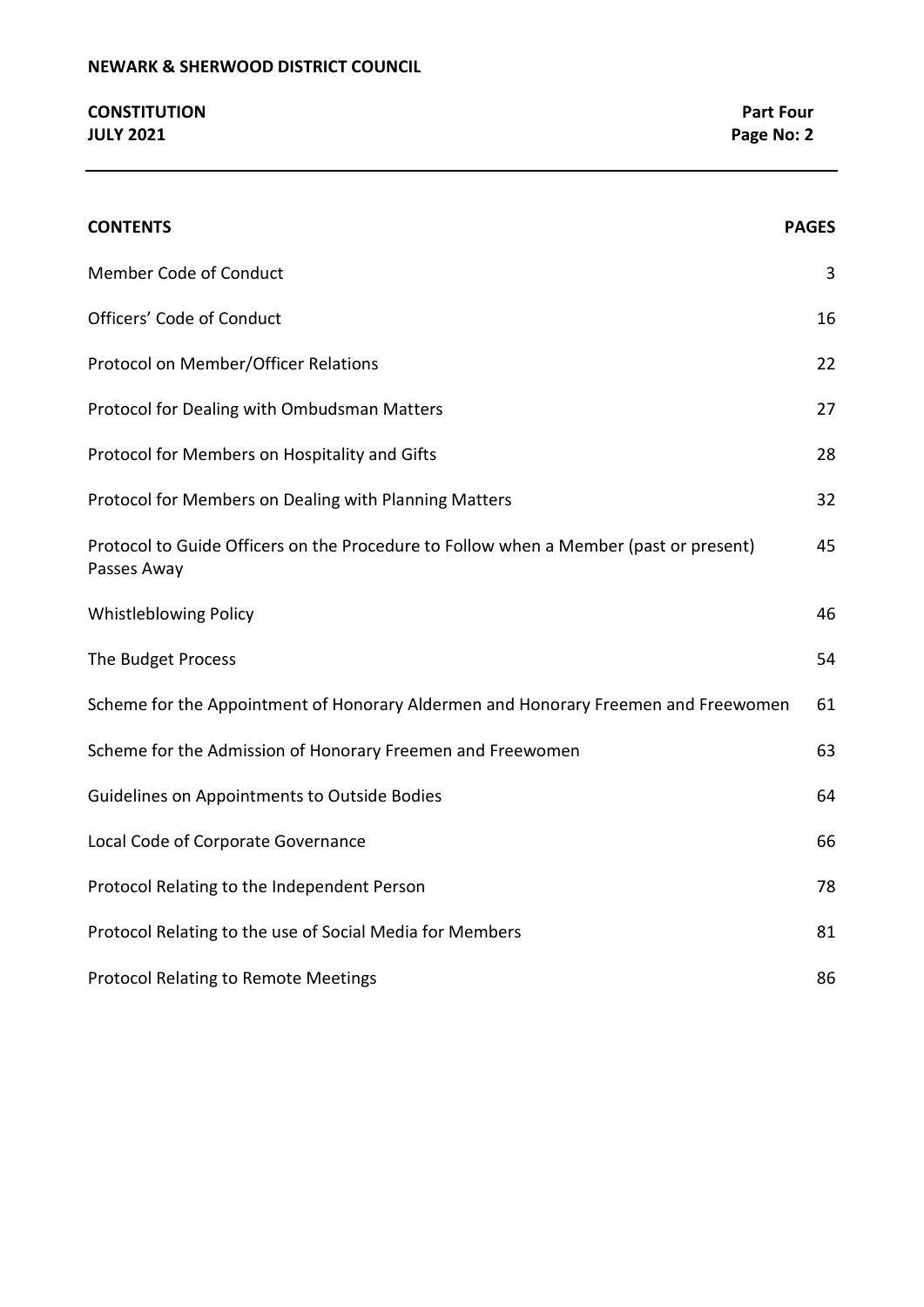| CONTENTS | PAGES |
| --- | --- |
| Member Code of Conduct | 3 |
| Officers' Code of Conduct | 16 |
| Protocol on Member/Officer Relations | 22 |
| Protocol for Dealing with Ombudsman Matters | 27 |
| Protocol for Members on Hospitality and Gifts | 28 |
| Protocol for Members on Dealing with Planning Matters | 32 |
| Protocol to Guide Officers on the Procedure to Follow when a Member (past or present) Passes Away | 45 |
| Whistleblowing Policy | 46 |
| The Budget Process | 54 |
| Scheme for the Appointment of Honorary Aldermen and Honorary Freemen and Freewomen | 61 |
| Scheme for the Admission of Honorary Freemen and Freewomen | 63 |
| Guidelines on Appointments to Outside Bodies | 64 |
| Local Code of Corporate Governance | 66 |
| Protocol Relating to the Independent Person | 78 |
| Protocol Relating to the use of Social Media for Members | 81 |
| Protocol Relating to Remote Meetings | 86 |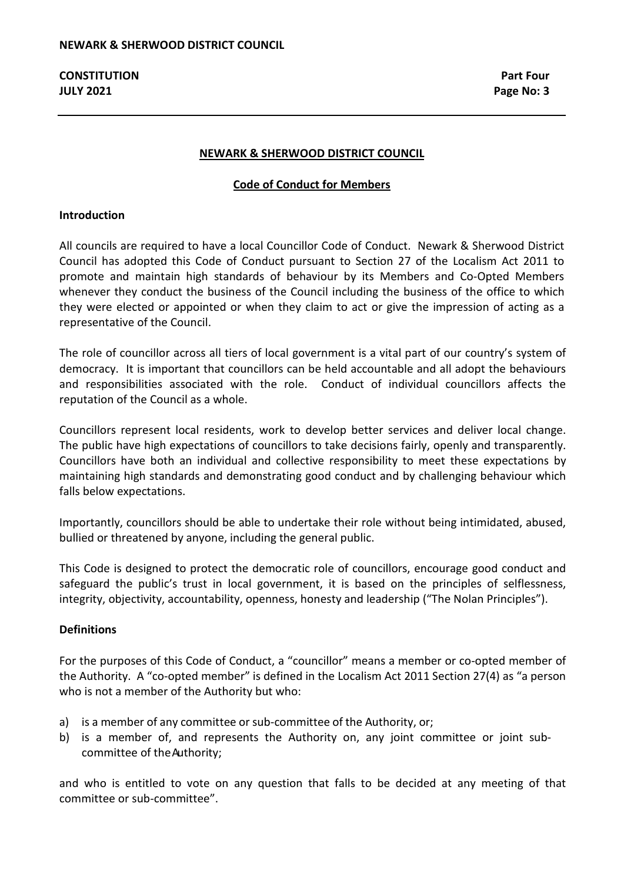## NEWARK & SHERWOOD DISTRICT COUNCIL

### Code of Conduct for Members

**Introduction**

All councils are required to have a local Councillor Code of Conduct. Newark & Sherwood District Council has adopted this Code of Conduct pursuant to Section 27 of the Localism Act 2011 to promote and maintain high standards of behaviour by its Members and Co-Opted Members whenever they conduct the business of the Council including the business of the office to which they were elected or appointed or when they claim to act or give the impression of acting as a representative of the Council.

The role of councillor across all tiers of local government is a vital part of our country's system of democracy. It is important that councillors can be held accountable and all adopt the behaviours and responsibilities associated with the role. Conduct of individual councillors affects the reputation of the Council as a whole.

Councillors represent local residents, work to develop better services and deliver local change. The public have high expectations of councillors to take decisions fairly, openly and transparently. Councillors have both an individual and collective responsibility to meet these expectations by maintaining high standards and demonstrating good conduct and by challenging behaviour which falls below expectations.

Importantly, councillors should be able to undertake their role without being intimidated, abused, bullied or threatened by anyone, including the general public.

This Code is designed to protect the democratic role of councillors, encourage good conduct and safeguard the public's trust in local government, it is based on the principles of selflessness, integrity, objectivity, accountability, openness, honesty and leadership ("The Nolan Principles").

**Definitions**

For the purposes of this Code of Conduct, a "councillor" means a member or co-opted member of the Authority. A "co-opted member" is defined in the Localism Act 2011 Section 27(4) as "a person who is not a member of the Authority but who:

a) is a member of any committee or sub-committee of the Authority, or;
b) is a member of, and represents the Authority on, any joint committee or joint sub-committee of the Authority;

and who is entitled to vote on any question that falls to be decided at any meeting of that committee or sub-committee".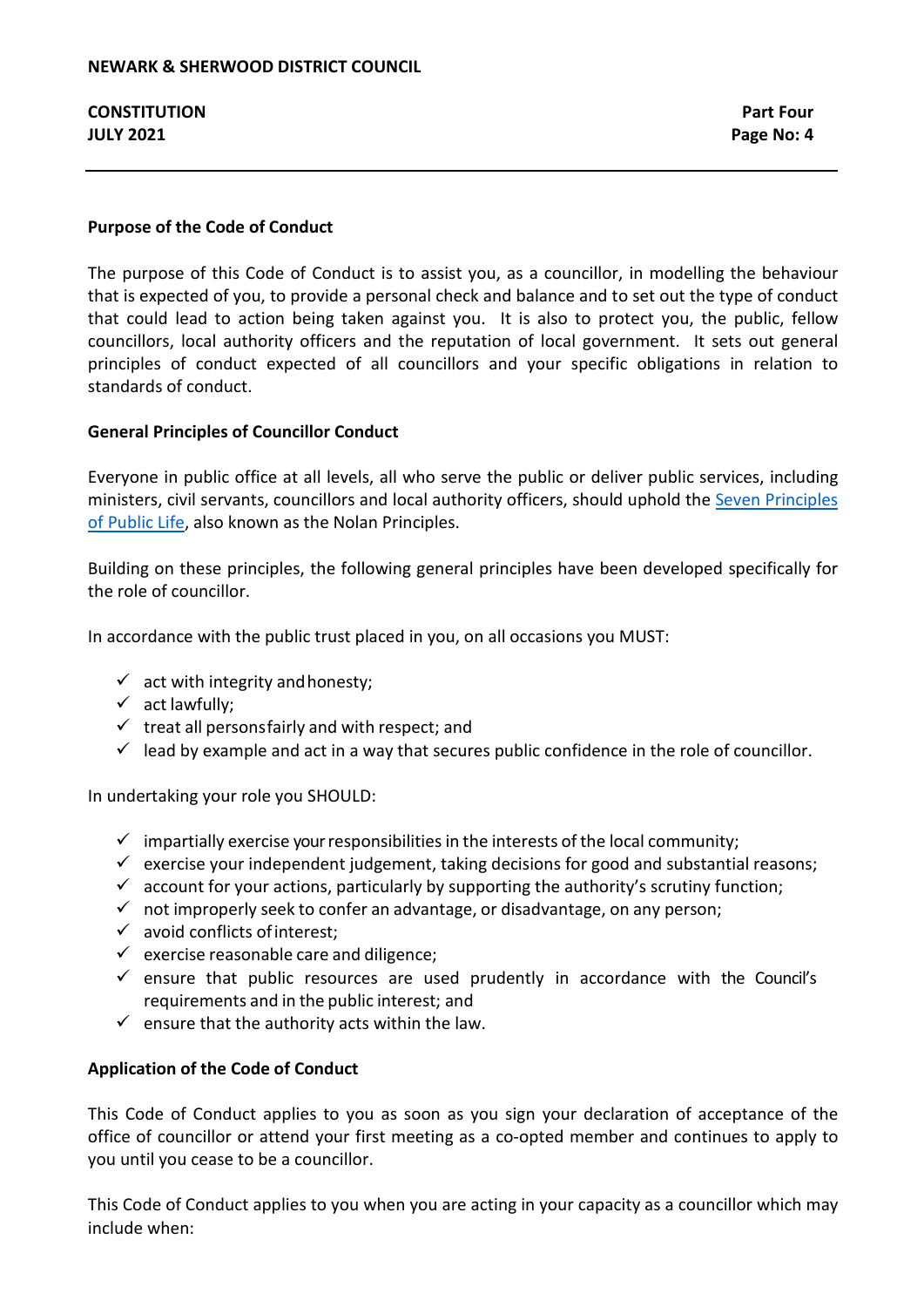### Purpose of the Code of Conduct

The purpose of this Code of Conduct is to assist you, as a councillor, in modelling the behaviour that is expected of you, to provide a personal check and balance and to set out the type of conduct that could lead to action being taken against you. It is also to protect you, the public, fellow councillors, local authority officers and the reputation of local government. It sets out general principles of conduct expected of all councillors and your specific obligations in relation to standards of conduct.

### General Principles of Councillor Conduct

Everyone in public office at all levels, all who serve the public or deliver public services, including ministers, civil servants, councillors and local authority officers, should uphold the Seven Principles of Public Life, also known as the Nolan Principles.

Building on these principles, the following general principles have been developed specifically for the role of councillor.

In accordance with the public trust placed in you, on all occasions you MUST:

- ✓ act with integrity and honesty;
- ✓ act lawfully;
- ✓ treat all persons fairly and with respect; and
- ✓ lead by example and act in a way that secures public confidence in the role of councillor.

In undertaking your role you SHOULD:

- ✓ impartially exercise your responsibilities in the interests of the local community;
- ✓ exercise your independent judgement, taking decisions for good and substantial reasons;
- ✓ account for your actions, particularly by supporting the authority's scrutiny function;
- ✓ not improperly seek to confer an advantage, or disadvantage, on any person;
- ✓ avoid conflicts of interest;
- ✓ exercise reasonable care and diligence;
- ✓ ensure that public resources are used prudently in accordance with the Council's requirements and in the public interest; and
- ✓ ensure that the authority acts within the law.

### Application of the Code of Conduct

This Code of Conduct applies to you as soon as you sign your declaration of acceptance of the office of councillor or attend your first meeting as a co-opted member and continues to apply to you until you cease to be a councillor.

This Code of Conduct applies to you when you are acting in your capacity as a councillor which may include when: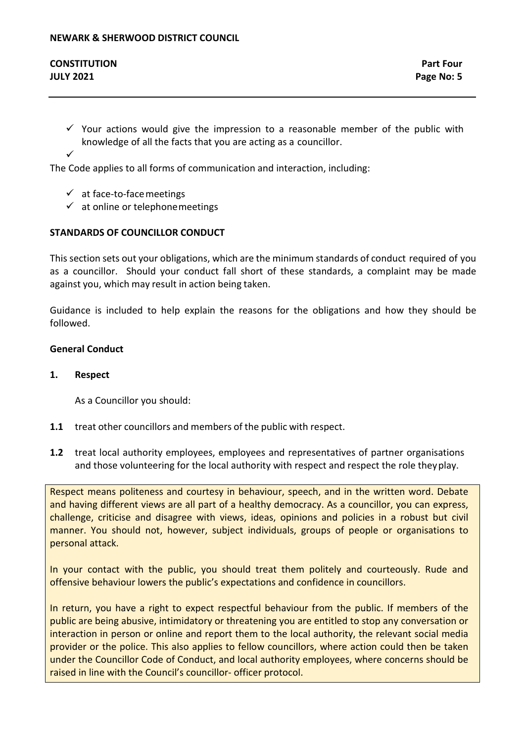- ✓ Your actions would give the impression to a reasonable member of the public with knowledge of all the facts that you are acting as a councillor.
- ✓

The Code applies to all forms of communication and interaction, including:

- ✓ at face-to-face meetings
- ✓ at online or telephone meetings

**STANDARDS OF COUNCILLOR CONDUCT**

This section sets out your obligations, which are the minimum standards of conduct required of you as a councillor. Should your conduct fall short of these standards, a complaint may be made against you, which may result in action being taken.

Guidance is included to help explain the reasons for the obligations and how they should be followed.

**General Conduct**

**1. Respect**

As a Councillor you should:

**1.1** treat other councillors and members of the public with respect.

**1.2** treat local authority employees, employees and representatives of partner organisations and those volunteering for the local authority with respect and respect the role they play.

Respect means politeness and courtesy in behaviour, speech, and in the written word. Debate and having different views are all part of a healthy democracy. As a councillor, you can express, challenge, criticise and disagree with views, ideas, opinions and policies in a robust but civil manner. You should not, however, subject individuals, groups of people or organisations to personal attack.

In your contact with the public, you should treat them politely and courteously. Rude and offensive behaviour lowers the public's expectations and confidence in councillors.

In return, you have a right to expect respectful behaviour from the public. If members of the public are being abusive, intimidatory or threatening you are entitled to stop any conversation or interaction in person or online and report them to the local authority, the relevant social media provider or the police. This also applies to fellow councillors, where action could then be taken under the Councillor Code of Conduct, and local authority employees, where concerns should be raised in line with the Council's councillor- officer protocol.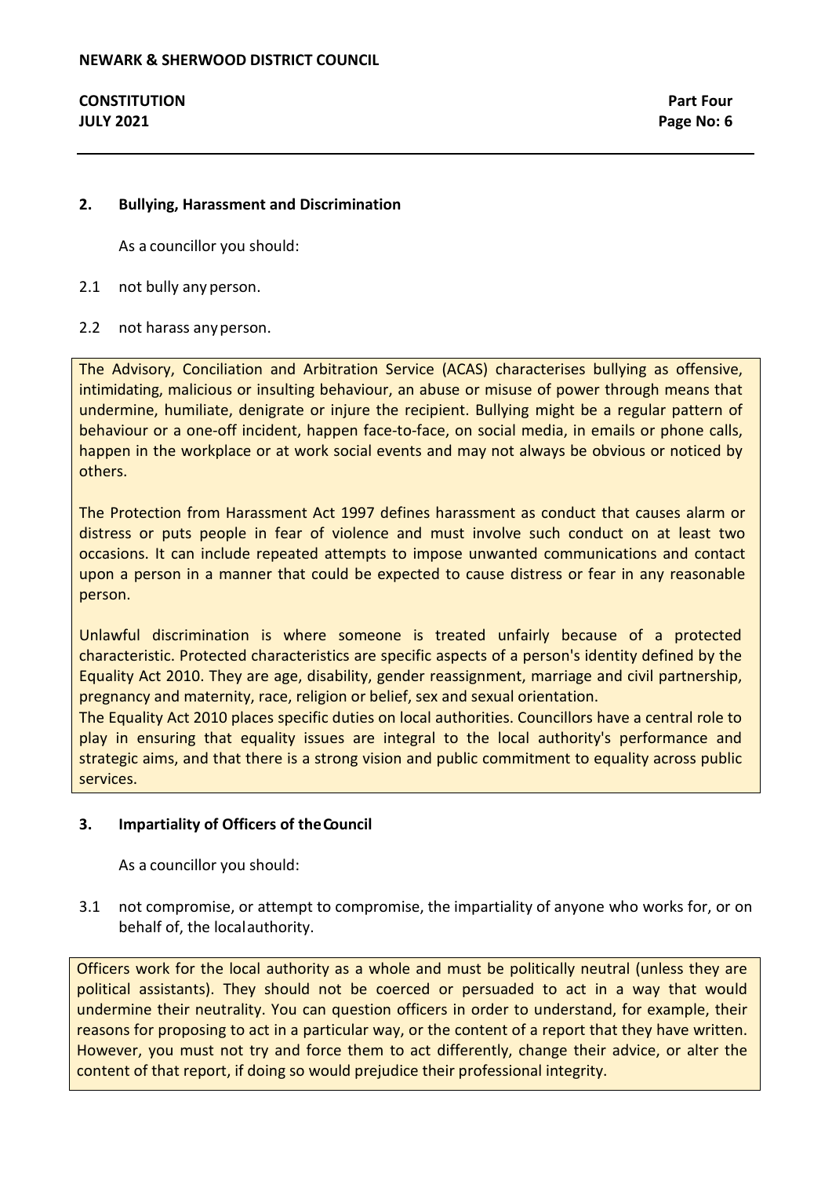## 2. Bullying, Harassment and Discrimination

As a councillor you should:

2.1 not bully any person.

2.2 not harass any person.

The Advisory, Conciliation and Arbitration Service (ACAS) characterises bullying as offensive, intimidating, malicious or insulting behaviour, an abuse or misuse of power through means that undermine, humiliate, denigrate or injure the recipient. Bullying might be a regular pattern of behaviour or a one-off incident, happen face-to-face, on social media, in emails or phone calls, happen in the workplace or at work social events and may not always be obvious or noticed by others.

The Protection from Harassment Act 1997 defines harassment as conduct that causes alarm or distress or puts people in fear of violence and must involve such conduct on at least two occasions. It can include repeated attempts to impose unwanted communications and contact upon a person in a manner that could be expected to cause distress or fear in any reasonable person.

Unlawful discrimination is where someone is treated unfairly because of a protected characteristic. Protected characteristics are specific aspects of a person's identity defined by the Equality Act 2010. They are age, disability, gender reassignment, marriage and civil partnership, pregnancy and maternity, race, religion or belief, sex and sexual orientation.
The Equality Act 2010 places specific duties on local authorities. Councillors have a central role to play in ensuring that equality issues are integral to the local authority's performance and strategic aims, and that there is a strong vision and public commitment to equality across public services.

## 3. Impartiality of Officers of the Council

As a councillor you should:

3.1 not compromise, or attempt to compromise, the impartiality of anyone who works for, or on behalf of, the local authority.

Officers work for the local authority as a whole and must be politically neutral (unless they are political assistants). They should not be coerced or persuaded to act in a way that would undermine their neutrality. You can question officers in order to understand, for example, their reasons for proposing to act in a particular way, or the content of a report that they have written. However, you must not try and force them to act differently, change their advice, or alter the content of that report, if doing so would prejudice their professional integrity.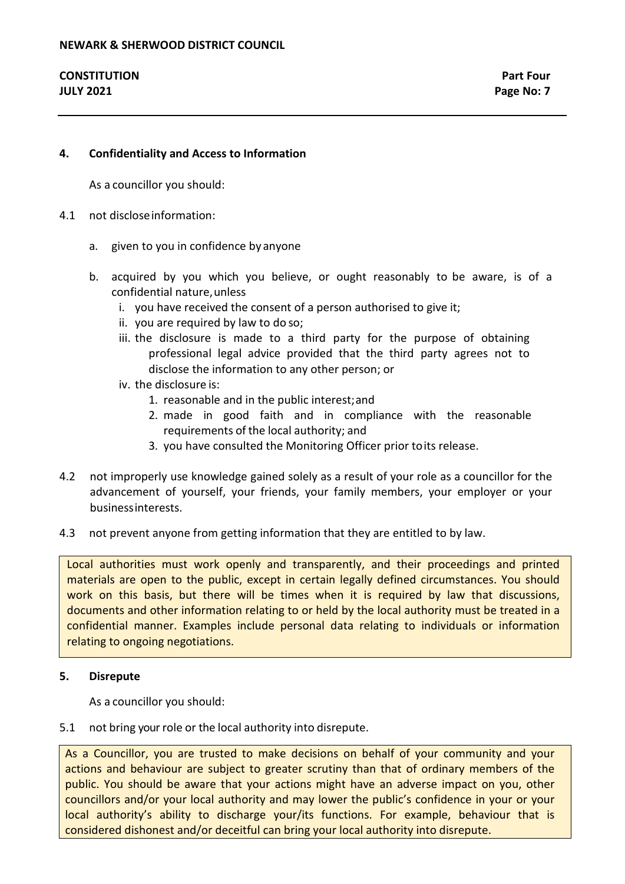## 4. Confidentiality and Access to Information

As a councillor you should:

4.1 not disclose information:

a. given to you in confidence by anyone

b. acquired by you which you believe, or ought reasonably to be aware, is of a confidential nature, unless

   i. you have received the consent of a person authorised to give it;
   ii. you are required by law to do so;
   iii. the disclosure is made to a third party for the purpose of obtaining professional legal advice provided that the third party agrees not to disclose the information to any other person; or
   iv. the disclosure is:
      1. reasonable and in the public interest; and
      2. made in good faith and in compliance with the reasonable requirements of the local authority; and
      3. you have consulted the Monitoring Officer prior to its release.

4.2 not improperly use knowledge gained solely as a result of your role as a councillor for the advancement of yourself, your friends, your family members, your employer or your business interests.

4.3 not prevent anyone from getting information that they are entitled to by law.

> Local authorities must work openly and transparently, and their proceedings and printed materials are open to the public, except in certain legally defined circumstances. You should work on this basis, but there will be times when it is required by law that discussions, documents and other information relating to or held by the local authority must be treated in a confidential manner. Examples include personal data relating to individuals or information relating to ongoing negotiations.

## 5. Disrepute

As a councillor you should:

5.1 not bring your role or the local authority into disrepute.

> As a Councillor, you are trusted to make decisions on behalf of your community and your actions and behaviour are subject to greater scrutiny than that of ordinary members of the public. You should be aware that your actions might have an adverse impact on you, other councillors and/or your local authority and may lower the public's confidence in your or your local authority's ability to discharge your/its functions. For example, behaviour that is considered dishonest and/or deceitful can bring your local authority into disrepute.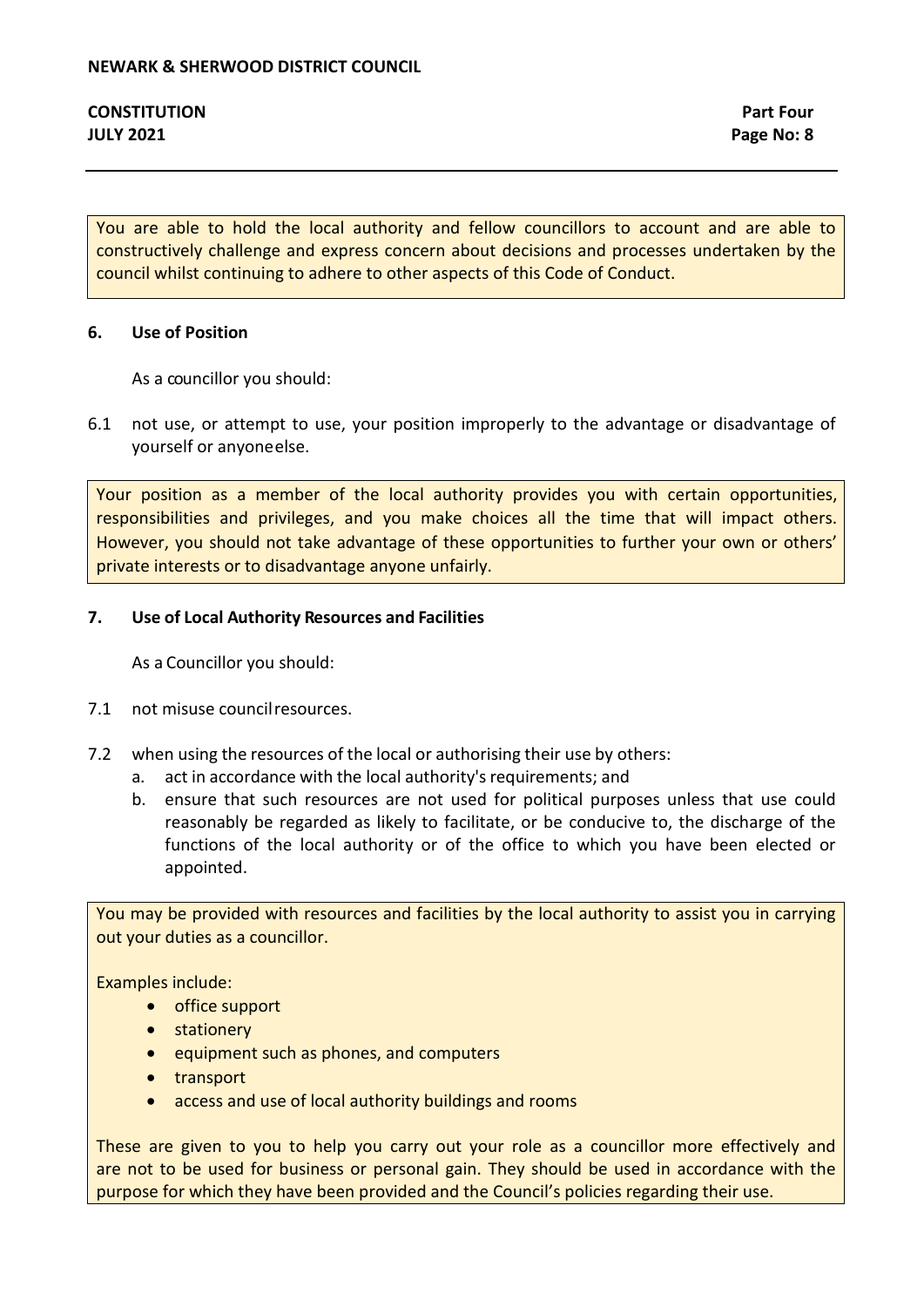You are able to hold the local authority and fellow councillors to account and are able to constructively challenge and express concern about decisions and processes undertaken by the council whilst continuing to adhere to other aspects of this Code of Conduct.

## 6. Use of Position

As a councillor you should:

6.1 not use, or attempt to use, your position improperly to the advantage or disadvantage of yourself or anyone else.

Your position as a member of the local authority provides you with certain opportunities, responsibilities and privileges, and you make choices all the time that will impact others. However, you should not take advantage of these opportunities to further your own or others' private interests or to disadvantage anyone unfairly.

## 7. Use of Local Authority Resources and Facilities

As a Councillor you should:

7.1 not misuse council resources.

7.2 when using the resources of the local or authorising their use by others:

a. act in accordance with the local authority's requirements; and
b. ensure that such resources are not used for political purposes unless that use could reasonably be regarded as likely to facilitate, or be conducive to, the discharge of the functions of the local authority or of the office to which you have been elected or appointed.

You may be provided with resources and facilities by the local authority to assist you in carrying out your duties as a councillor.

Examples include:

- office support
- stationery
- equipment such as phones, and computers
- transport
- access and use of local authority buildings and rooms

These are given to you to help you carry out your role as a councillor more effectively and are not to be used for business or personal gain. They should be used in accordance with the purpose for which they have been provided and the Council's policies regarding their use.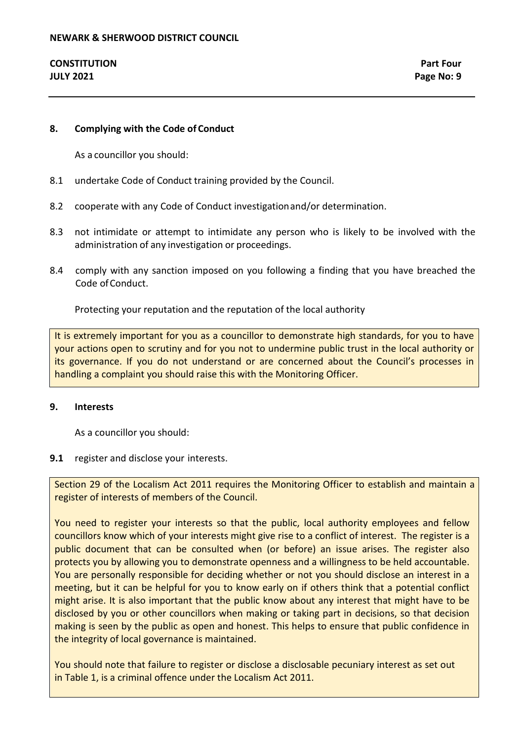## 8. Complying with the Code of Conduct

As a councillor you should:

8.1 undertake Code of Conduct training provided by the Council.

8.2 cooperate with any Code of Conduct investigation and/or determination.

8.3 not intimidate or attempt to intimidate any person who is likely to be involved with the administration of any investigation or proceedings.

8.4 comply with any sanction imposed on you following a finding that you have breached the Code of Conduct.

Protecting your reputation and the reputation of the local authority

> It is extremely important for you as a councillor to demonstrate high standards, for you to have your actions open to scrutiny and for you not to undermine public trust in the local authority or its governance. If you do not understand or are concerned about the Council's processes in handling a complaint you should raise this with the Monitoring Officer.

## 9. Interests

As a councillor you should:

**9.1** register and disclose your interests.

> Section 29 of the Localism Act 2011 requires the Monitoring Officer to establish and maintain a register of interests of members of the Council.
>
> You need to register your interests so that the public, local authority employees and fellow councillors know which of your interests might give rise to a conflict of interest. The register is a public document that can be consulted when (or before) an issue arises. The register also protects you by allowing you to demonstrate openness and a willingness to be held accountable. You are personally responsible for deciding whether or not you should disclose an interest in a meeting, but it can be helpful for you to know early on if others think that a potential conflict might arise. It is also important that the public know about any interest that might have to be disclosed by you or other councillors when making or taking part in decisions, so that decision making is seen by the public as open and honest. This helps to ensure that public confidence in the integrity of local governance is maintained.
>
> You should note that failure to register or disclose a disclosable pecuniary interest as set out in Table 1, is a criminal offence under the Localism Act 2011.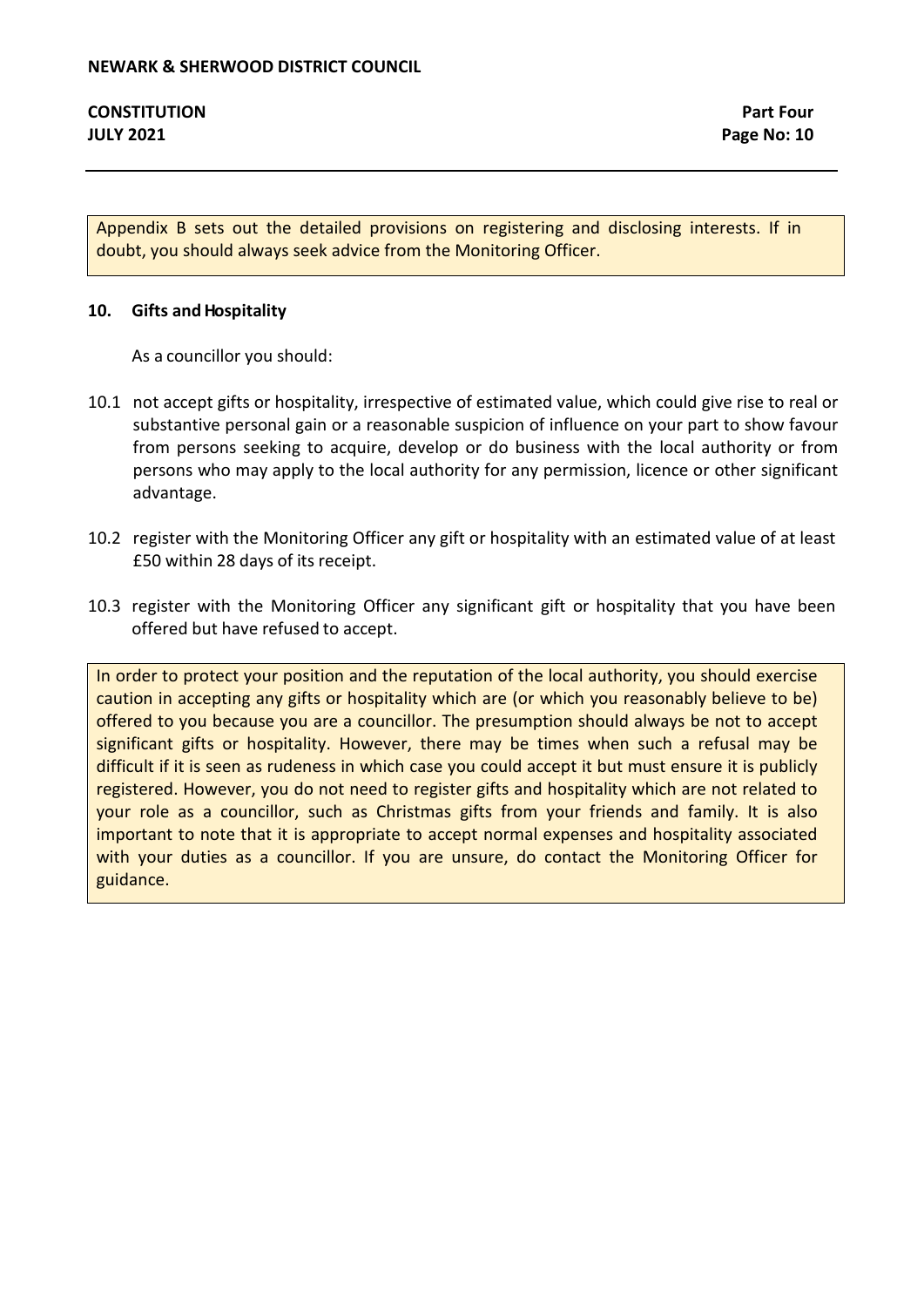Appendix B sets out the detailed provisions on registering and disclosing interests. If in doubt, you should always seek advice from the Monitoring Officer.

## 10. Gifts and Hospitality

As a councillor you should:

10.1 not accept gifts or hospitality, irrespective of estimated value, which could give rise to real or substantive personal gain or a reasonable suspicion of influence on your part to show favour from persons seeking to acquire, develop or do business with the local authority or from persons who may apply to the local authority for any permission, licence or other significant advantage.

10.2 register with the Monitoring Officer any gift or hospitality with an estimated value of at least £50 within 28 days of its receipt.

10.3 register with the Monitoring Officer any significant gift or hospitality that you have been offered but have refused to accept.

In order to protect your position and the reputation of the local authority, you should exercise caution in accepting any gifts or hospitality which are (or which you reasonably believe to be) offered to you because you are a councillor. The presumption should always be not to accept significant gifts or hospitality. However, there may be times when such a refusal may be difficult if it is seen as rudeness in which case you could accept it but must ensure it is publicly registered. However, you do not need to register gifts and hospitality which are not related to your role as a councillor, such as Christmas gifts from your friends and family. It is also important to note that it is appropriate to accept normal expenses and hospitality associated with your duties as a councillor. If you are unsure, do contact the Monitoring Officer for guidance.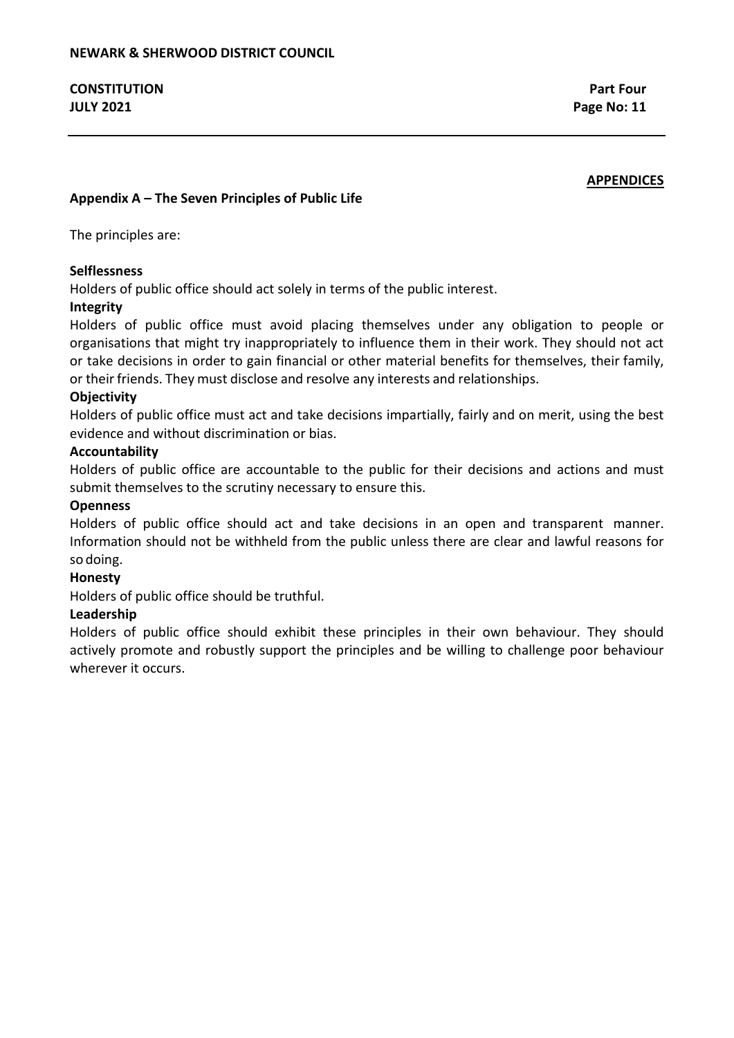**APPENDICES**

## Appendix A – The Seven Principles of Public Life

The principles are:

**Selflessness**
Holders of public office should act solely in terms of the public interest.

**Integrity**
Holders of public office must avoid placing themselves under any obligation to people or organisations that might try inappropriately to influence them in their work. They should not act or take decisions in order to gain financial or other material benefits for themselves, their family, or their friends. They must disclose and resolve any interests and relationships.

**Objectivity**
Holders of public office must act and take decisions impartially, fairly and on merit, using the best evidence and without discrimination or bias.

**Accountability**
Holders of public office are accountable to the public for their decisions and actions and must submit themselves to the scrutiny necessary to ensure this.

**Openness**
Holders of public office should act and take decisions in an open and transparent manner. Information should not be withheld from the public unless there are clear and lawful reasons for so doing.

**Honesty**
Holders of public office should be truthful.

**Leadership**
Holders of public office should exhibit these principles in their own behaviour. They should actively promote and robustly support the principles and be willing to challenge poor behaviour wherever it occurs.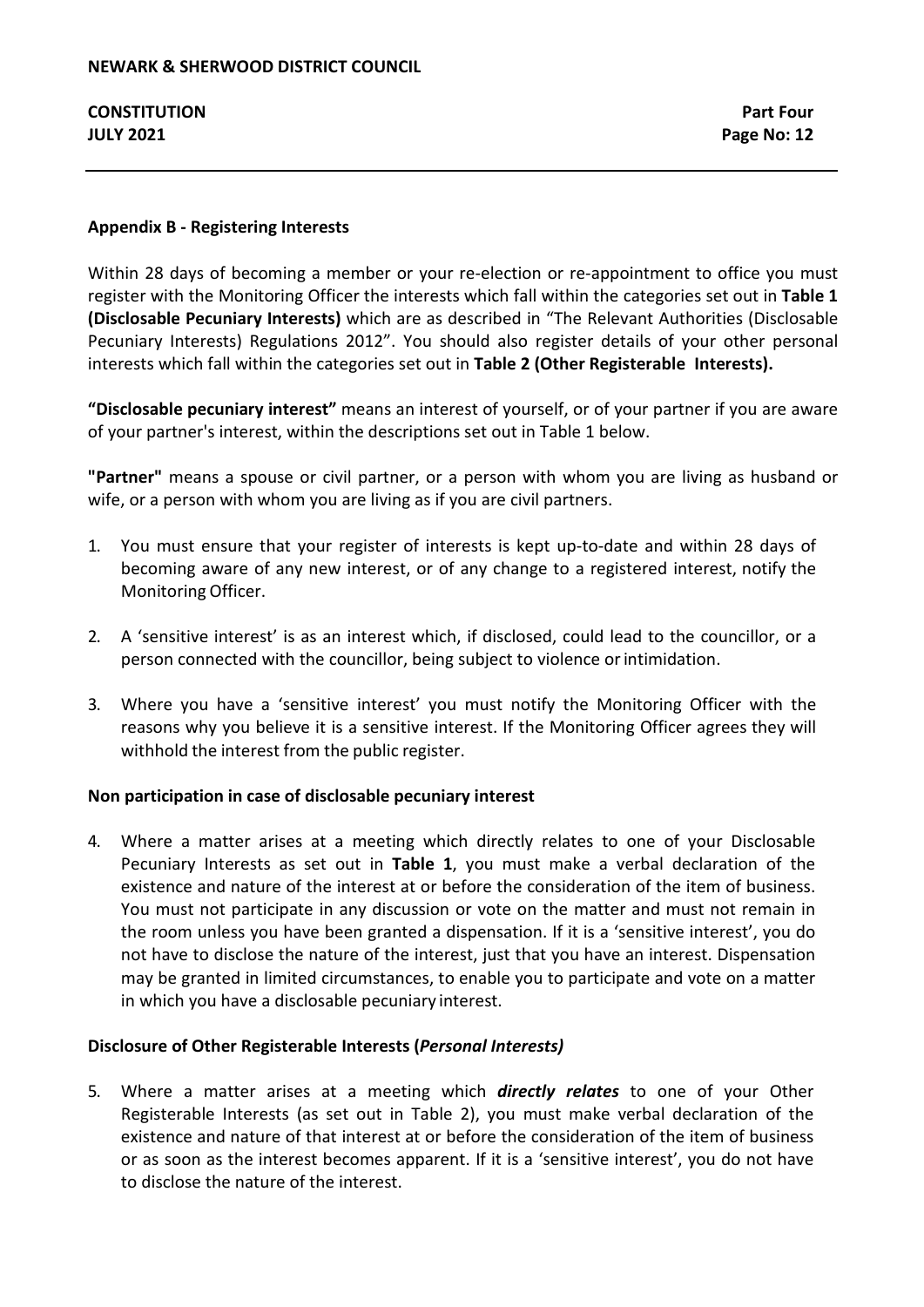## Appendix B - Registering Interests

Within 28 days of becoming a member or your re-election or re-appointment to office you must register with the Monitoring Officer the interests which fall within the categories set out in **Table 1 (Disclosable Pecuniary Interests)** which are as described in "The Relevant Authorities (Disclosable Pecuniary Interests) Regulations 2012". You should also register details of your other personal interests which fall within the categories set out in **Table 2 (Other Registerable Interests).**

**"Disclosable pecuniary interest"** means an interest of yourself, or of your partner if you are aware of your partner's interest, within the descriptions set out in Table 1 below.

**"Partner"** means a spouse or civil partner, or a person with whom you are living as husband or wife, or a person with whom you are living as if you are civil partners.

1. You must ensure that your register of interests is kept up-to-date and within 28 days of becoming aware of any new interest, or of any change to a registered interest, notify the Monitoring Officer.

2. A 'sensitive interest' is as an interest which, if disclosed, could lead to the councillor, or a person connected with the councillor, being subject to violence or intimidation.

3. Where you have a 'sensitive interest' you must notify the Monitoring Officer with the reasons why you believe it is a sensitive interest. If the Monitoring Officer agrees they will withhold the interest from the public register.

### Non participation in case of disclosable pecuniary interest

4. Where a matter arises at a meeting which directly relates to one of your Disclosable Pecuniary Interests as set out in **Table 1**, you must make a verbal declaration of the existence and nature of the interest at or before the consideration of the item of business. You must not participate in any discussion or vote on the matter and must not remain in the room unless you have been granted a dispensation. If it is a 'sensitive interest', you do not have to disclose the nature of the interest, just that you have an interest. Dispensation may be granted in limited circumstances, to enable you to participate and vote on a matter in which you have a disclosable pecuniary interest.

### Disclosure of Other Registerable Interests (*Personal Interests)*

5. Where a matter arises at a meeting which ***directly relates*** to one of your Other Registerable Interests (as set out in Table 2), you must make verbal declaration of the existence and nature of that interest at or before the consideration of the item of business or as soon as the interest becomes apparent. If it is a 'sensitive interest', you do not have to disclose the nature of the interest.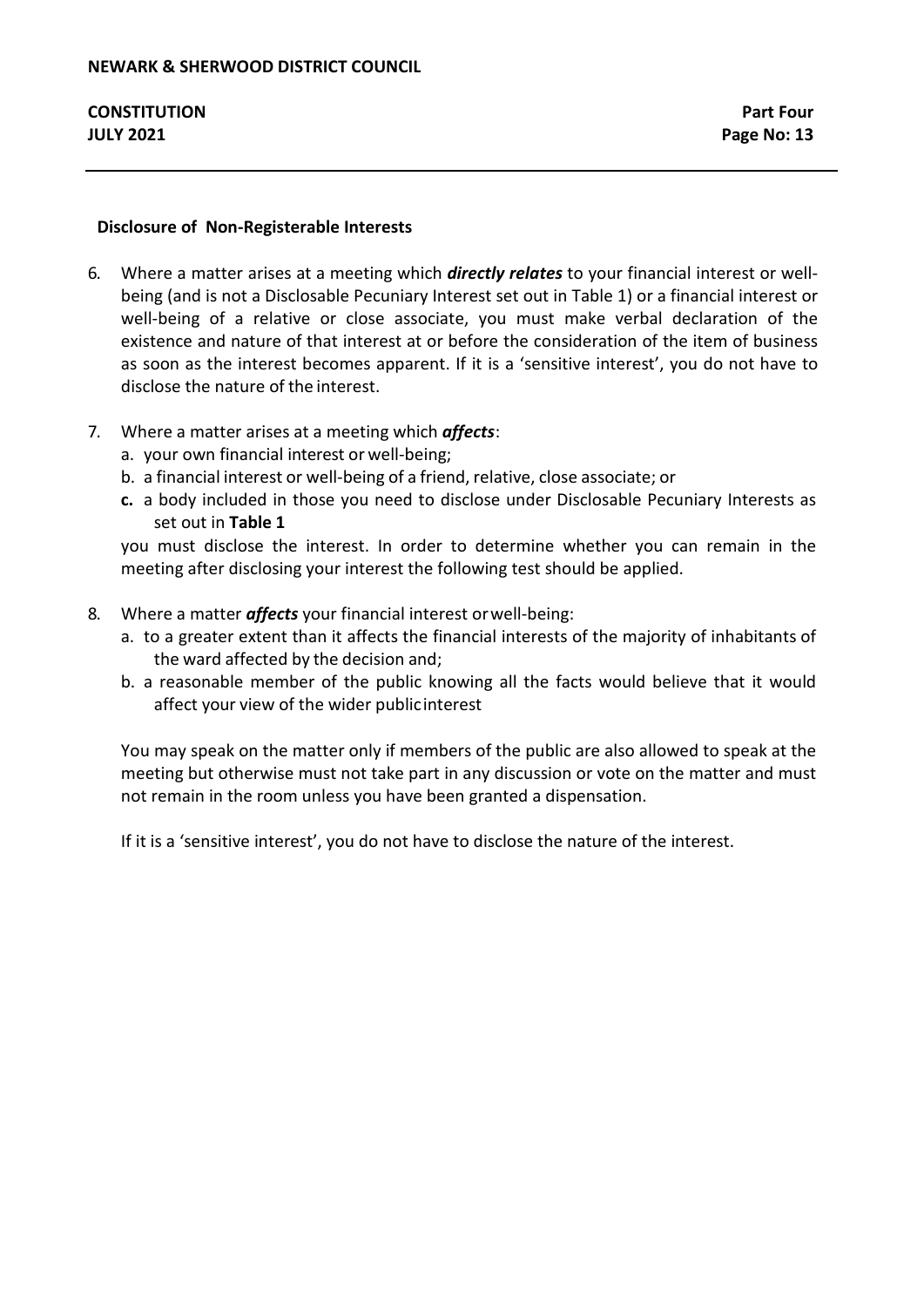**Disclosure of Non-Registerable Interests**

6. Where a matter arises at a meeting which ***directly relates*** to your financial interest or well-being (and is not a Disclosable Pecuniary Interest set out in Table 1) or a financial interest or well-being of a relative or close associate, you must make verbal declaration of the existence and nature of that interest at or before the consideration of the item of business as soon as the interest becomes apparent. If it is a 'sensitive interest', you do not have to disclose the nature of the interest.

7. Where a matter arises at a meeting which ***affects***:
   a. your own financial interest or well-being;
   b. a financial interest or well-being of a friend, relative, close associate; or
   **c.** a body included in those you need to disclose under Disclosable Pecuniary Interests as set out in **Table 1**

   you must disclose the interest. In order to determine whether you can remain in the meeting after disclosing your interest the following test should be applied.

8. Where a matter ***affects*** your financial interest or well-being:
   a. to a greater extent than it affects the financial interests of the majority of inhabitants of the ward affected by the decision and;
   b. a reasonable member of the public knowing all the facts would believe that it would affect your view of the wider public interest

   You may speak on the matter only if members of the public are also allowed to speak at the meeting but otherwise must not take part in any discussion or vote on the matter and must not remain in the room unless you have been granted a dispensation.

   If it is a 'sensitive interest', you do not have to disclose the nature of the interest.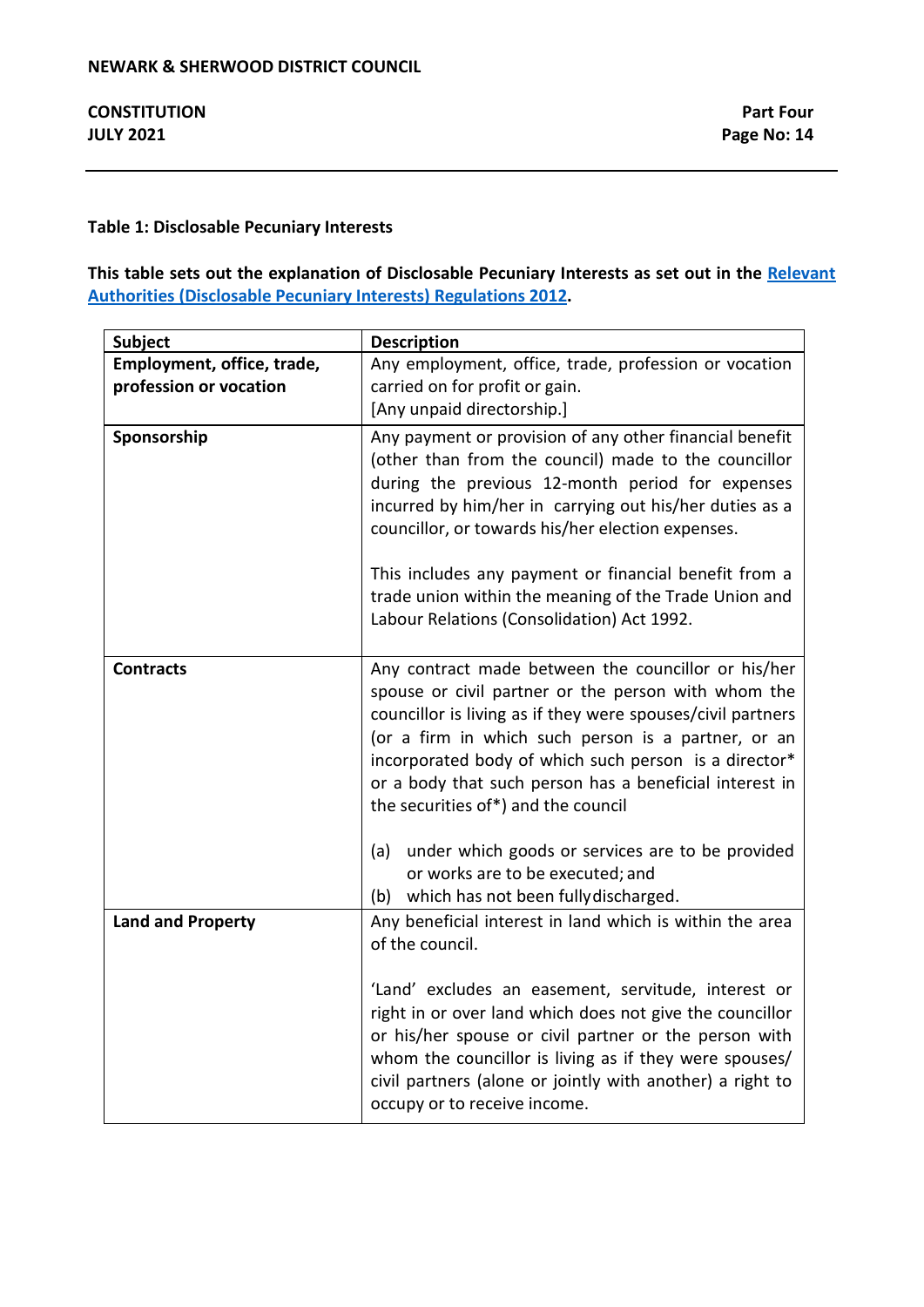**Table 1: Disclosable Pecuniary Interests**

**This table sets out the explanation of Disclosable Pecuniary Interests as set out in the Relevant Authorities (Disclosable Pecuniary Interests) Regulations 2012.**

| Subject | Description |
|---|---|
| **Employment, office, trade, profession or vocation** | Any employment, office, trade, profession or vocation carried on for profit or gain.<br>[Any unpaid directorship.] |
| **Sponsorship** | Any payment or provision of any other financial benefit (other than from the council) made to the councillor during the previous 12-month period for expenses incurred by him/her in carrying out his/her duties as a councillor, or towards his/her election expenses.<br><br>This includes any payment or financial benefit from a trade union within the meaning of the Trade Union and Labour Relations (Consolidation) Act 1992. |
| **Contracts** | Any contract made between the councillor or his/her spouse or civil partner or the person with whom the councillor is living as if they were spouses/civil partners (or a firm in which such person is a partner, or an incorporated body of which such person is a director* or a body that such person has a beneficial interest in the securities of*) and the council<br><br>(a) under which goods or services are to be provided or works are to be executed; and<br>(b) which has not been fully discharged. |
| **Land and Property** | Any beneficial interest in land which is within the area of the council.<br><br>'Land' excludes an easement, servitude, interest or right in or over land which does not give the councillor or his/her spouse or civil partner or the person with whom the councillor is living as if they were spouses/ civil partners (alone or jointly with another) a right to occupy or to receive income. |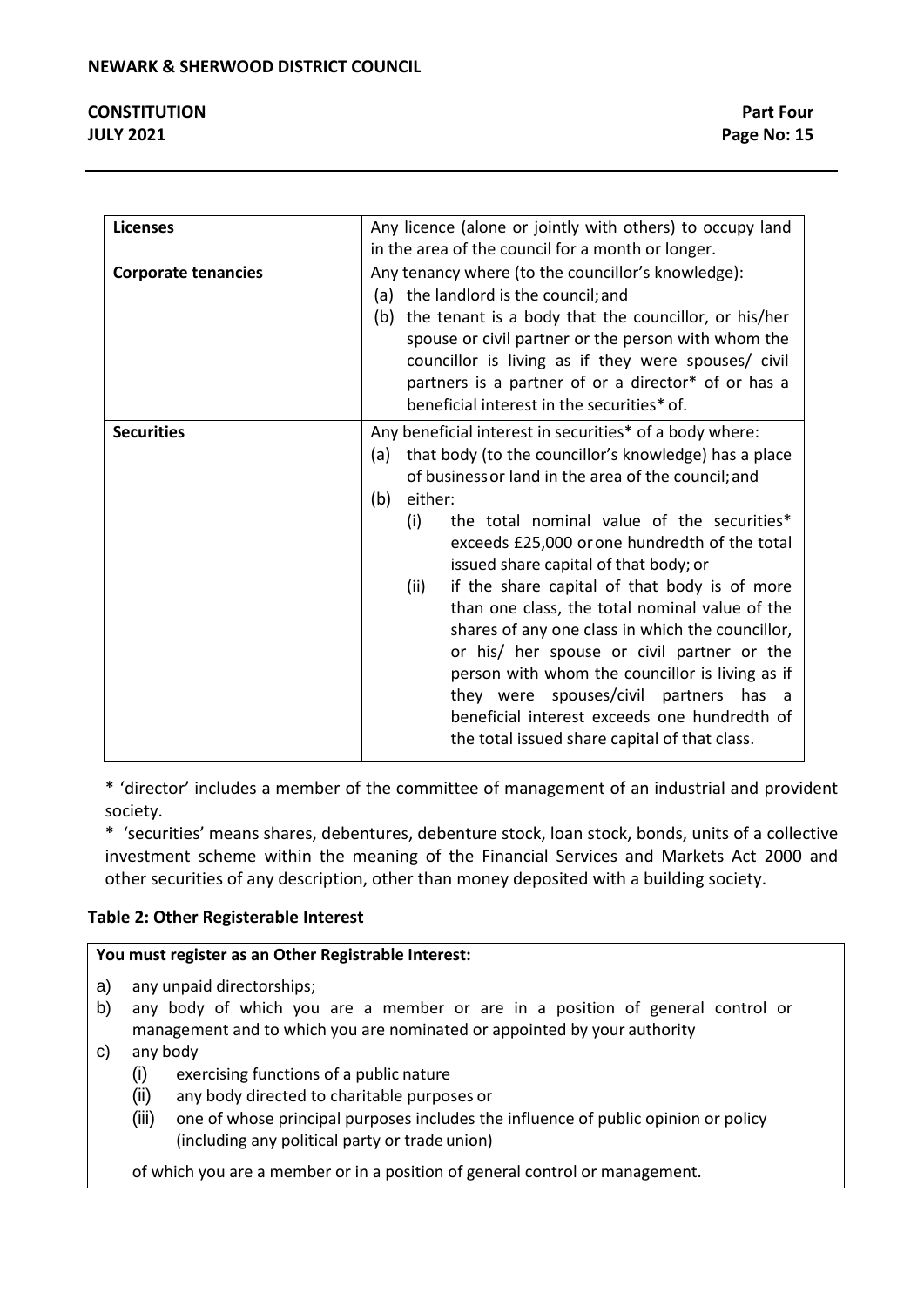| | |
|---|---|
| **Licenses** | Any licence (alone or jointly with others) to occupy land in the area of the council for a month or longer. |
| **Corporate tenancies** | Any tenancy where (to the councillor's knowledge): (a) the landlord is the council; and (b) the tenant is a body that the councillor, or his/her spouse or civil partner or the person with whom the councillor is living as if they were spouses/ civil partners is a partner of or a director* of or has a beneficial interest in the securities* of. |
| **Securities** | Any beneficial interest in securities* of a body where: (a) that body (to the councillor's knowledge) has a place of business or land in the area of the council; and (b) either: (i) the total nominal value of the securities* exceeds £25,000 or one hundredth of the total issued share capital of that body; or (ii) if the share capital of that body is of more than one class, the total nominal value of the shares of any one class in which the councillor, or his/ her spouse or civil partner or the person with whom the councillor is living as if they were spouses/civil partners has a beneficial interest exceeds one hundredth of the total issued share capital of that class. |

* 'director' includes a member of the committee of management of an industrial and provident society.

* 'securities' means shares, debentures, debenture stock, loan stock, bonds, units of a collective investment scheme within the meaning of the Financial Services and Markets Act 2000 and other securities of any description, other than money deposited with a building society.

**Table 2: Other Registerable Interest**

**You must register as an Other Registrable Interest:**

a) any unpaid directorships;
b) any body of which you are a member or are in a position of general control or management and to which you are nominated or appointed by your authority
c) any body
   (i) exercising functions of a public nature
   (ii) any body directed to charitable purposes or
   (iii) one of whose principal purposes includes the influence of public opinion or policy (including any political party or trade union)

   of which you are a member or in a position of general control or management.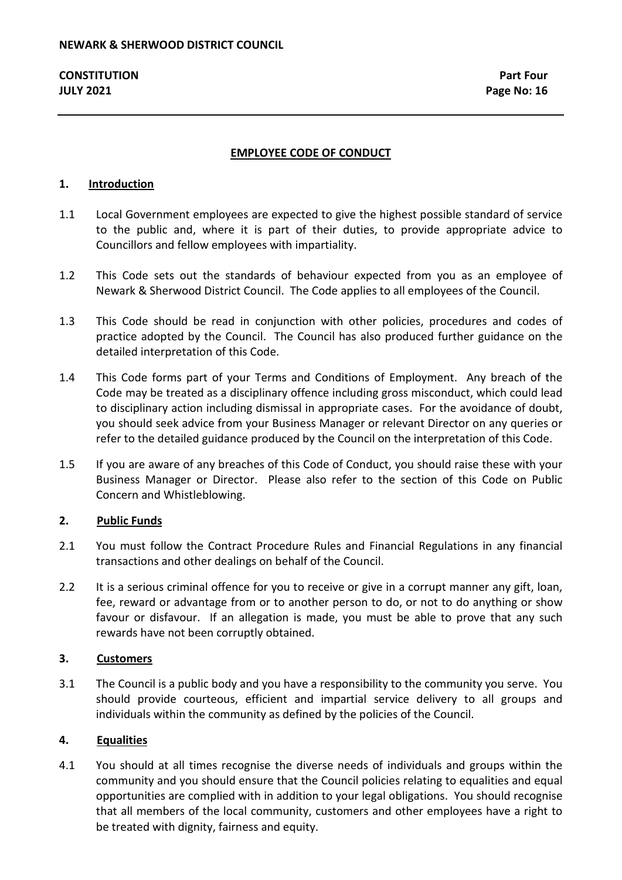# EMPLOYEE CODE OF CONDUCT

## 1. Introduction

1.1 Local Government employees are expected to give the highest possible standard of service to the public and, where it is part of their duties, to provide appropriate advice to Councillors and fellow employees with impartiality.

1.2 This Code sets out the standards of behaviour expected from you as an employee of Newark & Sherwood District Council. The Code applies to all employees of the Council.

1.3 This Code should be read in conjunction with other policies, procedures and codes of practice adopted by the Council. The Council has also produced further guidance on the detailed interpretation of this Code.

1.4 This Code forms part of your Terms and Conditions of Employment. Any breach of the Code may be treated as a disciplinary offence including gross misconduct, which could lead to disciplinary action including dismissal in appropriate cases. For the avoidance of doubt, you should seek advice from your Business Manager or relevant Director on any queries or refer to the detailed guidance produced by the Council on the interpretation of this Code.

1.5 If you are aware of any breaches of this Code of Conduct, you should raise these with your Business Manager or Director. Please also refer to the section of this Code on Public Concern and Whistleblowing.

## 2. Public Funds

2.1 You must follow the Contract Procedure Rules and Financial Regulations in any financial transactions and other dealings on behalf of the Council.

2.2 It is a serious criminal offence for you to receive or give in a corrupt manner any gift, loan, fee, reward or advantage from or to another person to do, or not to do anything or show favour or disfavour. If an allegation is made, you must be able to prove that any such rewards have not been corruptly obtained.

## 3. Customers

3.1 The Council is a public body and you have a responsibility to the community you serve. You should provide courteous, efficient and impartial service delivery to all groups and individuals within the community as defined by the policies of the Council.

## 4. Equalities

4.1 You should at all times recognise the diverse needs of individuals and groups within the community and you should ensure that the Council policies relating to equalities and equal opportunities are complied with in addition to your legal obligations. You should recognise that all members of the local community, customers and other employees have a right to be treated with dignity, fairness and equity.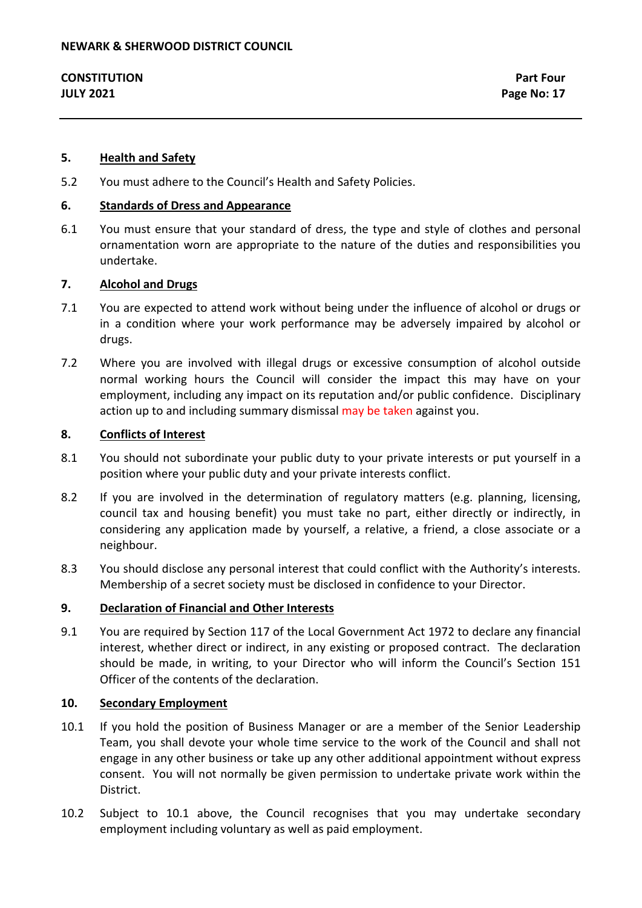## 5. Health and Safety

5.2 You must adhere to the Council's Health and Safety Policies.

## 6. Standards of Dress and Appearance

6.1 You must ensure that your standard of dress, the type and style of clothes and personal ornamentation worn are appropriate to the nature of the duties and responsibilities you undertake.

## 7. Alcohol and Drugs

7.1 You are expected to attend work without being under the influence of alcohol or drugs or in a condition where your work performance may be adversely impaired by alcohol or drugs.

7.2 Where you are involved with illegal drugs or excessive consumption of alcohol outside normal working hours the Council will consider the impact this may have on your employment, including any impact on its reputation and/or public confidence. Disciplinary action up to and including summary dismissal may be taken against you.

## 8. Conflicts of Interest

8.1 You should not subordinate your public duty to your private interests or put yourself in a position where your public duty and your private interests conflict.

8.2 If you are involved in the determination of regulatory matters (e.g. planning, licensing, council tax and housing benefit) you must take no part, either directly or indirectly, in considering any application made by yourself, a relative, a friend, a close associate or a neighbour.

8.3 You should disclose any personal interest that could conflict with the Authority's interests. Membership of a secret society must be disclosed in confidence to your Director.

## 9. Declaration of Financial and Other Interests

9.1 You are required by Section 117 of the Local Government Act 1972 to declare any financial interest, whether direct or indirect, in any existing or proposed contract. The declaration should be made, in writing, to your Director who will inform the Council's Section 151 Officer of the contents of the declaration.

## 10. Secondary Employment

10.1 If you hold the position of Business Manager or are a member of the Senior Leadership Team, you shall devote your whole time service to the work of the Council and shall not engage in any other business or take up any other additional appointment without express consent. You will not normally be given permission to undertake private work within the District.

10.2 Subject to 10.1 above, the Council recognises that you may undertake secondary employment including voluntary as well as paid employment.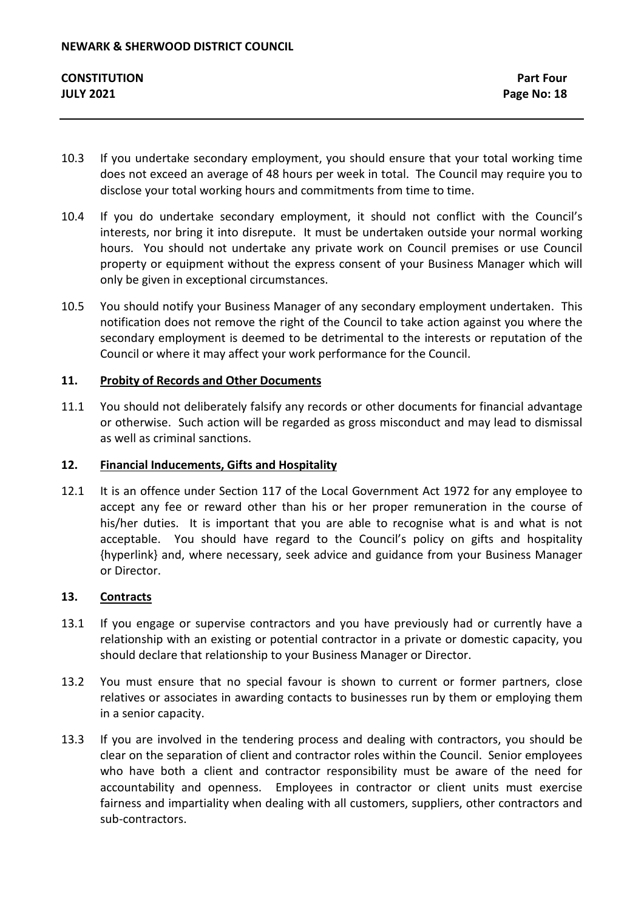10.3 If you undertake secondary employment, you should ensure that your total working time does not exceed an average of 48 hours per week in total. The Council may require you to disclose your total working hours and commitments from time to time.

10.4 If you do undertake secondary employment, it should not conflict with the Council's interests, nor bring it into disrepute. It must be undertaken outside your normal working hours. You should not undertake any private work on Council premises or use Council property or equipment without the express consent of your Business Manager which will only be given in exceptional circumstances.

10.5 You should notify your Business Manager of any secondary employment undertaken. This notification does not remove the right of the Council to take action against you where the secondary employment is deemed to be detrimental to the interests or reputation of the Council or where it may affect your work performance for the Council.

## 11. Probity of Records and Other Documents

11.1 You should not deliberately falsify any records or other documents for financial advantage or otherwise. Such action will be regarded as gross misconduct and may lead to dismissal as well as criminal sanctions.

## 12. Financial Inducements, Gifts and Hospitality

12.1 It is an offence under Section 117 of the Local Government Act 1972 for any employee to accept any fee or reward other than his or her proper remuneration in the course of his/her duties. It is important that you are able to recognise what is and what is not acceptable. You should have regard to the Council's policy on gifts and hospitality {hyperlink} and, where necessary, seek advice and guidance from your Business Manager or Director.

## 13. Contracts

13.1 If you engage or supervise contractors and you have previously had or currently have a relationship with an existing or potential contractor in a private or domestic capacity, you should declare that relationship to your Business Manager or Director.

13.2 You must ensure that no special favour is shown to current or former partners, close relatives or associates in awarding contacts to businesses run by them or employing them in a senior capacity.

13.3 If you are involved in the tendering process and dealing with contractors, you should be clear on the separation of client and contractor roles within the Council. Senior employees who have both a client and contractor responsibility must be aware of the need for accountability and openness. Employees in contractor or client units must exercise fairness and impartiality when dealing with all customers, suppliers, other contractors and sub-contractors.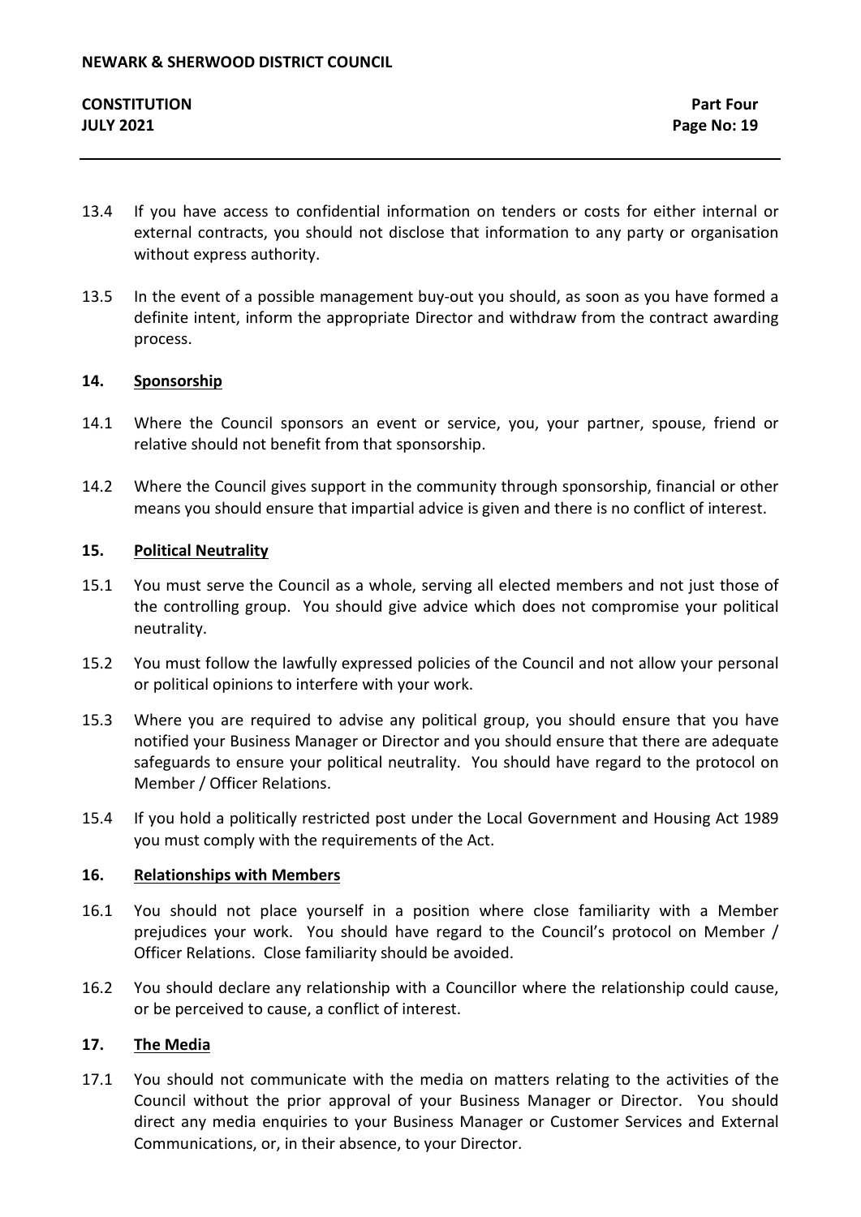13.4 If you have access to confidential information on tenders or costs for either internal or external contracts, you should not disclose that information to any party or organisation without express authority.

13.5 In the event of a possible management buy-out you should, as soon as you have formed a definite intent, inform the appropriate Director and withdraw from the contract awarding process.

## 14. Sponsorship

14.1 Where the Council sponsors an event or service, you, your partner, spouse, friend or relative should not benefit from that sponsorship.

14.2 Where the Council gives support in the community through sponsorship, financial or other means you should ensure that impartial advice is given and there is no conflict of interest.

## 15. Political Neutrality

15.1 You must serve the Council as a whole, serving all elected members and not just those of the controlling group. You should give advice which does not compromise your political neutrality.

15.2 You must follow the lawfully expressed policies of the Council and not allow your personal or political opinions to interfere with your work.

15.3 Where you are required to advise any political group, you should ensure that you have notified your Business Manager or Director and you should ensure that there are adequate safeguards to ensure your political neutrality. You should have regard to the protocol on Member / Officer Relations.

15.4 If you hold a politically restricted post under the Local Government and Housing Act 1989 you must comply with the requirements of the Act.

## 16. Relationships with Members

16.1 You should not place yourself in a position where close familiarity with a Member prejudices your work. You should have regard to the Council's protocol on Member / Officer Relations. Close familiarity should be avoided.

16.2 You should declare any relationship with a Councillor where the relationship could cause, or be perceived to cause, a conflict of interest.

## 17. The Media

17.1 You should not communicate with the media on matters relating to the activities of the Council without the prior approval of your Business Manager or Director. You should direct any media enquiries to your Business Manager or Customer Services and External Communications, or, in their absence, to your Director.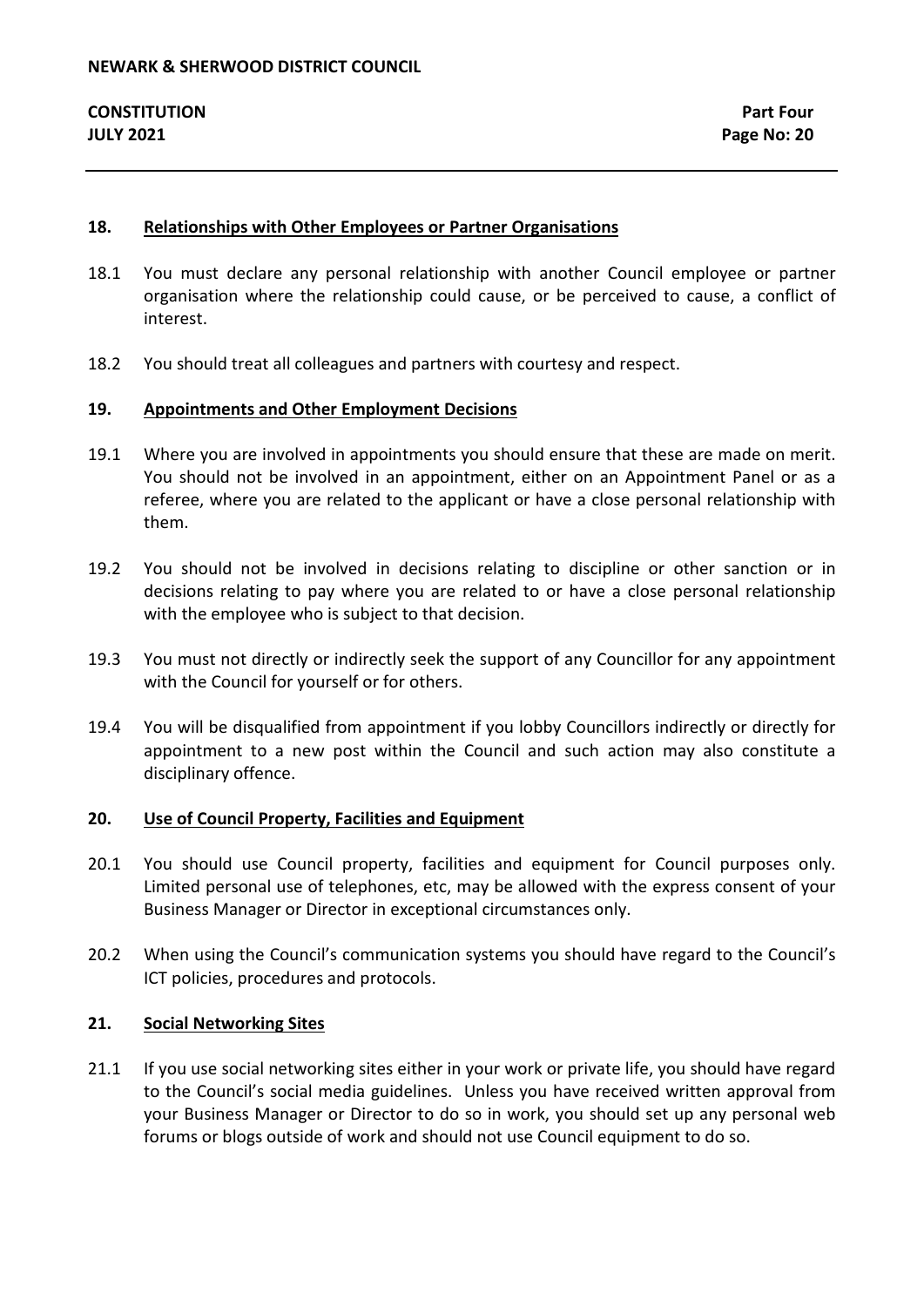## 18. Relationships with Other Employees or Partner Organisations

18.1 You must declare any personal relationship with another Council employee or partner organisation where the relationship could cause, or be perceived to cause, a conflict of interest.

18.2 You should treat all colleagues and partners with courtesy and respect.

## 19. Appointments and Other Employment Decisions

19.1 Where you are involved in appointments you should ensure that these are made on merit. You should not be involved in an appointment, either on an Appointment Panel or as a referee, where you are related to the applicant or have a close personal relationship with them.

19.2 You should not be involved in decisions relating to discipline or other sanction or in decisions relating to pay where you are related to or have a close personal relationship with the employee who is subject to that decision.

19.3 You must not directly or indirectly seek the support of any Councillor for any appointment with the Council for yourself or for others.

19.4 You will be disqualified from appointment if you lobby Councillors indirectly or directly for appointment to a new post within the Council and such action may also constitute a disciplinary offence.

## 20. Use of Council Property, Facilities and Equipment

20.1 You should use Council property, facilities and equipment for Council purposes only. Limited personal use of telephones, etc, may be allowed with the express consent of your Business Manager or Director in exceptional circumstances only.

20.2 When using the Council's communication systems you should have regard to the Council's ICT policies, procedures and protocols.

## 21. Social Networking Sites

21.1 If you use social networking sites either in your work or private life, you should have regard to the Council's social media guidelines. Unless you have received written approval from your Business Manager or Director to do so in work, you should set up any personal web forums or blogs outside of work and should not use Council equipment to do so.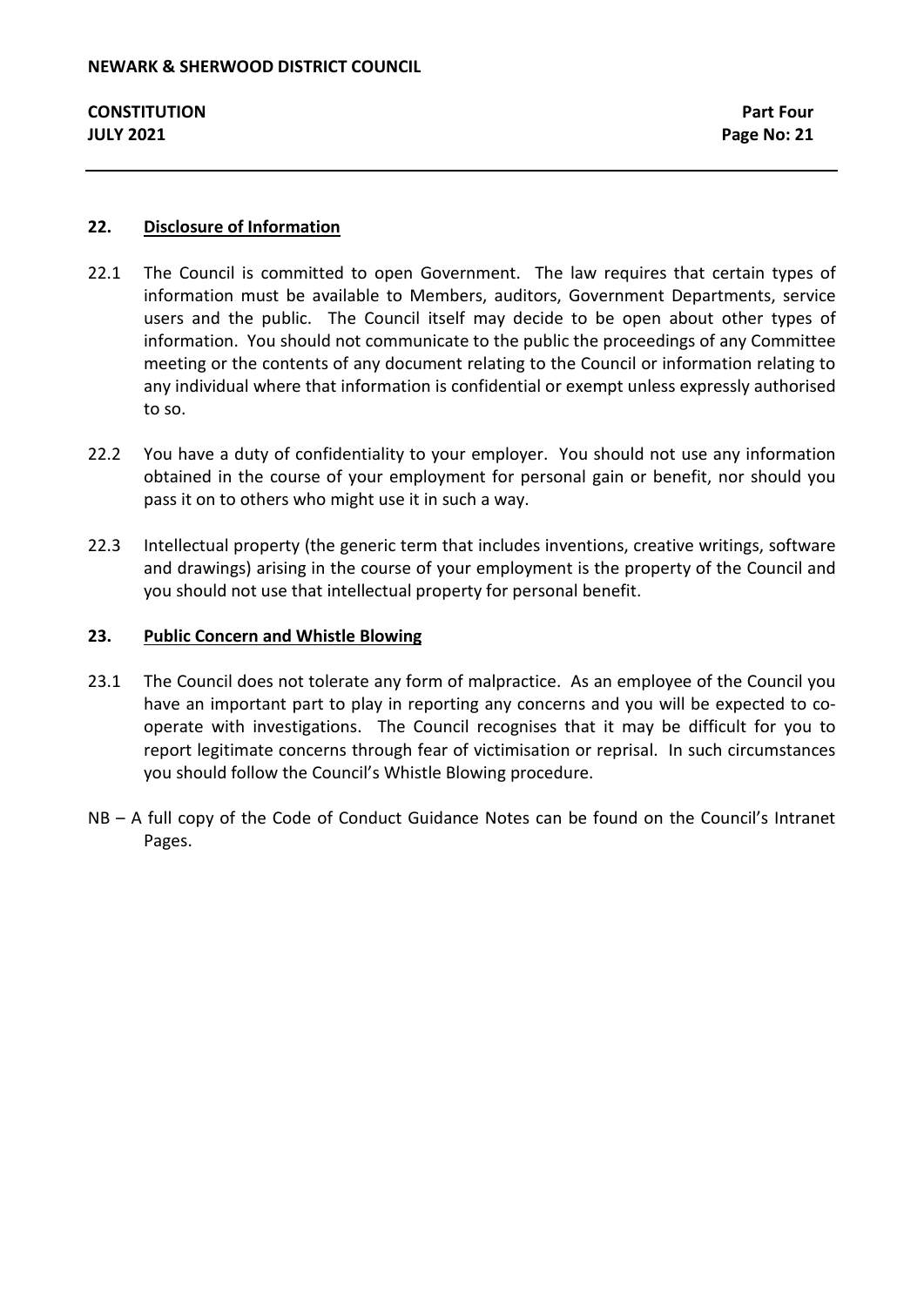## 22. Disclosure of Information

22.1 The Council is committed to open Government. The law requires that certain types of information must be available to Members, auditors, Government Departments, service users and the public. The Council itself may decide to be open about other types of information. You should not communicate to the public the proceedings of any Committee meeting or the contents of any document relating to the Council or information relating to any individual where that information is confidential or exempt unless expressly authorised to so.

22.2 You have a duty of confidentiality to your employer. You should not use any information obtained in the course of your employment for personal gain or benefit, nor should you pass it on to others who might use it in such a way.

22.3 Intellectual property (the generic term that includes inventions, creative writings, software and drawings) arising in the course of your employment is the property of the Council and you should not use that intellectual property for personal benefit.

## 23. Public Concern and Whistle Blowing

23.1 The Council does not tolerate any form of malpractice. As an employee of the Council you have an important part to play in reporting any concerns and you will be expected to co-operate with investigations. The Council recognises that it may be difficult for you to report legitimate concerns through fear of victimisation or reprisal. In such circumstances you should follow the Council's Whistle Blowing procedure.

NB – A full copy of the Code of Conduct Guidance Notes can be found on the Council's Intranet Pages.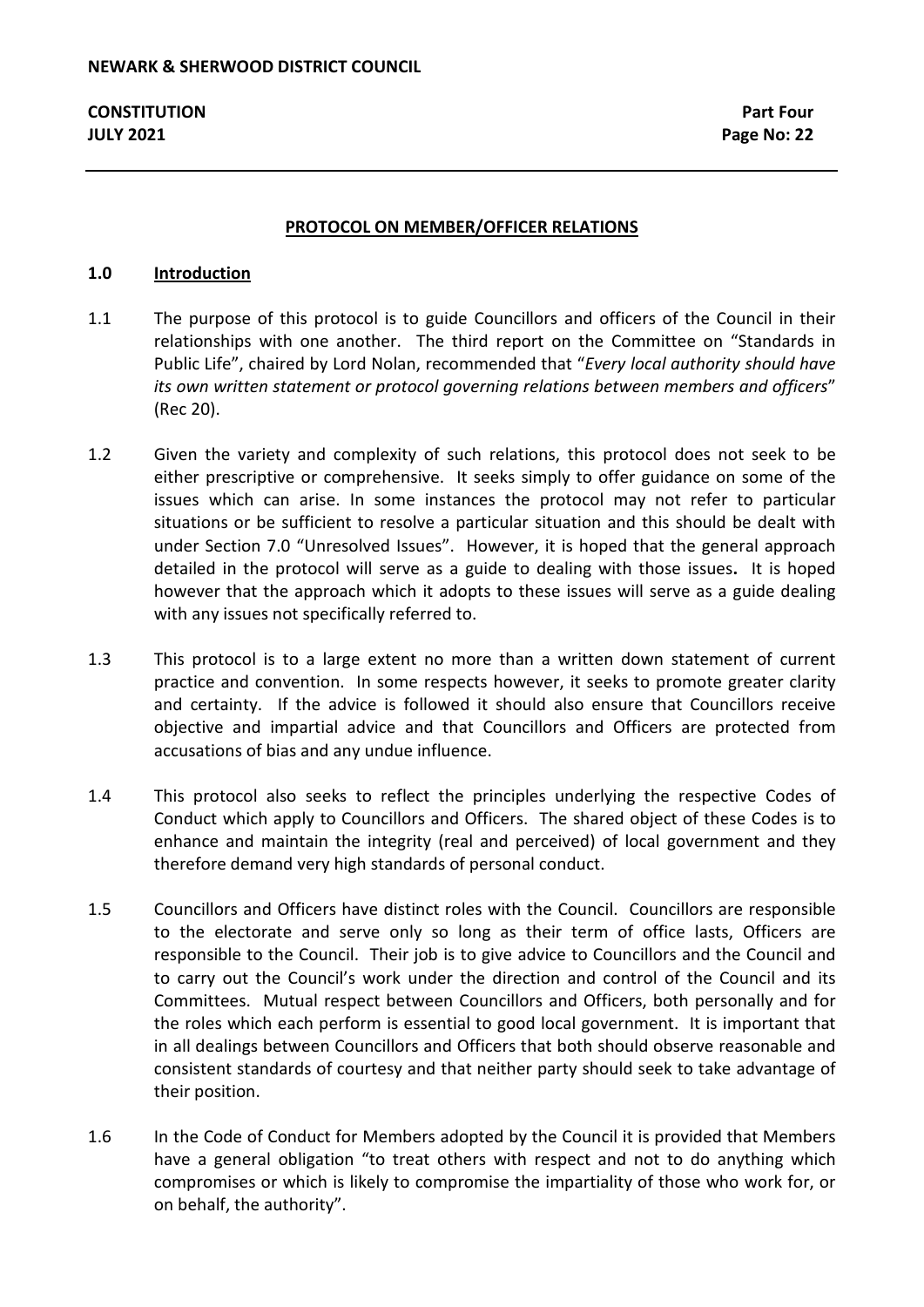## PROTOCOL ON MEMBER/OFFICER RELATIONS

### 1.0 Introduction

1.1 The purpose of this protocol is to guide Councillors and officers of the Council in their relationships with one another. The third report on the Committee on "Standards in Public Life", chaired by Lord Nolan, recommended that "*Every local authority should have its own written statement or protocol governing relations between members and officers*" (Rec 20).

1.2 Given the variety and complexity of such relations, this protocol does not seek to be either prescriptive or comprehensive. It seeks simply to offer guidance on some of the issues which can arise. In some instances the protocol may not refer to particular situations or be sufficient to resolve a particular situation and this should be dealt with under Section 7.0 "Unresolved Issues". However, it is hoped that the general approach detailed in the protocol will serve as a guide to dealing with those issues**.** It is hoped however that the approach which it adopts to these issues will serve as a guide dealing with any issues not specifically referred to.

1.3 This protocol is to a large extent no more than a written down statement of current practice and convention. In some respects however, it seeks to promote greater clarity and certainty. If the advice is followed it should also ensure that Councillors receive objective and impartial advice and that Councillors and Officers are protected from accusations of bias and any undue influence.

1.4 This protocol also seeks to reflect the principles underlying the respective Codes of Conduct which apply to Councillors and Officers. The shared object of these Codes is to enhance and maintain the integrity (real and perceived) of local government and they therefore demand very high standards of personal conduct.

1.5 Councillors and Officers have distinct roles with the Council. Councillors are responsible to the electorate and serve only so long as their term of office lasts, Officers are responsible to the Council. Their job is to give advice to Councillors and the Council and to carry out the Council's work under the direction and control of the Council and its Committees. Mutual respect between Councillors and Officers, both personally and for the roles which each perform is essential to good local government. It is important that in all dealings between Councillors and Officers that both should observe reasonable and consistent standards of courtesy and that neither party should seek to take advantage of their position.

1.6 In the Code of Conduct for Members adopted by the Council it is provided that Members have a general obligation "to treat others with respect and not to do anything which compromises or which is likely to compromise the impartiality of those who work for, or on behalf, the authority".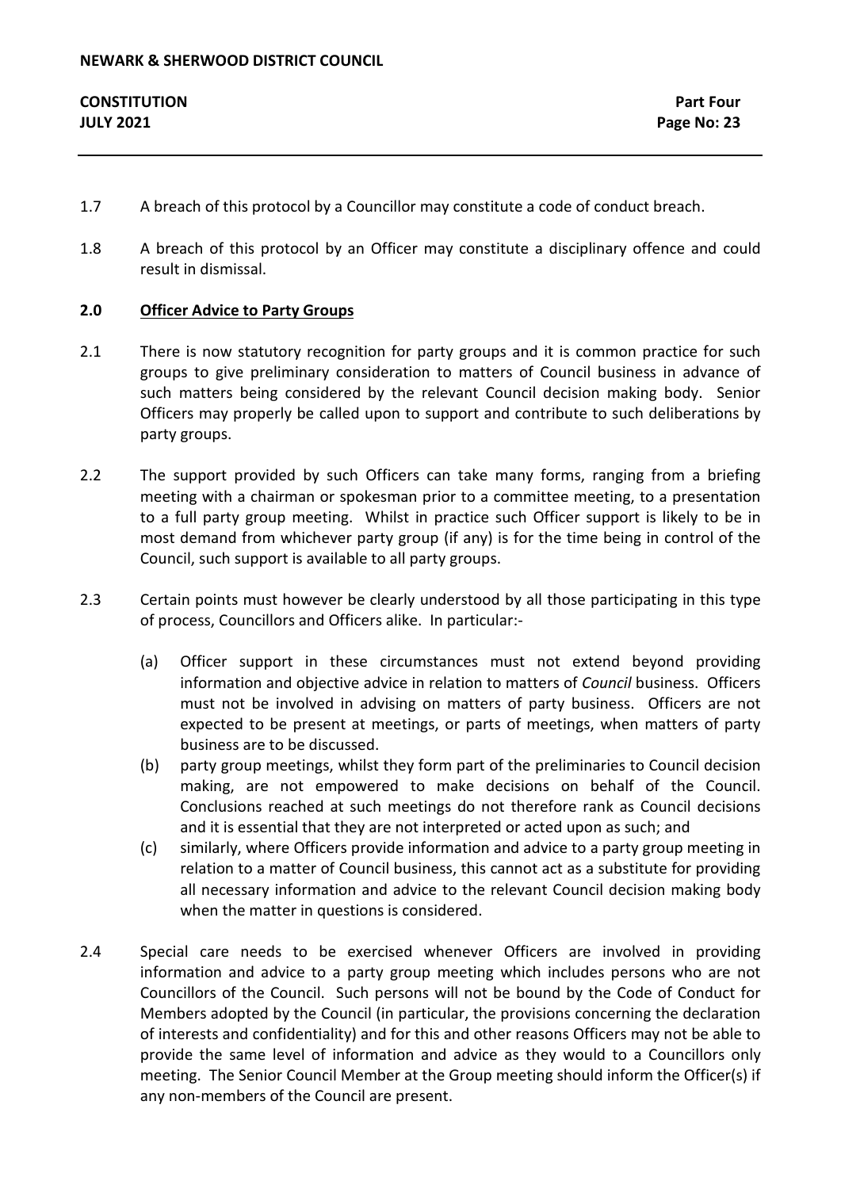1.7 A breach of this protocol by a Councillor may constitute a code of conduct breach.

1.8 A breach of this protocol by an Officer may constitute a disciplinary offence and could result in dismissal.

## 2.0 Officer Advice to Party Groups

2.1 There is now statutory recognition for party groups and it is common practice for such groups to give preliminary consideration to matters of Council business in advance of such matters being considered by the relevant Council decision making body. Senior Officers may properly be called upon to support and contribute to such deliberations by party groups.

2.2 The support provided by such Officers can take many forms, ranging from a briefing meeting with a chairman or spokesman prior to a committee meeting, to a presentation to a full party group meeting. Whilst in practice such Officer support is likely to be in most demand from whichever party group (if any) is for the time being in control of the Council, such support is available to all party groups.

2.3 Certain points must however be clearly understood by all those participating in this type of process, Councillors and Officers alike. In particular:-

(a) Officer support in these circumstances must not extend beyond providing information and objective advice in relation to matters of *Council* business. Officers must not be involved in advising on matters of party business. Officers are not expected to be present at meetings, or parts of meetings, when matters of party business are to be discussed.

(b) party group meetings, whilst they form part of the preliminaries to Council decision making, are not empowered to make decisions on behalf of the Council. Conclusions reached at such meetings do not therefore rank as Council decisions and it is essential that they are not interpreted or acted upon as such; and

(c) similarly, where Officers provide information and advice to a party group meeting in relation to a matter of Council business, this cannot act as a substitute for providing all necessary information and advice to the relevant Council decision making body when the matter in questions is considered.

2.4 Special care needs to be exercised whenever Officers are involved in providing information and advice to a party group meeting which includes persons who are not Councillors of the Council. Such persons will not be bound by the Code of Conduct for Members adopted by the Council (in particular, the provisions concerning the declaration of interests and confidentiality) and for this and other reasons Officers may not be able to provide the same level of information and advice as they would to a Councillors only meeting. The Senior Council Member at the Group meeting should inform the Officer(s) if any non-members of the Council are present.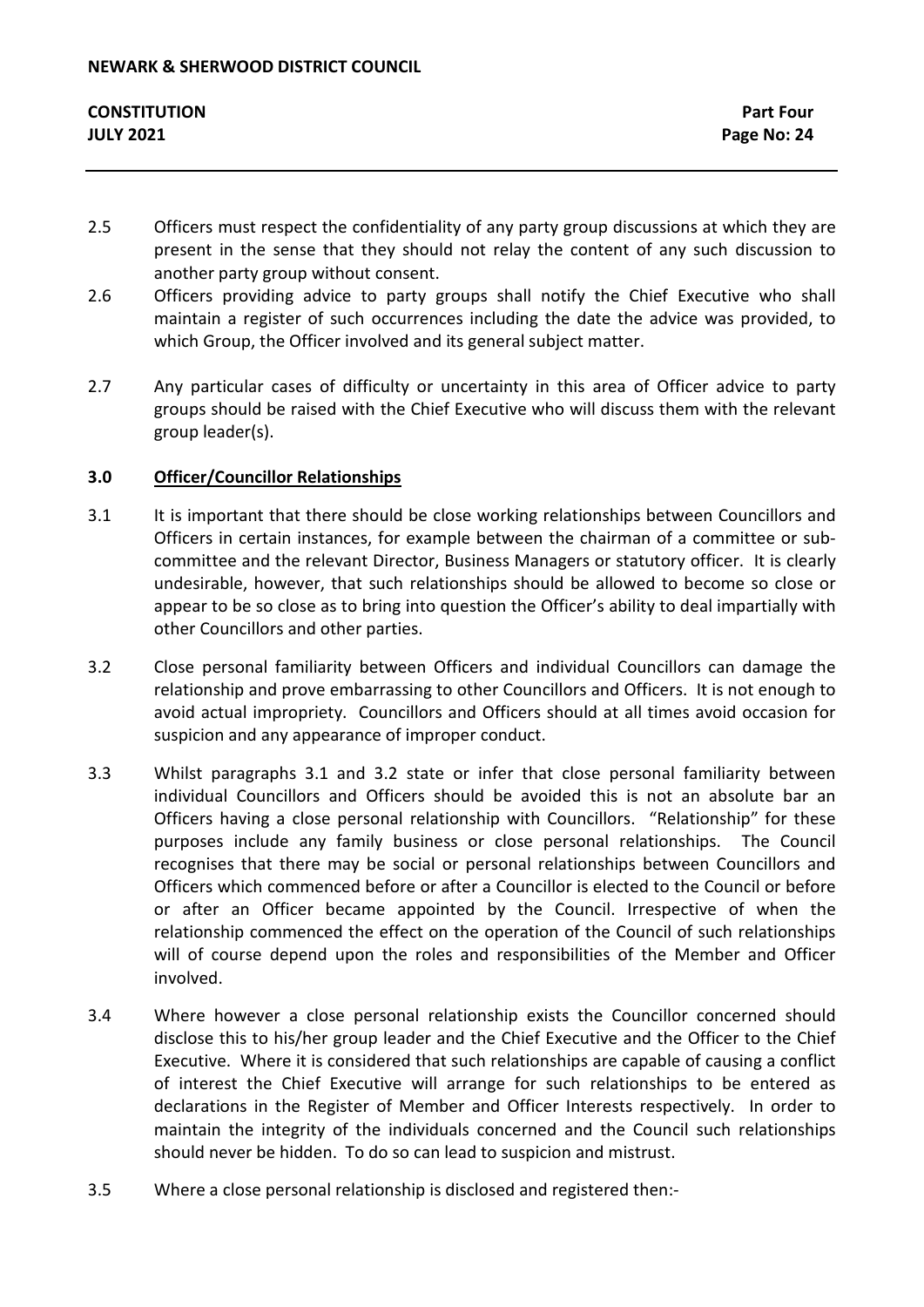2.5 Officers must respect the confidentiality of any party group discussions at which they are present in the sense that they should not relay the content of any such discussion to another party group without consent.

2.6 Officers providing advice to party groups shall notify the Chief Executive who shall maintain a register of such occurrences including the date the advice was provided, to which Group, the Officer involved and its general subject matter.

2.7 Any particular cases of difficulty or uncertainty in this area of Officer advice to party groups should be raised with the Chief Executive who will discuss them with the relevant group leader(s).

### 3.0 Officer/Councillor Relationships

3.1 It is important that there should be close working relationships between Councillors and Officers in certain instances, for example between the chairman of a committee or sub-committee and the relevant Director, Business Managers or statutory officer. It is clearly undesirable, however, that such relationships should be allowed to become so close or appear to be so close as to bring into question the Officer's ability to deal impartially with other Councillors and other parties.

3.2 Close personal familiarity between Officers and individual Councillors can damage the relationship and prove embarrassing to other Councillors and Officers. It is not enough to avoid actual impropriety. Councillors and Officers should at all times avoid occasion for suspicion and any appearance of improper conduct.

3.3 Whilst paragraphs 3.1 and 3.2 state or infer that close personal familiarity between individual Councillors and Officers should be avoided this is not an absolute bar an Officers having a close personal relationship with Councillors. "Relationship" for these purposes include any family business or close personal relationships. The Council recognises that there may be social or personal relationships between Councillors and Officers which commenced before or after a Councillor is elected to the Council or before or after an Officer became appointed by the Council. Irrespective of when the relationship commenced the effect on the operation of the Council of such relationships will of course depend upon the roles and responsibilities of the Member and Officer involved.

3.4 Where however a close personal relationship exists the Councillor concerned should disclose this to his/her group leader and the Chief Executive and the Officer to the Chief Executive. Where it is considered that such relationships are capable of causing a conflict of interest the Chief Executive will arrange for such relationships to be entered as declarations in the Register of Member and Officer Interests respectively. In order to maintain the integrity of the individuals concerned and the Council such relationships should never be hidden. To do so can lead to suspicion and mistrust.

3.5 Where a close personal relationship is disclosed and registered then:-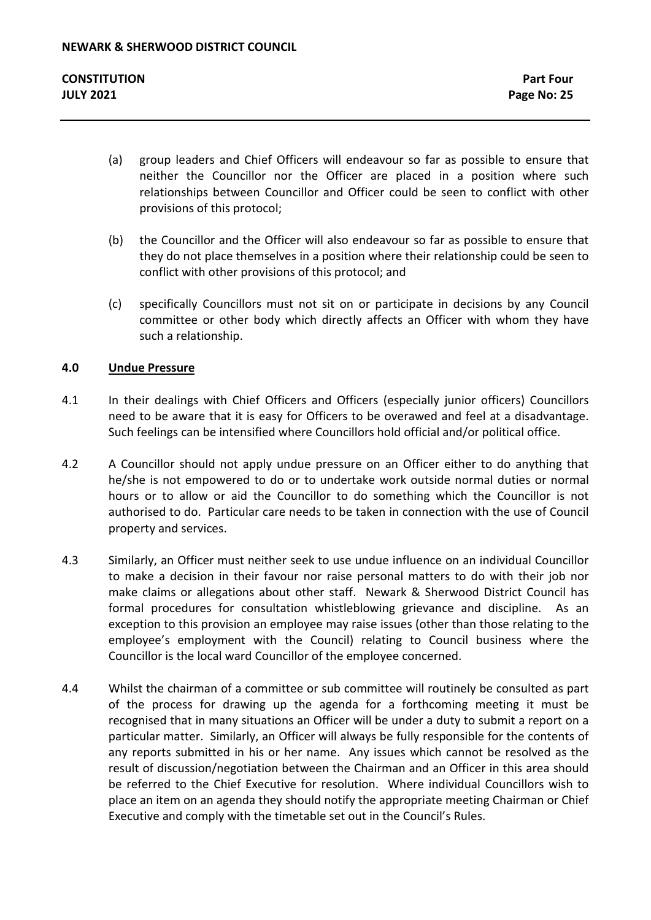(a) group leaders and Chief Officers will endeavour so far as possible to ensure that neither the Councillor nor the Officer are placed in a position where such relationships between Councillor and Officer could be seen to conflict with other provisions of this protocol;

(b) the Councillor and the Officer will also endeavour so far as possible to ensure that they do not place themselves in a position where their relationship could be seen to conflict with other provisions of this protocol; and

(c) specifically Councillors must not sit on or participate in decisions by any Council committee or other body which directly affects an Officer with whom they have such a relationship.

## 4.0 Undue Pressure

4.1 In their dealings with Chief Officers and Officers (especially junior officers) Councillors need to be aware that it is easy for Officers to be overawed and feel at a disadvantage. Such feelings can be intensified where Councillors hold official and/or political office.

4.2 A Councillor should not apply undue pressure on an Officer either to do anything that he/she is not empowered to do or to undertake work outside normal duties or normal hours or to allow or aid the Councillor to do something which the Councillor is not authorised to do. Particular care needs to be taken in connection with the use of Council property and services.

4.3 Similarly, an Officer must neither seek to use undue influence on an individual Councillor to make a decision in their favour nor raise personal matters to do with their job nor make claims or allegations about other staff. Newark & Sherwood District Council has formal procedures for consultation whistleblowing grievance and discipline. As an exception to this provision an employee may raise issues (other than those relating to the employee's employment with the Council) relating to Council business where the Councillor is the local ward Councillor of the employee concerned.

4.4 Whilst the chairman of a committee or sub committee will routinely be consulted as part of the process for drawing up the agenda for a forthcoming meeting it must be recognised that in many situations an Officer will be under a duty to submit a report on a particular matter. Similarly, an Officer will always be fully responsible for the contents of any reports submitted in his or her name. Any issues which cannot be resolved as the result of discussion/negotiation between the Chairman and an Officer in this area should be referred to the Chief Executive for resolution. Where individual Councillors wish to place an item on an agenda they should notify the appropriate meeting Chairman or Chief Executive and comply with the timetable set out in the Council's Rules.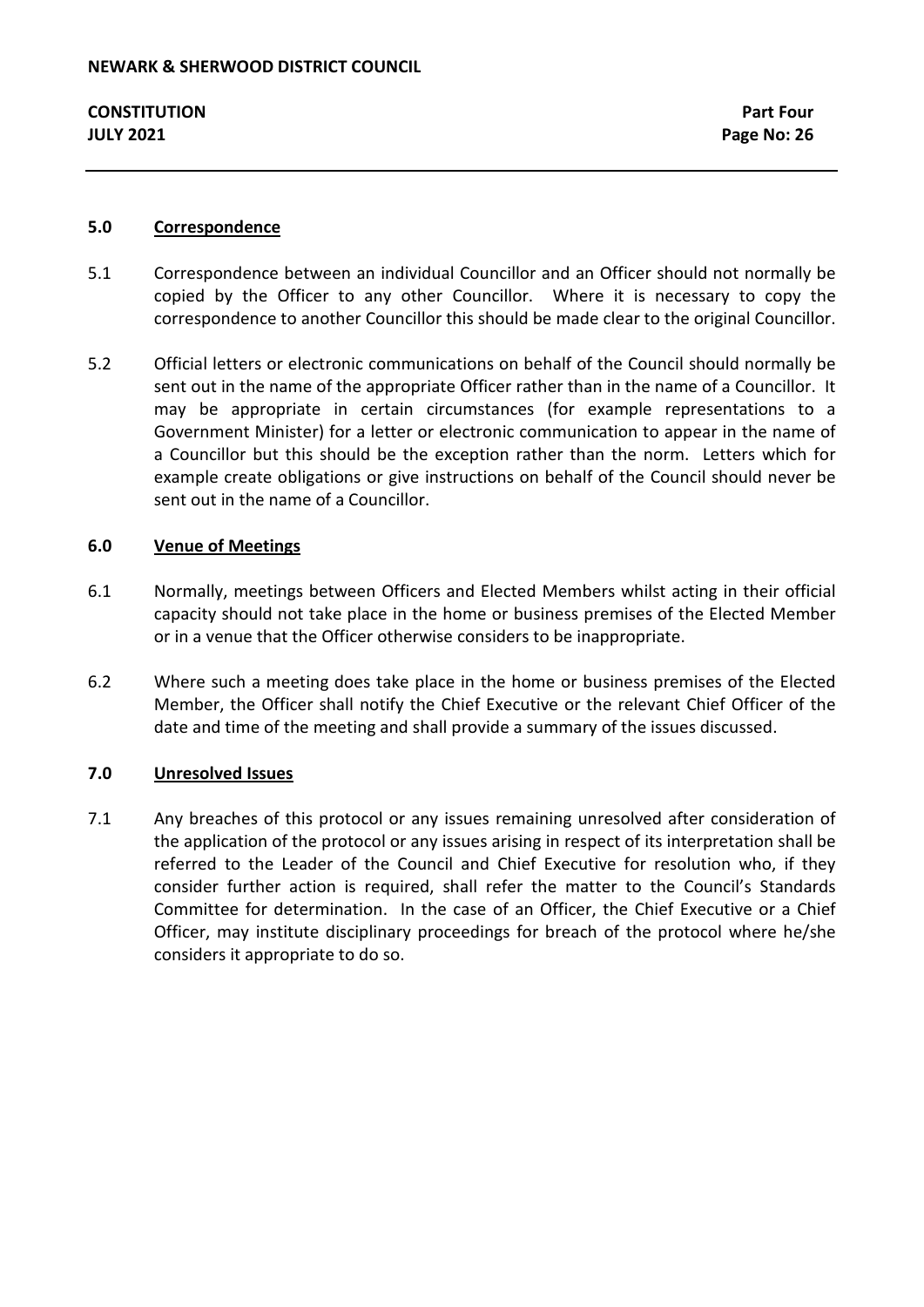## 5.0 Correspondence

5.1 Correspondence between an individual Councillor and an Officer should not normally be copied by the Officer to any other Councillor. Where it is necessary to copy the correspondence to another Councillor this should be made clear to the original Councillor.

5.2 Official letters or electronic communications on behalf of the Council should normally be sent out in the name of the appropriate Officer rather than in the name of a Councillor. It may be appropriate in certain circumstances (for example representations to a Government Minister) for a letter or electronic communication to appear in the name of a Councillor but this should be the exception rather than the norm. Letters which for example create obligations or give instructions on behalf of the Council should never be sent out in the name of a Councillor.

## 6.0 Venue of Meetings

6.1 Normally, meetings between Officers and Elected Members whilst acting in their official capacity should not take place in the home or business premises of the Elected Member or in a venue that the Officer otherwise considers to be inappropriate.

6.2 Where such a meeting does take place in the home or business premises of the Elected Member, the Officer shall notify the Chief Executive or the relevant Chief Officer of the date and time of the meeting and shall provide a summary of the issues discussed.

## 7.0 Unresolved Issues

7.1 Any breaches of this protocol or any issues remaining unresolved after consideration of the application of the protocol or any issues arising in respect of its interpretation shall be referred to the Leader of the Council and Chief Executive for resolution who, if they consider further action is required, shall refer the matter to the Council's Standards Committee for determination. In the case of an Officer, the Chief Executive or a Chief Officer, may institute disciplinary proceedings for breach of the protocol where he/she considers it appropriate to do so.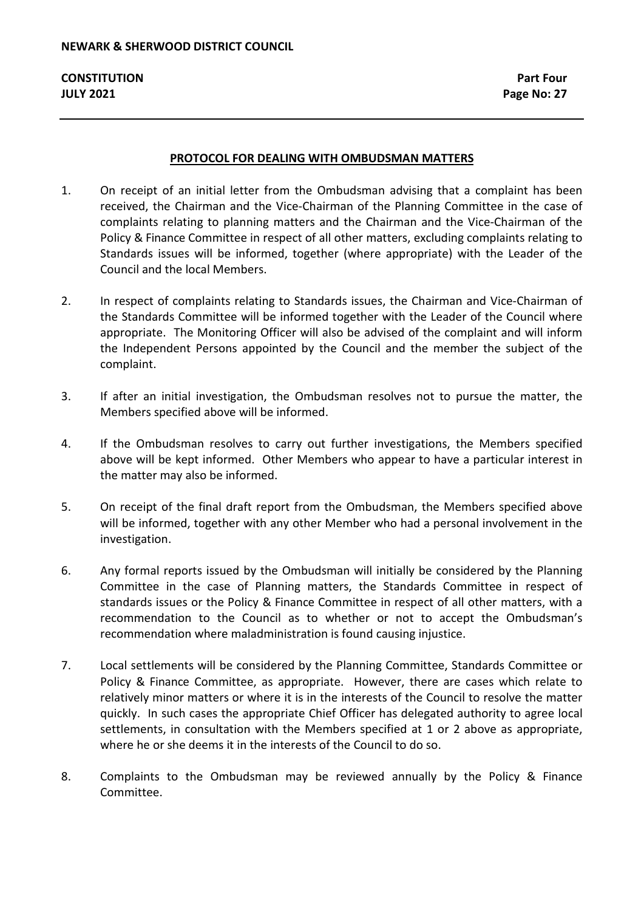## PROTOCOL FOR DEALING WITH OMBUDSMAN MATTERS

1. On receipt of an initial letter from the Ombudsman advising that a complaint has been received, the Chairman and the Vice-Chairman of the Planning Committee in the case of complaints relating to planning matters and the Chairman and the Vice-Chairman of the Policy & Finance Committee in respect of all other matters, excluding complaints relating to Standards issues will be informed, together (where appropriate) with the Leader of the Council and the local Members.

2. In respect of complaints relating to Standards issues, the Chairman and Vice-Chairman of the Standards Committee will be informed together with the Leader of the Council where appropriate. The Monitoring Officer will also be advised of the complaint and will inform the Independent Persons appointed by the Council and the member the subject of the complaint.

3. If after an initial investigation, the Ombudsman resolves not to pursue the matter, the Members specified above will be informed.

4. If the Ombudsman resolves to carry out further investigations, the Members specified above will be kept informed. Other Members who appear to have a particular interest in the matter may also be informed.

5. On receipt of the final draft report from the Ombudsman, the Members specified above will be informed, together with any other Member who had a personal involvement in the investigation.

6. Any formal reports issued by the Ombudsman will initially be considered by the Planning Committee in the case of Planning matters, the Standards Committee in respect of standards issues or the Policy & Finance Committee in respect of all other matters, with a recommendation to the Council as to whether or not to accept the Ombudsman's recommendation where maladministration is found causing injustice.

7. Local settlements will be considered by the Planning Committee, Standards Committee or Policy & Finance Committee, as appropriate. However, there are cases which relate to relatively minor matters or where it is in the interests of the Council to resolve the matter quickly. In such cases the appropriate Chief Officer has delegated authority to agree local settlements, in consultation with the Members specified at 1 or 2 above as appropriate, where he or she deems it in the interests of the Council to do so.

8. Complaints to the Ombudsman may be reviewed annually by the Policy & Finance Committee.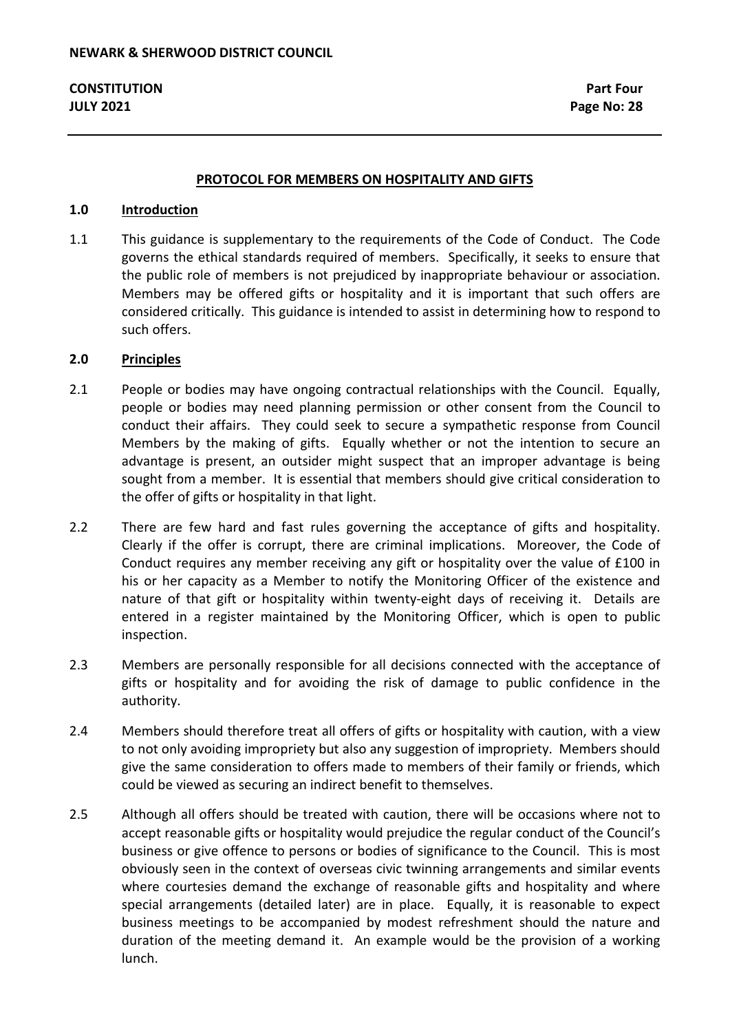## PROTOCOL FOR MEMBERS ON HOSPITALITY AND GIFTS

### 1.0 Introduction

1.1 This guidance is supplementary to the requirements of the Code of Conduct. The Code governs the ethical standards required of members. Specifically, it seeks to ensure that the public role of members is not prejudiced by inappropriate behaviour or association. Members may be offered gifts or hospitality and it is important that such offers are considered critically. This guidance is intended to assist in determining how to respond to such offers.

### 2.0 Principles

2.1 People or bodies may have ongoing contractual relationships with the Council. Equally, people or bodies may need planning permission or other consent from the Council to conduct their affairs. They could seek to secure a sympathetic response from Council Members by the making of gifts. Equally whether or not the intention to secure an advantage is present, an outsider might suspect that an improper advantage is being sought from a member. It is essential that members should give critical consideration to the offer of gifts or hospitality in that light.

2.2 There are few hard and fast rules governing the acceptance of gifts and hospitality. Clearly if the offer is corrupt, there are criminal implications. Moreover, the Code of Conduct requires any member receiving any gift or hospitality over the value of £100 in his or her capacity as a Member to notify the Monitoring Officer of the existence and nature of that gift or hospitality within twenty-eight days of receiving it. Details are entered in a register maintained by the Monitoring Officer, which is open to public inspection.

2.3 Members are personally responsible for all decisions connected with the acceptance of gifts or hospitality and for avoiding the risk of damage to public confidence in the authority.

2.4 Members should therefore treat all offers of gifts or hospitality with caution, with a view to not only avoiding impropriety but also any suggestion of impropriety. Members should give the same consideration to offers made to members of their family or friends, which could be viewed as securing an indirect benefit to themselves.

2.5 Although all offers should be treated with caution, there will be occasions where not to accept reasonable gifts or hospitality would prejudice the regular conduct of the Council's business or give offence to persons or bodies of significance to the Council. This is most obviously seen in the context of overseas civic twinning arrangements and similar events where courtesies demand the exchange of reasonable gifts and hospitality and where special arrangements (detailed later) are in place. Equally, it is reasonable to expect business meetings to be accompanied by modest refreshment should the nature and duration of the meeting demand it. An example would be the provision of a working lunch.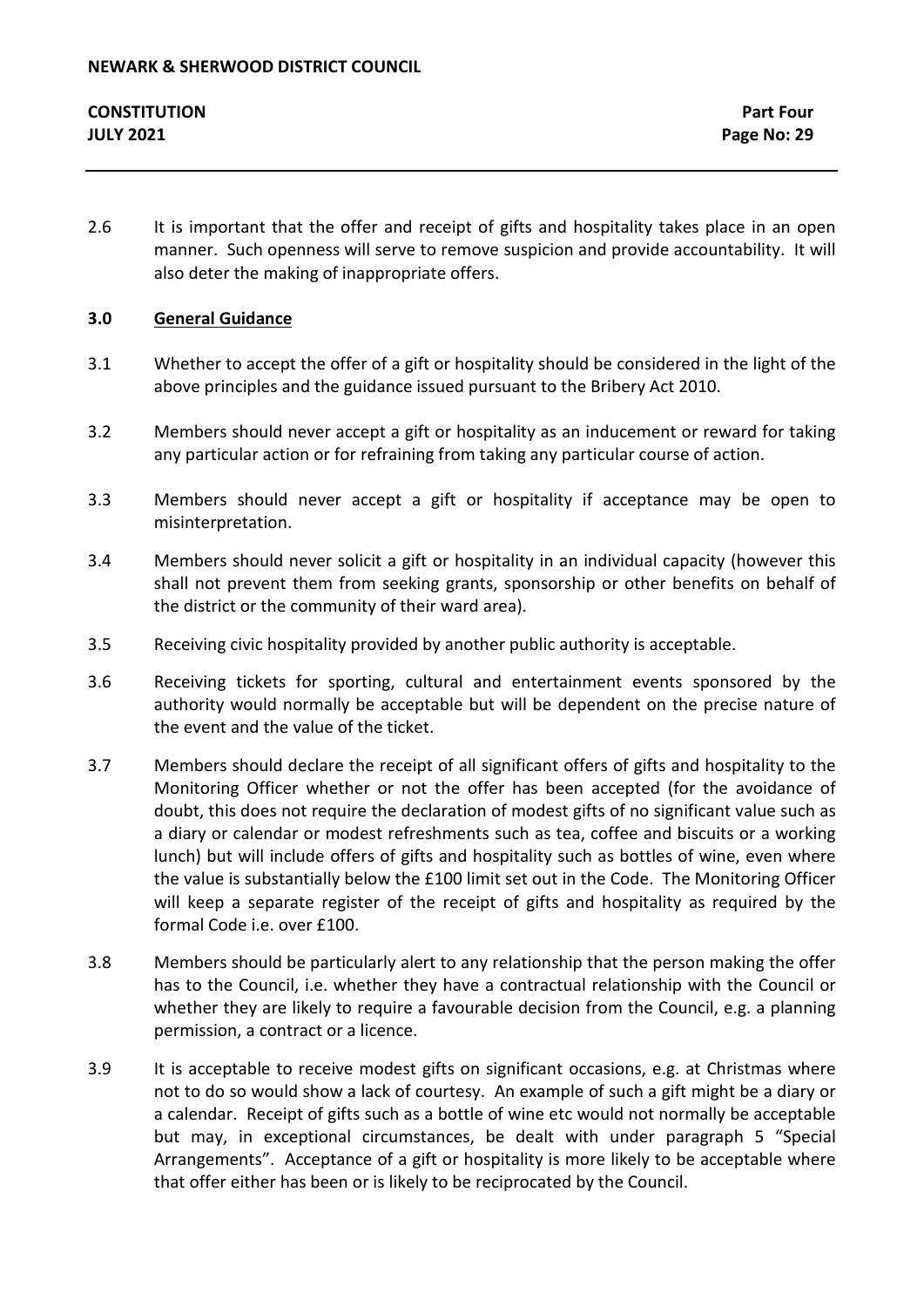2.6 It is important that the offer and receipt of gifts and hospitality takes place in an open manner. Such openness will serve to remove suspicion and provide accountability. It will also deter the making of inappropriate offers.

**3.0 <u>General Guidance</u>**

3.1 Whether to accept the offer of a gift or hospitality should be considered in the light of the above principles and the guidance issued pursuant to the Bribery Act 2010.

3.2 Members should never accept a gift or hospitality as an inducement or reward for taking any particular action or for refraining from taking any particular course of action.

3.3 Members should never accept a gift or hospitality if acceptance may be open to misinterpretation.

3.4 Members should never solicit a gift or hospitality in an individual capacity (however this shall not prevent them from seeking grants, sponsorship or other benefits on behalf of the district or the community of their ward area).

3.5 Receiving civic hospitality provided by another public authority is acceptable.

3.6 Receiving tickets for sporting, cultural and entertainment events sponsored by the authority would normally be acceptable but will be dependent on the precise nature of the event and the value of the ticket.

3.7 Members should declare the receipt of all significant offers of gifts and hospitality to the Monitoring Officer whether or not the offer has been accepted (for the avoidance of doubt, this does not require the declaration of modest gifts of no significant value such as a diary or calendar or modest refreshments such as tea, coffee and biscuits or a working lunch) but will include offers of gifts and hospitality such as bottles of wine, even where the value is substantially below the £100 limit set out in the Code. The Monitoring Officer will keep a separate register of the receipt of gifts and hospitality as required by the formal Code i.e. over £100.

3.8 Members should be particularly alert to any relationship that the person making the offer has to the Council, i.e. whether they have a contractual relationship with the Council or whether they are likely to require a favourable decision from the Council, e.g. a planning permission, a contract or a licence.

3.9 It is acceptable to receive modest gifts on significant occasions, e.g. at Christmas where not to do so would show a lack of courtesy. An example of such a gift might be a diary or a calendar. Receipt of gifts such as a bottle of wine etc would not normally be acceptable but may, in exceptional circumstances, be dealt with under paragraph 5 "Special Arrangements". Acceptance of a gift or hospitality is more likely to be acceptable where that offer either has been or is likely to be reciprocated by the Council.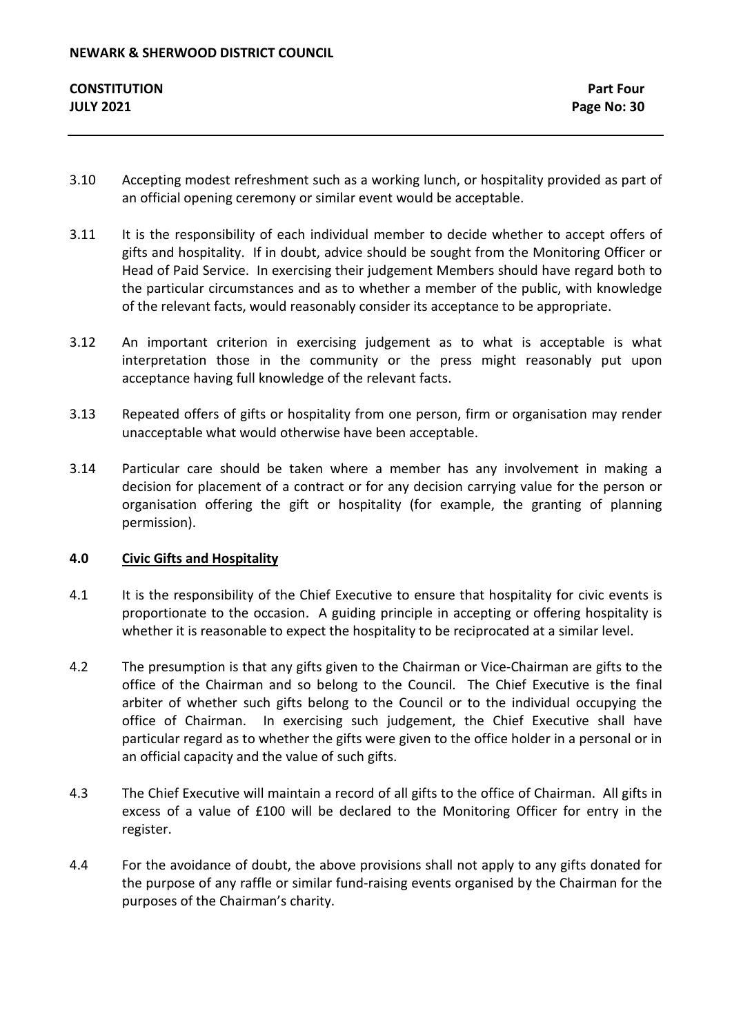3.10 Accepting modest refreshment such as a working lunch, or hospitality provided as part of an official opening ceremony or similar event would be acceptable.

3.11 It is the responsibility of each individual member to decide whether to accept offers of gifts and hospitality. If in doubt, advice should be sought from the Monitoring Officer or Head of Paid Service. In exercising their judgement Members should have regard both to the particular circumstances and as to whether a member of the public, with knowledge of the relevant facts, would reasonably consider its acceptance to be appropriate.

3.12 An important criterion in exercising judgement as to what is acceptable is what interpretation those in the community or the press might reasonably put upon acceptance having full knowledge of the relevant facts.

3.13 Repeated offers of gifts or hospitality from one person, firm or organisation may render unacceptable what would otherwise have been acceptable.

3.14 Particular care should be taken where a member has any involvement in making a decision for placement of a contract or for any decision carrying value for the person or organisation offering the gift or hospitality (for example, the granting of planning permission).

## 4.0 Civic Gifts and Hospitality

4.1 It is the responsibility of the Chief Executive to ensure that hospitality for civic events is proportionate to the occasion. A guiding principle in accepting or offering hospitality is whether it is reasonable to expect the hospitality to be reciprocated at a similar level.

4.2 The presumption is that any gifts given to the Chairman or Vice-Chairman are gifts to the office of the Chairman and so belong to the Council. The Chief Executive is the final arbiter of whether such gifts belong to the Council or to the individual occupying the office of Chairman. In exercising such judgement, the Chief Executive shall have particular regard as to whether the gifts were given to the office holder in a personal or in an official capacity and the value of such gifts.

4.3 The Chief Executive will maintain a record of all gifts to the office of Chairman. All gifts in excess of a value of £100 will be declared to the Monitoring Officer for entry in the register.

4.4 For the avoidance of doubt, the above provisions shall not apply to any gifts donated for the purpose of any raffle or similar fund-raising events organised by the Chairman for the purposes of the Chairman's charity.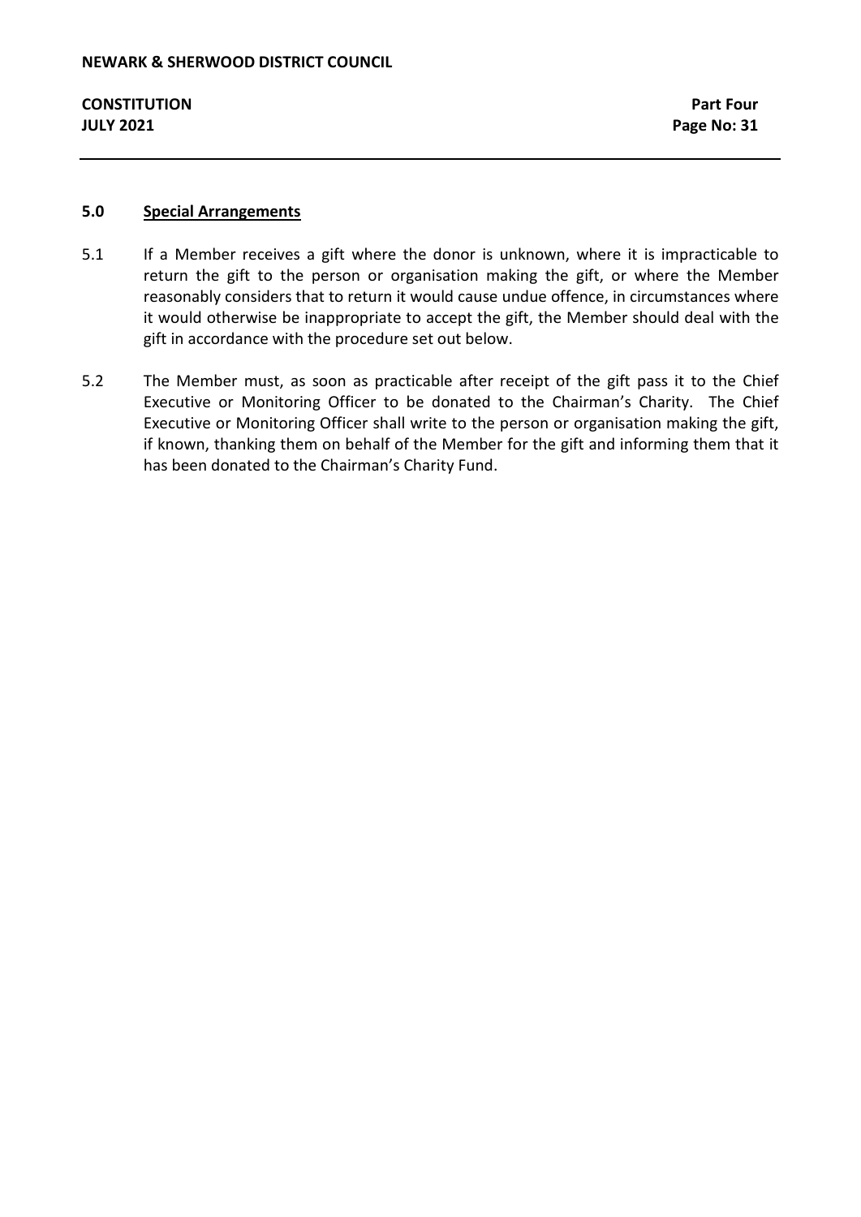## 5.0 Special Arrangements

5.1 If a Member receives a gift where the donor is unknown, where it is impracticable to return the gift to the person or organisation making the gift, or where the Member reasonably considers that to return it would cause undue offence, in circumstances where it would otherwise be inappropriate to accept the gift, the Member should deal with the gift in accordance with the procedure set out below.

5.2 The Member must, as soon as practicable after receipt of the gift pass it to the Chief Executive or Monitoring Officer to be donated to the Chairman's Charity. The Chief Executive or Monitoring Officer shall write to the person or organisation making the gift, if known, thanking them on behalf of the Member for the gift and informing them that it has been donated to the Chairman's Charity Fund.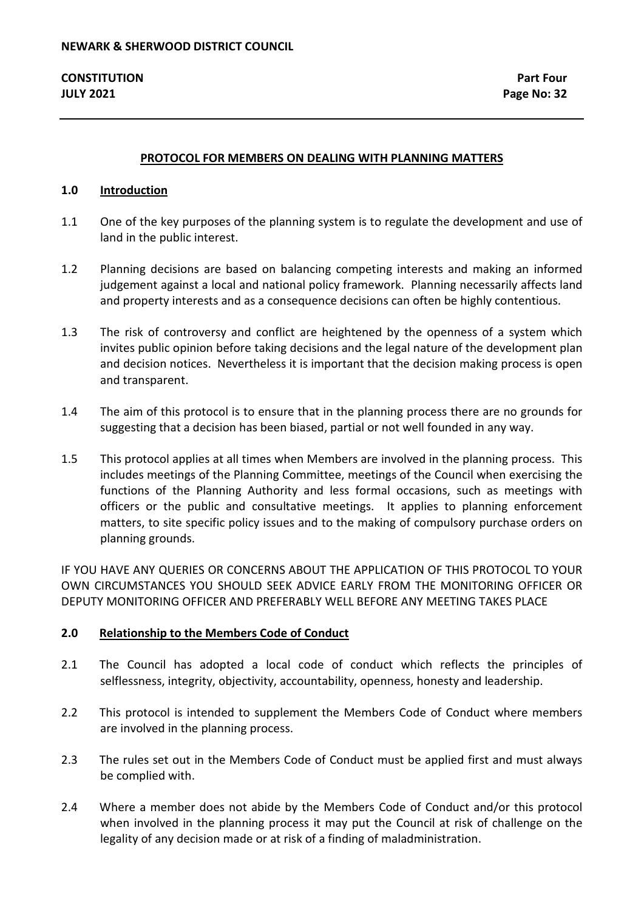## PROTOCOL FOR MEMBERS ON DEALING WITH PLANNING MATTERS

### 1.0 Introduction

1.1 One of the key purposes of the planning system is to regulate the development and use of land in the public interest.

1.2 Planning decisions are based on balancing competing interests and making an informed judgement against a local and national policy framework. Planning necessarily affects land and property interests and as a consequence decisions can often be highly contentious.

1.3 The risk of controversy and conflict are heightened by the openness of a system which invites public opinion before taking decisions and the legal nature of the development plan and decision notices. Nevertheless it is important that the decision making process is open and transparent.

1.4 The aim of this protocol is to ensure that in the planning process there are no grounds for suggesting that a decision has been biased, partial or not well founded in any way.

1.5 This protocol applies at all times when Members are involved in the planning process. This includes meetings of the Planning Committee, meetings of the Council when exercising the functions of the Planning Authority and less formal occasions, such as meetings with officers or the public and consultative meetings. It applies to planning enforcement matters, to site specific policy issues and to the making of compulsory purchase orders on planning grounds.

IF YOU HAVE ANY QUERIES OR CONCERNS ABOUT THE APPLICATION OF THIS PROTOCOL TO YOUR OWN CIRCUMSTANCES YOU SHOULD SEEK ADVICE EARLY FROM THE MONITORING OFFICER OR DEPUTY MONITORING OFFICER AND PREFERABLY WELL BEFORE ANY MEETING TAKES PLACE

### 2.0 Relationship to the Members Code of Conduct

2.1 The Council has adopted a local code of conduct which reflects the principles of selflessness, integrity, objectivity, accountability, openness, honesty and leadership.

2.2 This protocol is intended to supplement the Members Code of Conduct where members are involved in the planning process.

2.3 The rules set out in the Members Code of Conduct must be applied first and must always be complied with.

2.4 Where a member does not abide by the Members Code of Conduct and/or this protocol when involved in the planning process it may put the Council at risk of challenge on the legality of any decision made or at risk of a finding of maladministration.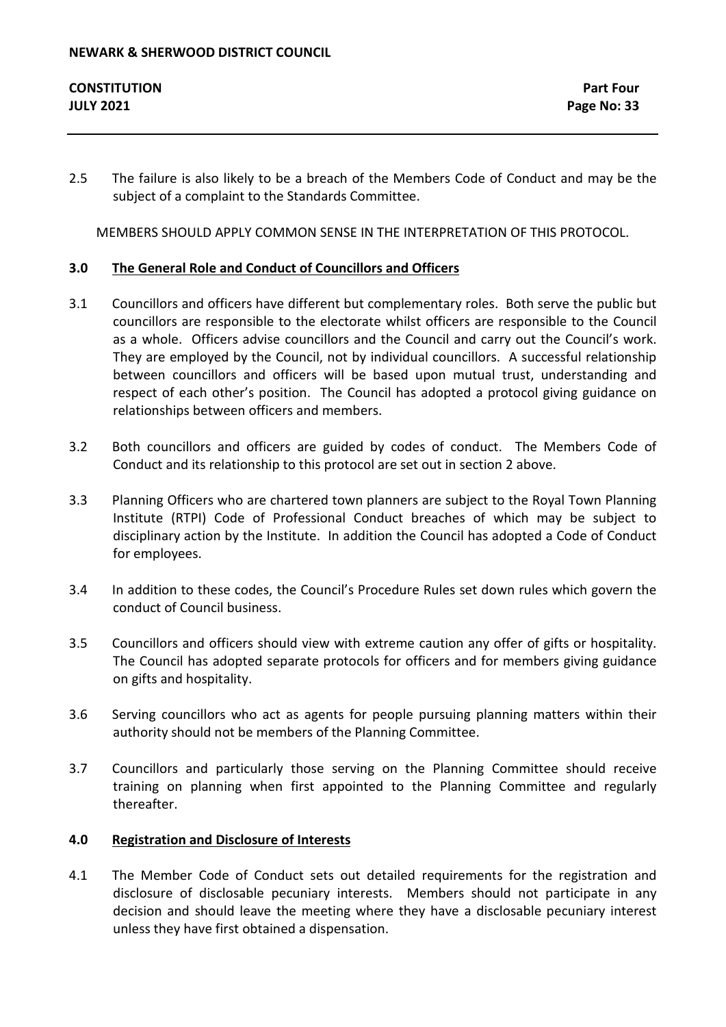2.5 The failure is also likely to be a breach of the Members Code of Conduct and may be the subject of a complaint to the Standards Committee.

MEMBERS SHOULD APPLY COMMON SENSE IN THE INTERPRETATION OF THIS PROTOCOL.

## 3.0 The General Role and Conduct of Councillors and Officers

3.1 Councillors and officers have different but complementary roles. Both serve the public but councillors are responsible to the electorate whilst officers are responsible to the Council as a whole. Officers advise councillors and the Council and carry out the Council's work. They are employed by the Council, not by individual councillors. A successful relationship between councillors and officers will be based upon mutual trust, understanding and respect of each other's position. The Council has adopted a protocol giving guidance on relationships between officers and members.

3.2 Both councillors and officers are guided by codes of conduct. The Members Code of Conduct and its relationship to this protocol are set out in section 2 above.

3.3 Planning Officers who are chartered town planners are subject to the Royal Town Planning Institute (RTPI) Code of Professional Conduct breaches of which may be subject to disciplinary action by the Institute. In addition the Council has adopted a Code of Conduct for employees.

3.4 In addition to these codes, the Council's Procedure Rules set down rules which govern the conduct of Council business.

3.5 Councillors and officers should view with extreme caution any offer of gifts or hospitality. The Council has adopted separate protocols for officers and for members giving guidance on gifts and hospitality.

3.6 Serving councillors who act as agents for people pursuing planning matters within their authority should not be members of the Planning Committee.

3.7 Councillors and particularly those serving on the Planning Committee should receive training on planning when first appointed to the Planning Committee and regularly thereafter.

## 4.0 Registration and Disclosure of Interests

4.1 The Member Code of Conduct sets out detailed requirements for the registration and disclosure of disclosable pecuniary interests. Members should not participate in any decision and should leave the meeting where they have a disclosable pecuniary interest unless they have first obtained a dispensation.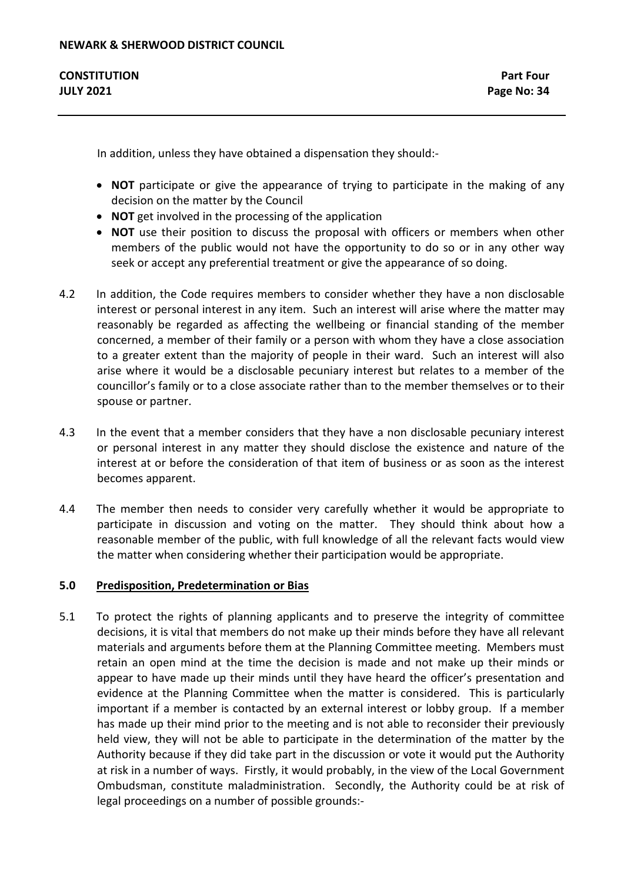In addition, unless they have obtained a dispensation they should:-

- **NOT** participate or give the appearance of trying to participate in the making of any decision on the matter by the Council
- **NOT** get involved in the processing of the application
- **NOT** use their position to discuss the proposal with officers or members when other members of the public would not have the opportunity to do so or in any other way seek or accept any preferential treatment or give the appearance of so doing.

4.2 In addition, the Code requires members to consider whether they have a non disclosable interest or personal interest in any item. Such an interest will arise where the matter may reasonably be regarded as affecting the wellbeing or financial standing of the member concerned, a member of their family or a person with whom they have a close association to a greater extent than the majority of people in their ward. Such an interest will also arise where it would be a disclosable pecuniary interest but relates to a member of the councillor's family or to a close associate rather than to the member themselves or to their spouse or partner.

4.3 In the event that a member considers that they have a non disclosable pecuniary interest or personal interest in any matter they should disclose the existence and nature of the interest at or before the consideration of that item of business or as soon as the interest becomes apparent.

4.4 The member then needs to consider very carefully whether it would be appropriate to participate in discussion and voting on the matter. They should think about how a reasonable member of the public, with full knowledge of all the relevant facts would view the matter when considering whether their participation would be appropriate.

## 5.0 Predisposition, Predetermination or Bias

5.1 To protect the rights of planning applicants and to preserve the integrity of committee decisions, it is vital that members do not make up their minds before they have all relevant materials and arguments before them at the Planning Committee meeting. Members must retain an open mind at the time the decision is made and not make up their minds or appear to have made up their minds until they have heard the officer's presentation and evidence at the Planning Committee when the matter is considered. This is particularly important if a member is contacted by an external interest or lobby group. If a member has made up their mind prior to the meeting and is not able to reconsider their previously held view, they will not be able to participate in the determination of the matter by the Authority because if they did take part in the discussion or vote it would put the Authority at risk in a number of ways. Firstly, it would probably, in the view of the Local Government Ombudsman, constitute maladministration. Secondly, the Authority could be at risk of legal proceedings on a number of possible grounds:-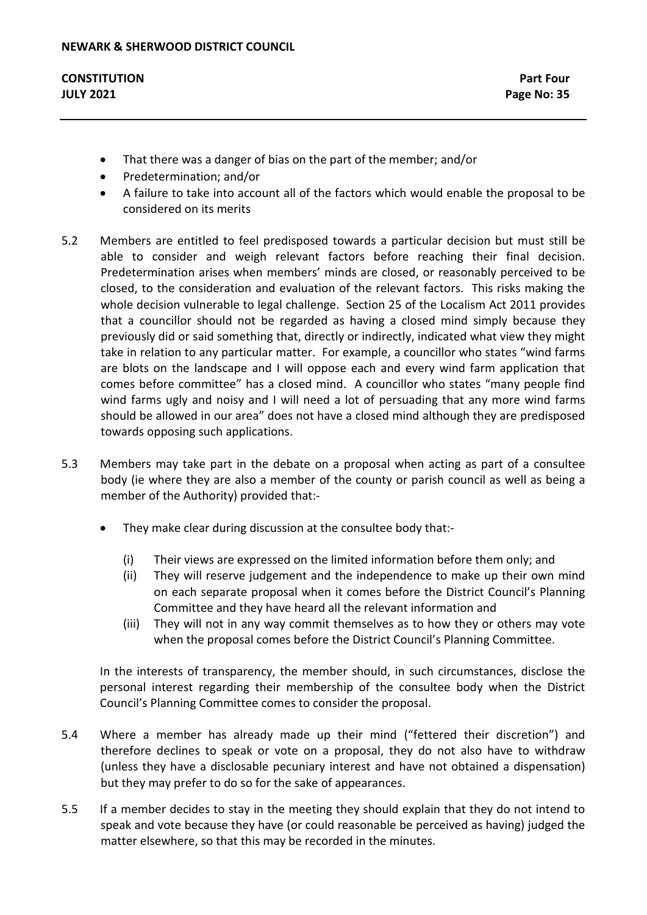- That there was a danger of bias on the part of the member; and/or
- Predetermination; and/or
- A failure to take into account all of the factors which would enable the proposal to be considered on its merits

5.2 Members are entitled to feel predisposed towards a particular decision but must still be able to consider and weigh relevant factors before reaching their final decision. Predetermination arises when members' minds are closed, or reasonably perceived to be closed, to the consideration and evaluation of the relevant factors. This risks making the whole decision vulnerable to legal challenge. Section 25 of the Localism Act 2011 provides that a councillor should not be regarded as having a closed mind simply because they previously did or said something that, directly or indirectly, indicated what view they might take in relation to any particular matter. For example, a councillor who states "wind farms are blots on the landscape and I will oppose each and every wind farm application that comes before committee" has a closed mind. A councillor who states "many people find wind farms ugly and noisy and I will need a lot of persuading that any more wind farms should be allowed in our area" does not have a closed mind although they are predisposed towards opposing such applications.

5.3 Members may take part in the debate on a proposal when acting as part of a consultee body (ie where they are also a member of the county or parish council as well as being a member of the Authority) provided that:-

- They make clear during discussion at the consultee body that:-
  - (i) Their views are expressed on the limited information before them only; and
  - (ii) They will reserve judgement and the independence to make up their own mind on each separate proposal when it comes before the District Council's Planning Committee and they have heard all the relevant information and
  - (iii) They will not in any way commit themselves as to how they or others may vote when the proposal comes before the District Council's Planning Committee.

In the interests of transparency, the member should, in such circumstances, disclose the personal interest regarding their membership of the consultee body when the District Council's Planning Committee comes to consider the proposal.

5.4 Where a member has already made up their mind ("fettered their discretion") and therefore declines to speak or vote on a proposal, they do not also have to withdraw (unless they have a disclosable pecuniary interest and have not obtained a dispensation) but they may prefer to do so for the sake of appearances.

5.5 If a member decides to stay in the meeting they should explain that they do not intend to speak and vote because they have (or could reasonable be perceived as having) judged the matter elsewhere, so that this may be recorded in the minutes.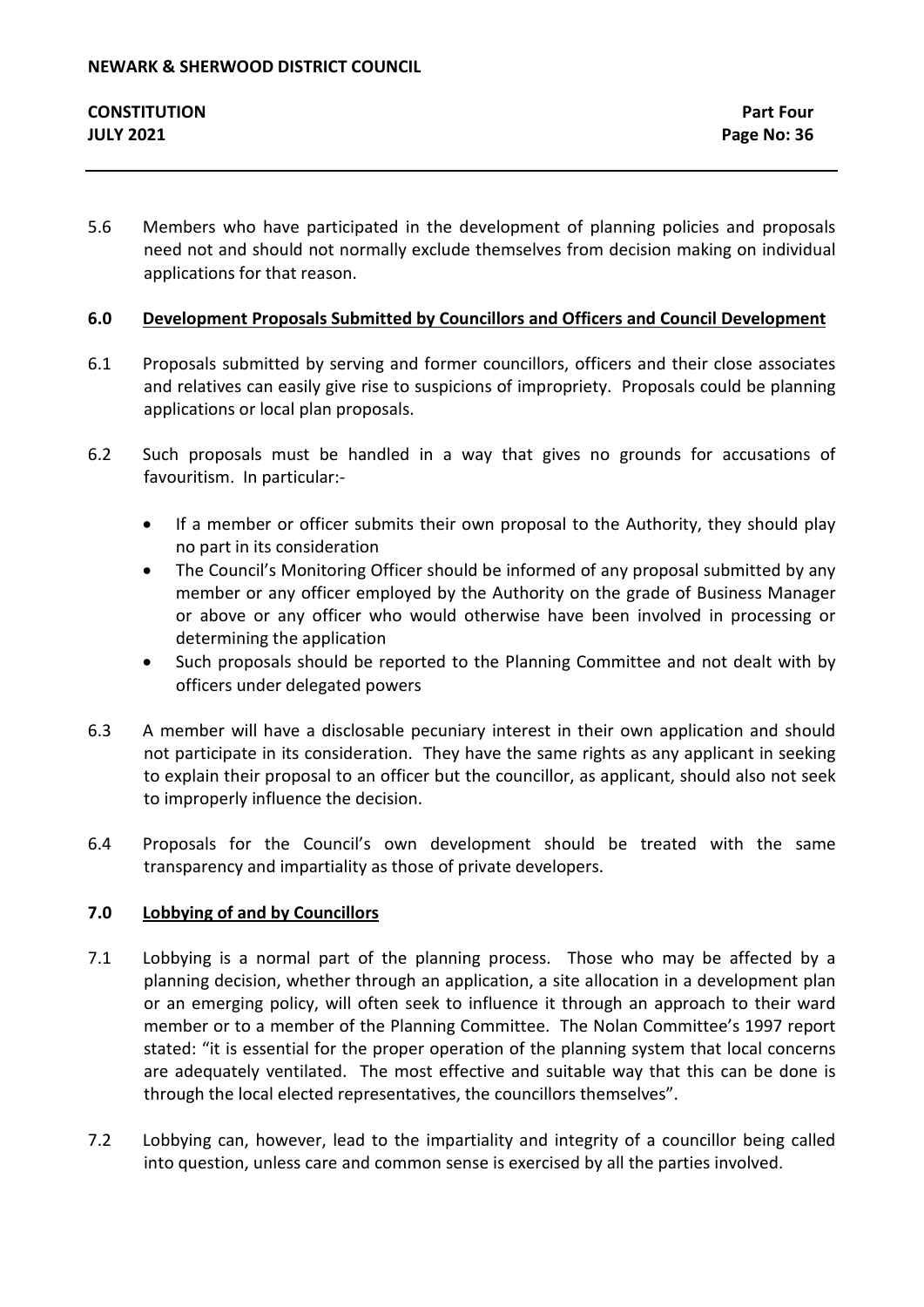5.6 Members who have participated in the development of planning policies and proposals need not and should not normally exclude themselves from decision making on individual applications for that reason.

## 6.0 Development Proposals Submitted by Councillors and Officers and Council Development

6.1 Proposals submitted by serving and former councillors, officers and their close associates and relatives can easily give rise to suspicions of impropriety. Proposals could be planning applications or local plan proposals.

6.2 Such proposals must be handled in a way that gives no grounds for accusations of favouritism. In particular:-

- If a member or officer submits their own proposal to the Authority, they should play no part in its consideration
- The Council's Monitoring Officer should be informed of any proposal submitted by any member or any officer employed by the Authority on the grade of Business Manager or above or any officer who would otherwise have been involved in processing or determining the application
- Such proposals should be reported to the Planning Committee and not dealt with by officers under delegated powers

6.3 A member will have a disclosable pecuniary interest in their own application and should not participate in its consideration. They have the same rights as any applicant in seeking to explain their proposal to an officer but the councillor, as applicant, should also not seek to improperly influence the decision.

6.4 Proposals for the Council's own development should be treated with the same transparency and impartiality as those of private developers.

## 7.0 Lobbying of and by Councillors

7.1 Lobbying is a normal part of the planning process. Those who may be affected by a planning decision, whether through an application, a site allocation in a development plan or an emerging policy, will often seek to influence it through an approach to their ward member or to a member of the Planning Committee. The Nolan Committee's 1997 report stated: "it is essential for the proper operation of the planning system that local concerns are adequately ventilated. The most effective and suitable way that this can be done is through the local elected representatives, the councillors themselves".

7.2 Lobbying can, however, lead to the impartiality and integrity of a councillor being called into question, unless care and common sense is exercised by all the parties involved.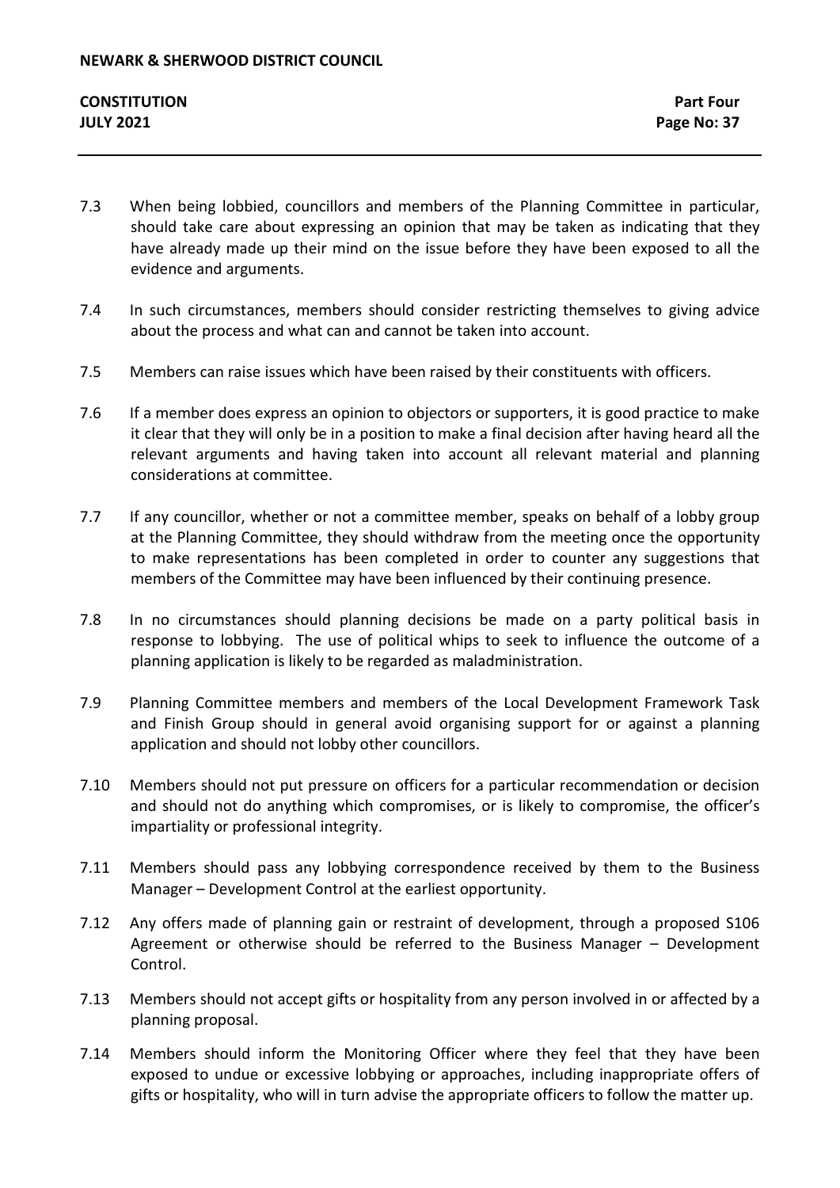7.3 When being lobbied, councillors and members of the Planning Committee in particular, should take care about expressing an opinion that may be taken as indicating that they have already made up their mind on the issue before they have been exposed to all the evidence and arguments.

7.4 In such circumstances, members should consider restricting themselves to giving advice about the process and what can and cannot be taken into account.

7.5 Members can raise issues which have been raised by their constituents with officers.

7.6 If a member does express an opinion to objectors or supporters, it is good practice to make it clear that they will only be in a position to make a final decision after having heard all the relevant arguments and having taken into account all relevant material and planning considerations at committee.

7.7 If any councillor, whether or not a committee member, speaks on behalf of a lobby group at the Planning Committee, they should withdraw from the meeting once the opportunity to make representations has been completed in order to counter any suggestions that members of the Committee may have been influenced by their continuing presence.

7.8 In no circumstances should planning decisions be made on a party political basis in response to lobbying. The use of political whips to seek to influence the outcome of a planning application is likely to be regarded as maladministration.

7.9 Planning Committee members and members of the Local Development Framework Task and Finish Group should in general avoid organising support for or against a planning application and should not lobby other councillors.

7.10 Members should not put pressure on officers for a particular recommendation or decision and should not do anything which compromises, or is likely to compromise, the officer's impartiality or professional integrity.

7.11 Members should pass any lobbying correspondence received by them to the Business Manager – Development Control at the earliest opportunity.

7.12 Any offers made of planning gain or restraint of development, through a proposed S106 Agreement or otherwise should be referred to the Business Manager – Development Control.

7.13 Members should not accept gifts or hospitality from any person involved in or affected by a planning proposal.

7.14 Members should inform the Monitoring Officer where they feel that they have been exposed to undue or excessive lobbying or approaches, including inappropriate offers of gifts or hospitality, who will in turn advise the appropriate officers to follow the matter up.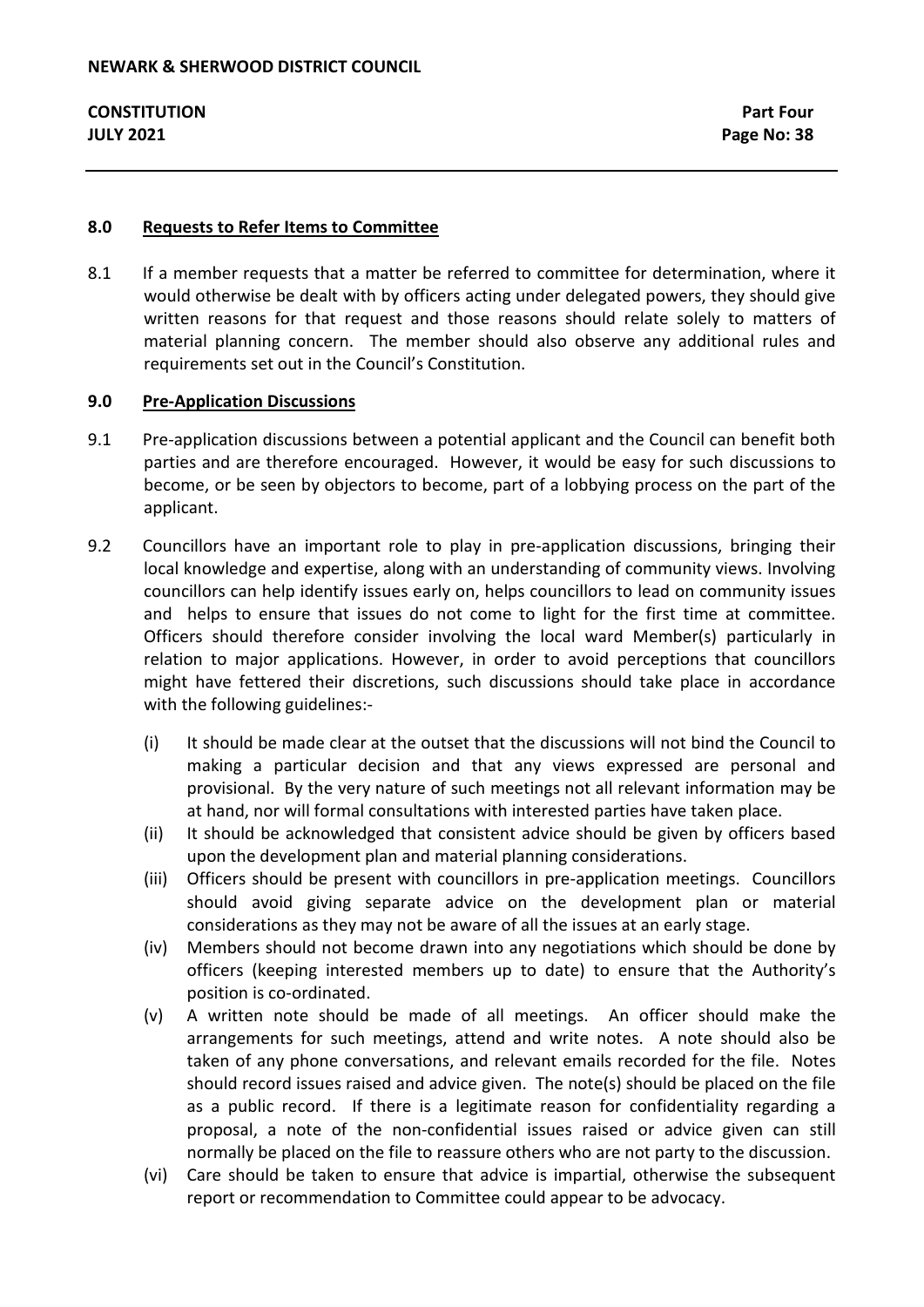## 8.0 Requests to Refer Items to Committee

8.1 If a member requests that a matter be referred to committee for determination, where it would otherwise be dealt with by officers acting under delegated powers, they should give written reasons for that request and those reasons should relate solely to matters of material planning concern. The member should also observe any additional rules and requirements set out in the Council's Constitution.

## 9.0 Pre-Application Discussions

9.1 Pre-application discussions between a potential applicant and the Council can benefit both parties and are therefore encouraged. However, it would be easy for such discussions to become, or be seen by objectors to become, part of a lobbying process on the part of the applicant.

9.2 Councillors have an important role to play in pre-application discussions, bringing their local knowledge and expertise, along with an understanding of community views. Involving councillors can help identify issues early on, helps councillors to lead on community issues and helps to ensure that issues do not come to light for the first time at committee. Officers should therefore consider involving the local ward Member(s) particularly in relation to major applications. However, in order to avoid perceptions that councillors might have fettered their discretions, such discussions should take place in accordance with the following guidelines:-

(i) It should be made clear at the outset that the discussions will not bind the Council to making a particular decision and that any views expressed are personal and provisional. By the very nature of such meetings not all relevant information may be at hand, nor will formal consultations with interested parties have taken place.

(ii) It should be acknowledged that consistent advice should be given by officers based upon the development plan and material planning considerations.

(iii) Officers should be present with councillors in pre-application meetings. Councillors should avoid giving separate advice on the development plan or material considerations as they may not be aware of all the issues at an early stage.

(iv) Members should not become drawn into any negotiations which should be done by officers (keeping interested members up to date) to ensure that the Authority's position is co-ordinated.

(v) A written note should be made of all meetings. An officer should make the arrangements for such meetings, attend and write notes. A note should also be taken of any phone conversations, and relevant emails recorded for the file. Notes should record issues raised and advice given. The note(s) should be placed on the file as a public record. If there is a legitimate reason for confidentiality regarding a proposal, a note of the non-confidential issues raised or advice given can still normally be placed on the file to reassure others who are not party to the discussion.

(vi) Care should be taken to ensure that advice is impartial, otherwise the subsequent report or recommendation to Committee could appear to be advocacy.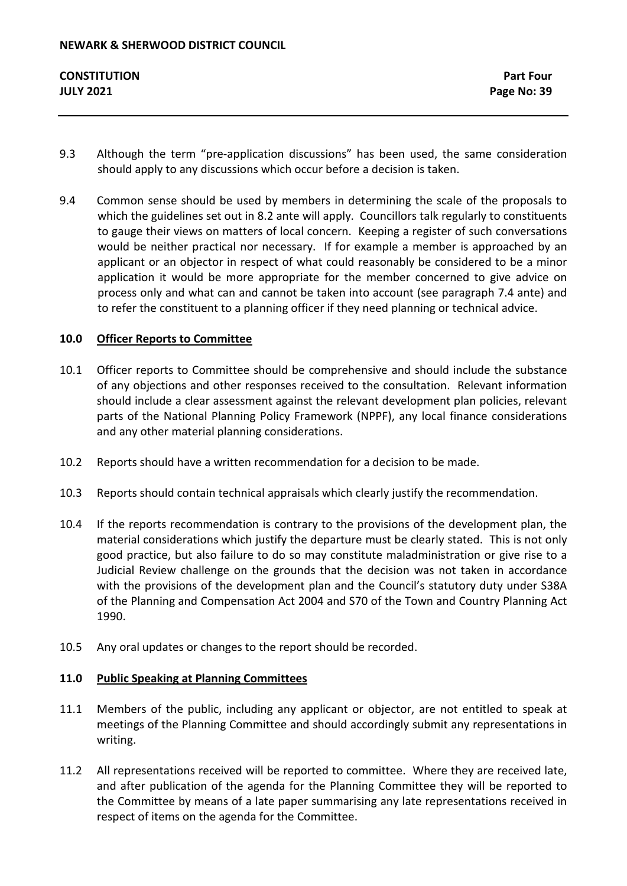9.3 Although the term "pre-application discussions" has been used, the same consideration should apply to any discussions which occur before a decision is taken.

9.4 Common sense should be used by members in determining the scale of the proposals to which the guidelines set out in 8.2 ante will apply. Councillors talk regularly to constituents to gauge their views on matters of local concern. Keeping a register of such conversations would be neither practical nor necessary. If for example a member is approached by an applicant or an objector in respect of what could reasonably be considered to be a minor application it would be more appropriate for the member concerned to give advice on process only and what can and cannot be taken into account (see paragraph 7.4 ante) and to refer the constituent to a planning officer if they need planning or technical advice.

## 10.0 Officer Reports to Committee

10.1 Officer reports to Committee should be comprehensive and should include the substance of any objections and other responses received to the consultation. Relevant information should include a clear assessment against the relevant development plan policies, relevant parts of the National Planning Policy Framework (NPPF), any local finance considerations and any other material planning considerations.

10.2 Reports should have a written recommendation for a decision to be made.

10.3 Reports should contain technical appraisals which clearly justify the recommendation.

10.4 If the reports recommendation is contrary to the provisions of the development plan, the material considerations which justify the departure must be clearly stated. This is not only good practice, but also failure to do so may constitute maladministration or give rise to a Judicial Review challenge on the grounds that the decision was not taken in accordance with the provisions of the development plan and the Council's statutory duty under S38A of the Planning and Compensation Act 2004 and S70 of the Town and Country Planning Act 1990.

10.5 Any oral updates or changes to the report should be recorded.

## 11.0 Public Speaking at Planning Committees

11.1 Members of the public, including any applicant or objector, are not entitled to speak at meetings of the Planning Committee and should accordingly submit any representations in writing.

11.2 All representations received will be reported to committee. Where they are received late, and after publication of the agenda for the Planning Committee they will be reported to the Committee by means of a late paper summarising any late representations received in respect of items on the agenda for the Committee.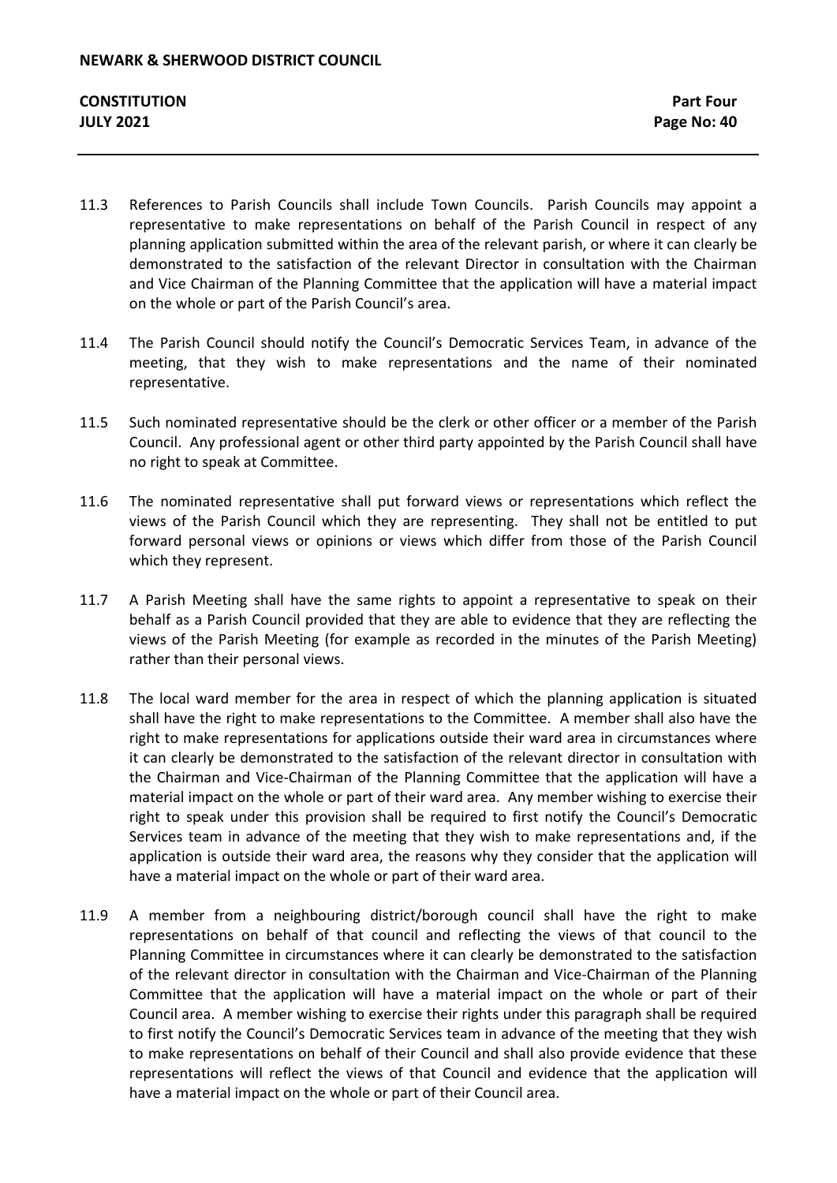11.3 References to Parish Councils shall include Town Councils. Parish Councils may appoint a representative to make representations on behalf of the Parish Council in respect of any planning application submitted within the area of the relevant parish, or where it can clearly be demonstrated to the satisfaction of the relevant Director in consultation with the Chairman and Vice Chairman of the Planning Committee that the application will have a material impact on the whole or part of the Parish Council's area.

11.4 The Parish Council should notify the Council's Democratic Services Team, in advance of the meeting, that they wish to make representations and the name of their nominated representative.

11.5 Such nominated representative should be the clerk or other officer or a member of the Parish Council. Any professional agent or other third party appointed by the Parish Council shall have no right to speak at Committee.

11.6 The nominated representative shall put forward views or representations which reflect the views of the Parish Council which they are representing. They shall not be entitled to put forward personal views or opinions or views which differ from those of the Parish Council which they represent.

11.7 A Parish Meeting shall have the same rights to appoint a representative to speak on their behalf as a Parish Council provided that they are able to evidence that they are reflecting the views of the Parish Meeting (for example as recorded in the minutes of the Parish Meeting) rather than their personal views.

11.8 The local ward member for the area in respect of which the planning application is situated shall have the right to make representations to the Committee. A member shall also have the right to make representations for applications outside their ward area in circumstances where it can clearly be demonstrated to the satisfaction of the relevant director in consultation with the Chairman and Vice-Chairman of the Planning Committee that the application will have a material impact on the whole or part of their ward area. Any member wishing to exercise their right to speak under this provision shall be required to first notify the Council's Democratic Services team in advance of the meeting that they wish to make representations and, if the application is outside their ward area, the reasons why they consider that the application will have a material impact on the whole or part of their ward area.

11.9 A member from a neighbouring district/borough council shall have the right to make representations on behalf of that council and reflecting the views of that council to the Planning Committee in circumstances where it can clearly be demonstrated to the satisfaction of the relevant director in consultation with the Chairman and Vice-Chairman of the Planning Committee that the application will have a material impact on the whole or part of their Council area. A member wishing to exercise their rights under this paragraph shall be required to first notify the Council's Democratic Services team in advance of the meeting that they wish to make representations on behalf of their Council and shall also provide evidence that these representations will reflect the views of that Council and evidence that the application will have a material impact on the whole or part of their Council area.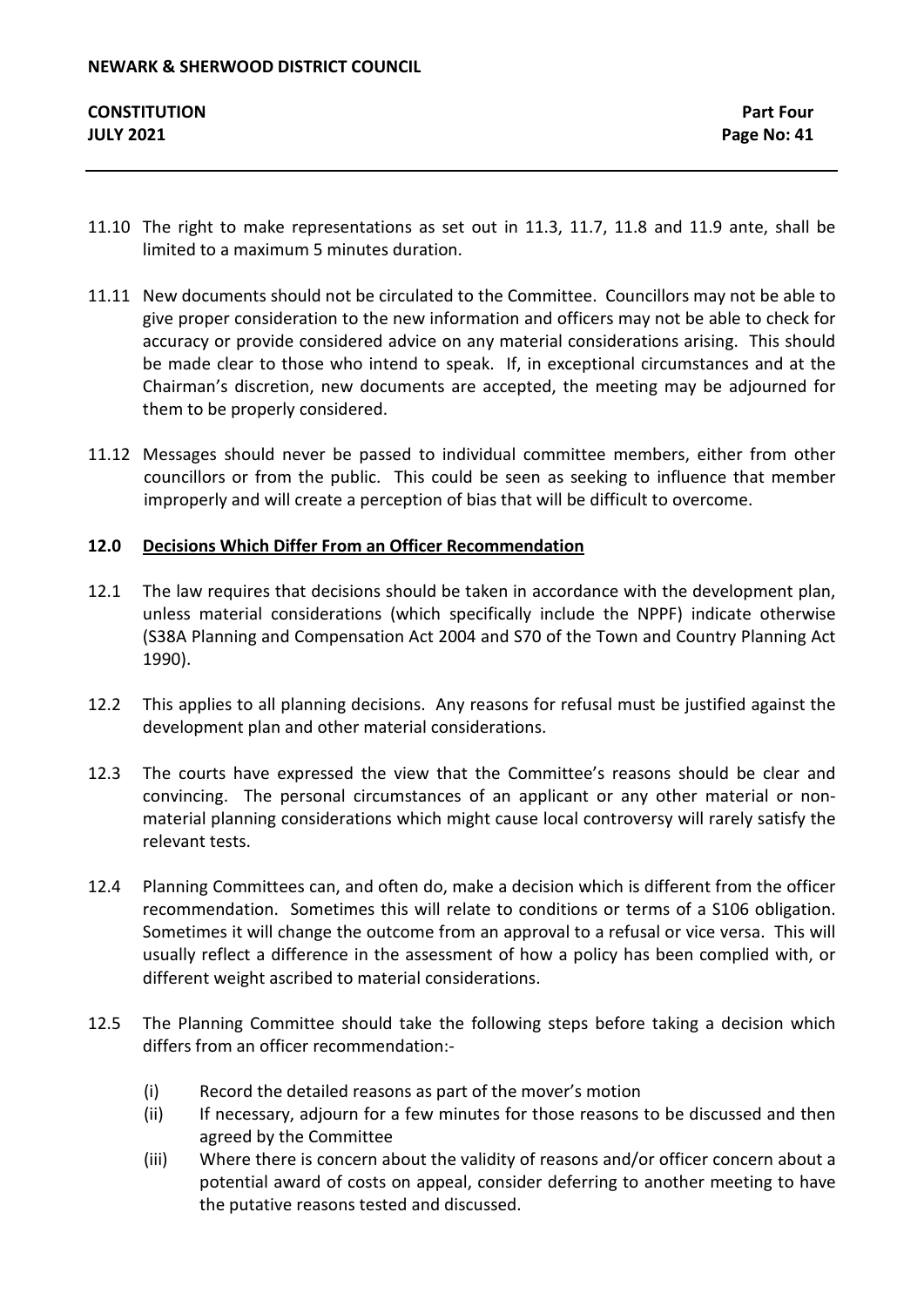11.10 The right to make representations as set out in 11.3, 11.7, 11.8 and 11.9 ante, shall be limited to a maximum 5 minutes duration.

11.11 New documents should not be circulated to the Committee. Councillors may not be able to give proper consideration to the new information and officers may not be able to check for accuracy or provide considered advice on any material considerations arising. This should be made clear to those who intend to speak. If, in exceptional circumstances and at the Chairman's discretion, new documents are accepted, the meeting may be adjourned for them to be properly considered.

11.12 Messages should never be passed to individual committee members, either from other councillors or from the public. This could be seen as seeking to influence that member improperly and will create a perception of bias that will be difficult to overcome.

## 12.0 Decisions Which Differ From an Officer Recommendation

12.1 The law requires that decisions should be taken in accordance with the development plan, unless material considerations (which specifically include the NPPF) indicate otherwise (S38A Planning and Compensation Act 2004 and S70 of the Town and Country Planning Act 1990).

12.2 This applies to all planning decisions. Any reasons for refusal must be justified against the development plan and other material considerations.

12.3 The courts have expressed the view that the Committee's reasons should be clear and convincing. The personal circumstances of an applicant or any other material or non-material planning considerations which might cause local controversy will rarely satisfy the relevant tests.

12.4 Planning Committees can, and often do, make a decision which is different from the officer recommendation. Sometimes this will relate to conditions or terms of a S106 obligation. Sometimes it will change the outcome from an approval to a refusal or vice versa. This will usually reflect a difference in the assessment of how a policy has been complied with, or different weight ascribed to material considerations.

12.5 The Planning Committee should take the following steps before taking a decision which differs from an officer recommendation:-

(i) Record the detailed reasons as part of the mover's motion
(ii) If necessary, adjourn for a few minutes for those reasons to be discussed and then agreed by the Committee
(iii) Where there is concern about the validity of reasons and/or officer concern about a potential award of costs on appeal, consider deferring to another meeting to have the putative reasons tested and discussed.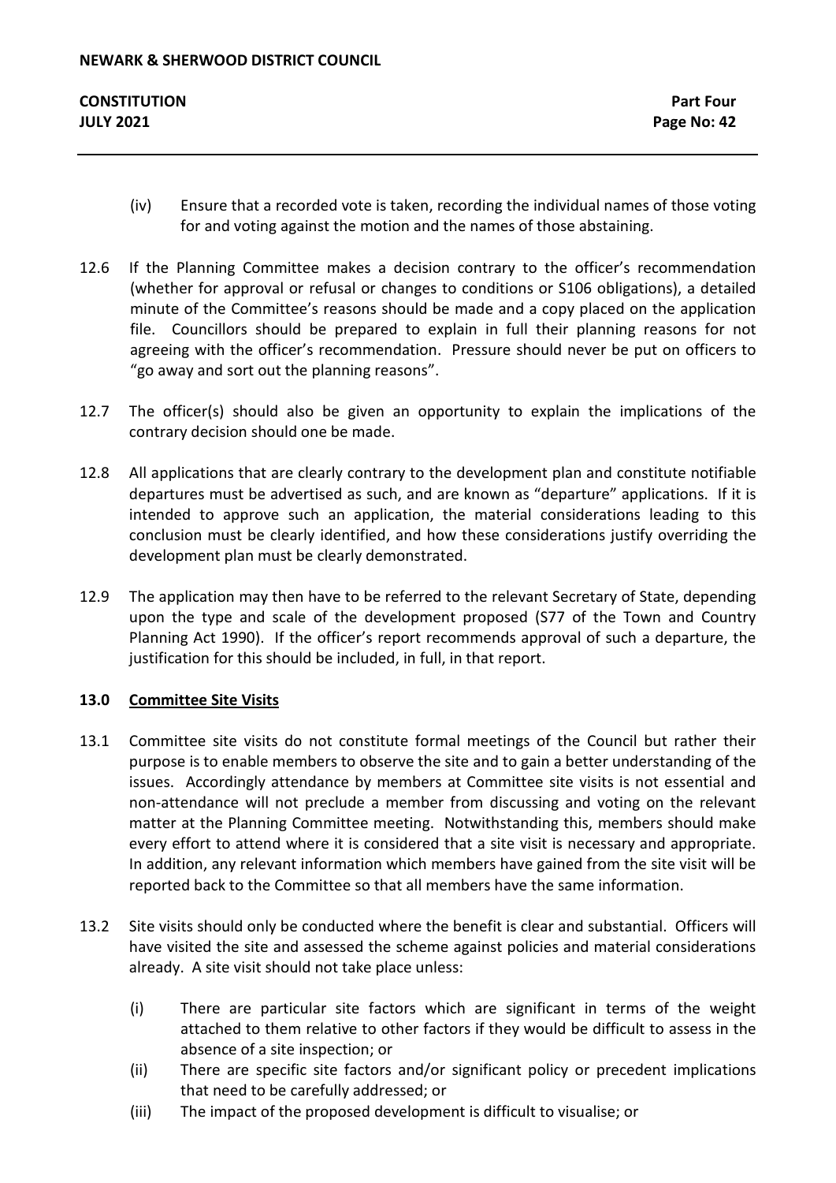(iv) Ensure that a recorded vote is taken, recording the individual names of those voting for and voting against the motion and the names of those abstaining.

12.6 If the Planning Committee makes a decision contrary to the officer's recommendation (whether for approval or refusal or changes to conditions or S106 obligations), a detailed minute of the Committee's reasons should be made and a copy placed on the application file. Councillors should be prepared to explain in full their planning reasons for not agreeing with the officer's recommendation. Pressure should never be put on officers to "go away and sort out the planning reasons".

12.7 The officer(s) should also be given an opportunity to explain the implications of the contrary decision should one be made.

12.8 All applications that are clearly contrary to the development plan and constitute notifiable departures must be advertised as such, and are known as "departure" applications. If it is intended to approve such an application, the material considerations leading to this conclusion must be clearly identified, and how these considerations justify overriding the development plan must be clearly demonstrated.

12.9 The application may then have to be referred to the relevant Secretary of State, depending upon the type and scale of the development proposed (S77 of the Town and Country Planning Act 1990). If the officer's report recommends approval of such a departure, the justification for this should be included, in full, in that report.

## 13.0 Committee Site Visits

13.1 Committee site visits do not constitute formal meetings of the Council but rather their purpose is to enable members to observe the site and to gain a better understanding of the issues. Accordingly attendance by members at Committee site visits is not essential and non-attendance will not preclude a member from discussing and voting on the relevant matter at the Planning Committee meeting. Notwithstanding this, members should make every effort to attend where it is considered that a site visit is necessary and appropriate. In addition, any relevant information which members have gained from the site visit will be reported back to the Committee so that all members have the same information.

13.2 Site visits should only be conducted where the benefit is clear and substantial. Officers will have visited the site and assessed the scheme against policies and material considerations already. A site visit should not take place unless:

(i) There are particular site factors which are significant in terms of the weight attached to them relative to other factors if they would be difficult to assess in the absence of a site inspection; or

(ii) There are specific site factors and/or significant policy or precedent implications that need to be carefully addressed; or

(iii) The impact of the proposed development is difficult to visualise; or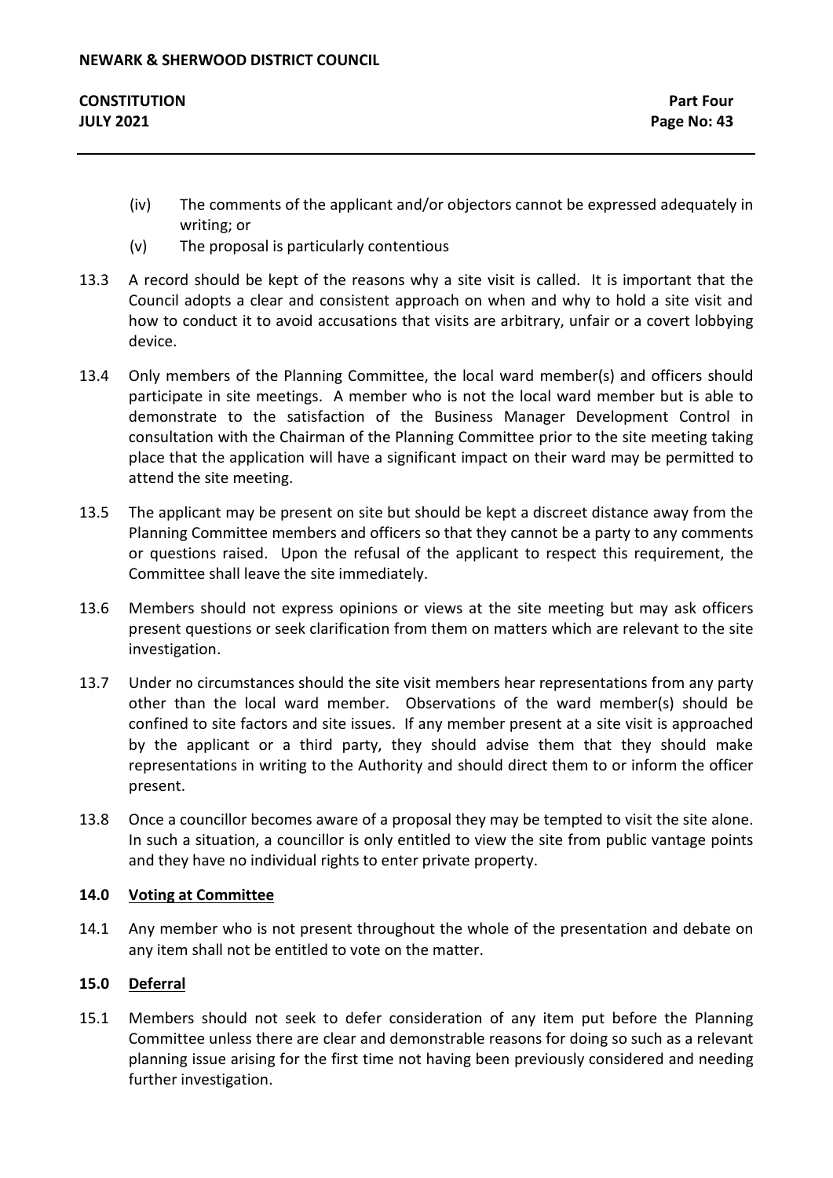(iv) The comments of the applicant and/or objectors cannot be expressed adequately in writing; or

(v) The proposal is particularly contentious

13.3 A record should be kept of the reasons why a site visit is called. It is important that the Council adopts a clear and consistent approach on when and why to hold a site visit and how to conduct it to avoid accusations that visits are arbitrary, unfair or a covert lobbying device.

13.4 Only members of the Planning Committee, the local ward member(s) and officers should participate in site meetings. A member who is not the local ward member but is able to demonstrate to the satisfaction of the Business Manager Development Control in consultation with the Chairman of the Planning Committee prior to the site meeting taking place that the application will have a significant impact on their ward may be permitted to attend the site meeting.

13.5 The applicant may be present on site but should be kept a discreet distance away from the Planning Committee members and officers so that they cannot be a party to any comments or questions raised. Upon the refusal of the applicant to respect this requirement, the Committee shall leave the site immediately.

13.6 Members should not express opinions or views at the site meeting but may ask officers present questions or seek clarification from them on matters which are relevant to the site investigation.

13.7 Under no circumstances should the site visit members hear representations from any party other than the local ward member. Observations of the ward member(s) should be confined to site factors and site issues. If any member present at a site visit is approached by the applicant or a third party, they should advise them that they should make representations in writing to the Authority and should direct them to or inform the officer present.

13.8 Once a councillor becomes aware of a proposal they may be tempted to visit the site alone. In such a situation, a councillor is only entitled to view the site from public vantage points and they have no individual rights to enter private property.

## 14.0 Voting at Committee

14.1 Any member who is not present throughout the whole of the presentation and debate on any item shall not be entitled to vote on the matter.

## 15.0 Deferral

15.1 Members should not seek to defer consideration of any item put before the Planning Committee unless there are clear and demonstrable reasons for doing so such as a relevant planning issue arising for the first time not having been previously considered and needing further investigation.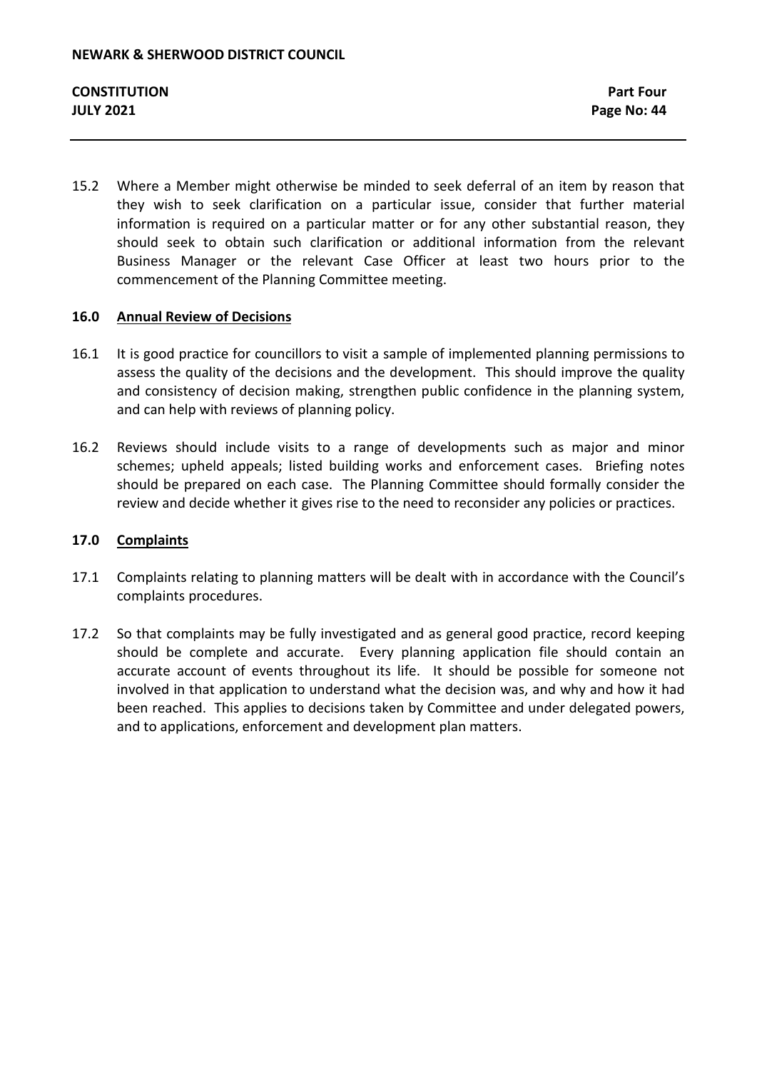15.2 Where a Member might otherwise be minded to seek deferral of an item by reason that they wish to seek clarification on a particular issue, consider that further material information is required on a particular matter or for any other substantial reason, they should seek to obtain such clarification or additional information from the relevant Business Manager or the relevant Case Officer at least two hours prior to the commencement of the Planning Committee meeting.

## 16.0 Annual Review of Decisions

16.1 It is good practice for councillors to visit a sample of implemented planning permissions to assess the quality of the decisions and the development. This should improve the quality and consistency of decision making, strengthen public confidence in the planning system, and can help with reviews of planning policy.

16.2 Reviews should include visits to a range of developments such as major and minor schemes; upheld appeals; listed building works and enforcement cases. Briefing notes should be prepared on each case. The Planning Committee should formally consider the review and decide whether it gives rise to the need to reconsider any policies or practices.

## 17.0 Complaints

17.1 Complaints relating to planning matters will be dealt with in accordance with the Council's complaints procedures.

17.2 So that complaints may be fully investigated and as general good practice, record keeping should be complete and accurate. Every planning application file should contain an accurate account of events throughout its life. It should be possible for someone not involved in that application to understand what the decision was, and why and how it had been reached. This applies to decisions taken by Committee and under delegated powers, and to applications, enforcement and development plan matters.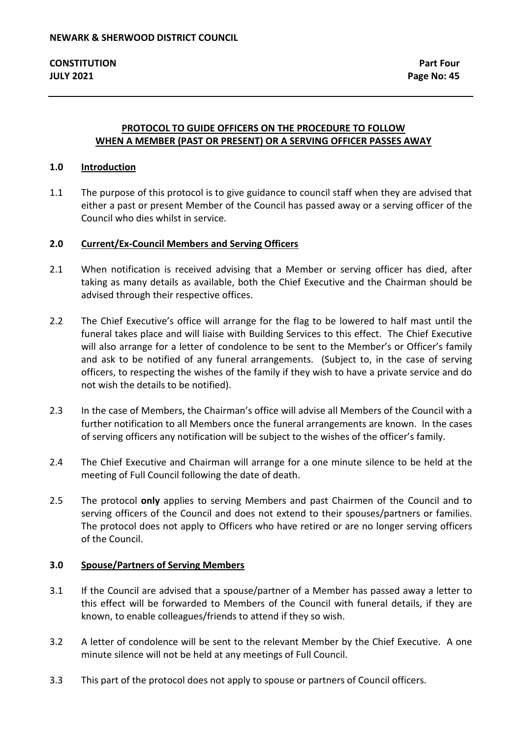## PROTOCOL TO GUIDE OFFICERS ON THE PROCEDURE TO FOLLOW WHEN A MEMBER (PAST OR PRESENT) OR A SERVING OFFICER PASSES AWAY

### 1.0 Introduction

1.1 The purpose of this protocol is to give guidance to council staff when they are advised that either a past or present Member of the Council has passed away or a serving officer of the Council who dies whilst in service.

### 2.0 Current/Ex-Council Members and Serving Officers

2.1 When notification is received advising that a Member or serving officer has died, after taking as many details as available, both the Chief Executive and the Chairman should be advised through their respective offices.

2.2 The Chief Executive's office will arrange for the flag to be lowered to half mast until the funeral takes place and will liaise with Building Services to this effect. The Chief Executive will also arrange for a letter of condolence to be sent to the Member's or Officer's family and ask to be notified of any funeral arrangements. (Subject to, in the case of serving officers, to respecting the wishes of the family if they wish to have a private service and do not wish the details to be notified).

2.3 In the case of Members, the Chairman's office will advise all Members of the Council with a further notification to all Members once the funeral arrangements are known. In the cases of serving officers any notification will be subject to the wishes of the officer's family.

2.4 The Chief Executive and Chairman will arrange for a one minute silence to be held at the meeting of Full Council following the date of death.

2.5 The protocol **only** applies to serving Members and past Chairmen of the Council and to serving officers of the Council and does not extend to their spouses/partners or families. The protocol does not apply to Officers who have retired or are no longer serving officers of the Council.

### 3.0 Spouse/Partners of Serving Members

3.1 If the Council are advised that a spouse/partner of a Member has passed away a letter to this effect will be forwarded to Members of the Council with funeral details, if they are known, to enable colleagues/friends to attend if they so wish.

3.2 A letter of condolence will be sent to the relevant Member by the Chief Executive. A one minute silence will not be held at any meetings of Full Council.

3.3 This part of the protocol does not apply to spouse or partners of Council officers.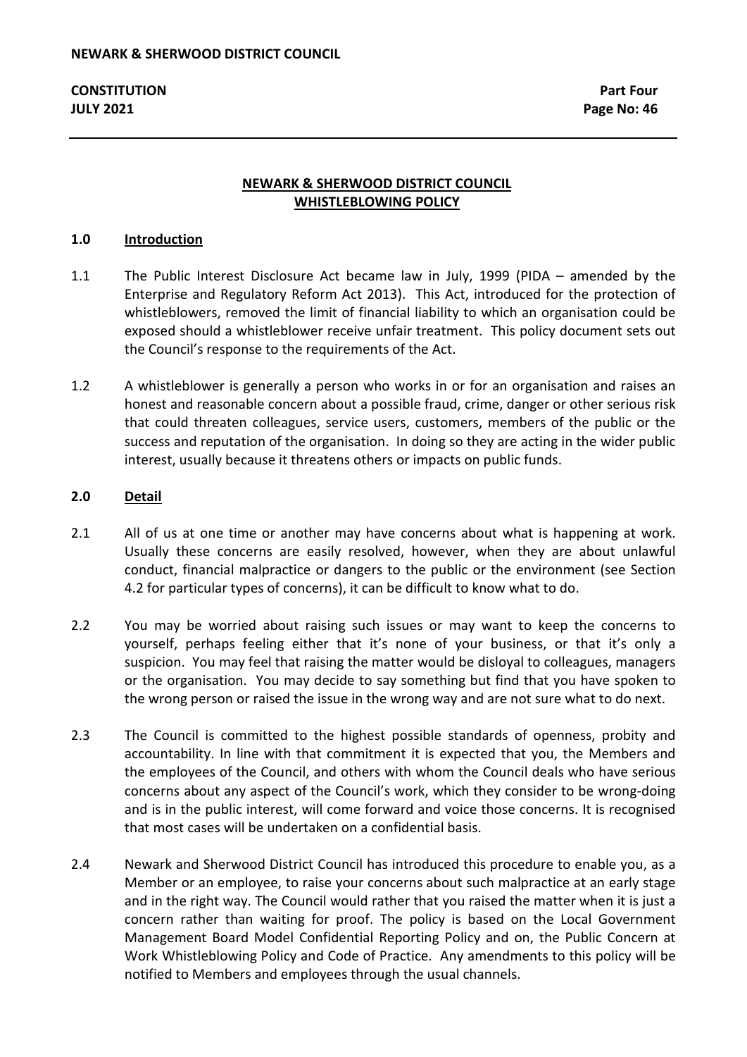## NEWARK & SHERWOOD DISTRICT COUNCIL
## WHISTLEBLOWING POLICY

### 1.0 Introduction

1.1 The Public Interest Disclosure Act became law in July, 1999 (PIDA – amended by the Enterprise and Regulatory Reform Act 2013). This Act, introduced for the protection of whistleblowers, removed the limit of financial liability to which an organisation could be exposed should a whistleblower receive unfair treatment. This policy document sets out the Council's response to the requirements of the Act.

1.2 A whistleblower is generally a person who works in or for an organisation and raises an honest and reasonable concern about a possible fraud, crime, danger or other serious risk that could threaten colleagues, service users, customers, members of the public or the success and reputation of the organisation. In doing so they are acting in the wider public interest, usually because it threatens others or impacts on public funds.

### 2.0 Detail

2.1 All of us at one time or another may have concerns about what is happening at work. Usually these concerns are easily resolved, however, when they are about unlawful conduct, financial malpractice or dangers to the public or the environment (see Section 4.2 for particular types of concerns), it can be difficult to know what to do.

2.2 You may be worried about raising such issues or may want to keep the concerns to yourself, perhaps feeling either that it's none of your business, or that it's only a suspicion. You may feel that raising the matter would be disloyal to colleagues, managers or the organisation. You may decide to say something but find that you have spoken to the wrong person or raised the issue in the wrong way and are not sure what to do next.

2.3 The Council is committed to the highest possible standards of openness, probity and accountability. In line with that commitment it is expected that you, the Members and the employees of the Council, and others with whom the Council deals who have serious concerns about any aspect of the Council's work, which they consider to be wrong-doing and is in the public interest, will come forward and voice those concerns. It is recognised that most cases will be undertaken on a confidential basis.

2.4 Newark and Sherwood District Council has introduced this procedure to enable you, as a Member or an employee, to raise your concerns about such malpractice at an early stage and in the right way. The Council would rather that you raised the matter when it is just a concern rather than waiting for proof. The policy is based on the Local Government Management Board Model Confidential Reporting Policy and on, the Public Concern at Work Whistleblowing Policy and Code of Practice. Any amendments to this policy will be notified to Members and employees through the usual channels.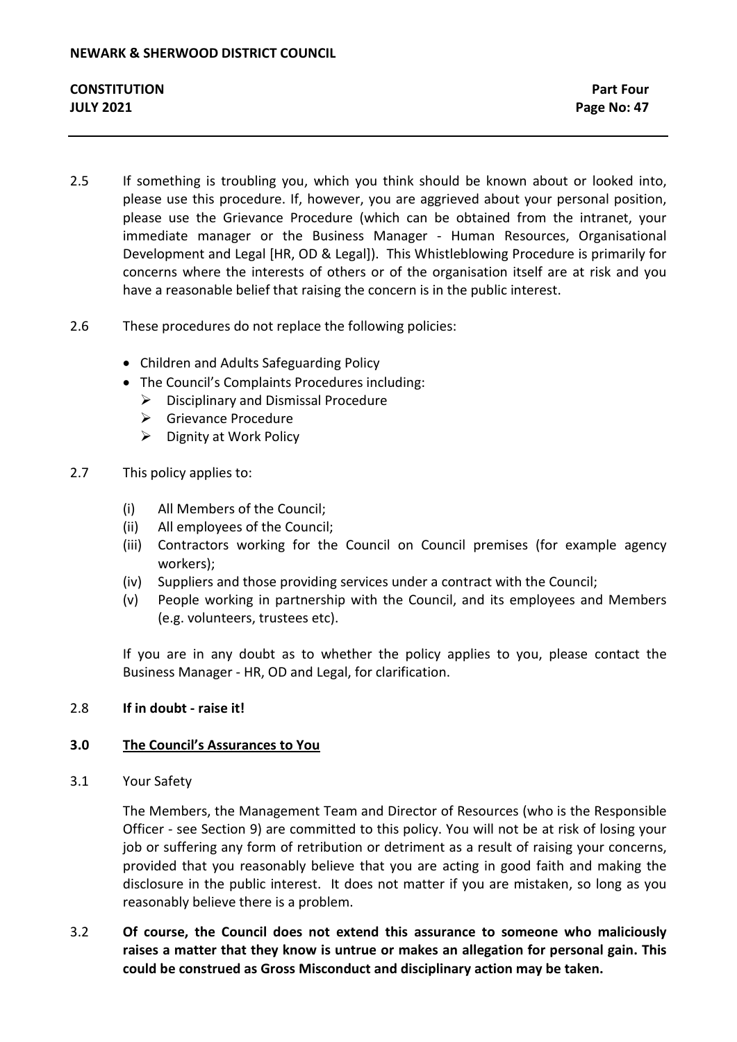2.5 If something is troubling you, which you think should be known about or looked into, please use this procedure. If, however, you are aggrieved about your personal position, please use the Grievance Procedure (which can be obtained from the intranet, your immediate manager or the Business Manager - Human Resources, Organisational Development and Legal [HR, OD & Legal]). This Whistleblowing Procedure is primarily for concerns where the interests of others or of the organisation itself are at risk and you have a reasonable belief that raising the concern is in the public interest.

2.6 These procedures do not replace the following policies:

- Children and Adults Safeguarding Policy
- The Council's Complaints Procedures including:
  - Disciplinary and Dismissal Procedure
  - Grievance Procedure
  - Dignity at Work Policy

2.7 This policy applies to:

(i) All Members of the Council;
(ii) All employees of the Council;
(iii) Contractors working for the Council on Council premises (for example agency workers);
(iv) Suppliers and those providing services under a contract with the Council;
(v) People working in partnership with the Council, and its employees and Members (e.g. volunteers, trustees etc).

If you are in any doubt as to whether the policy applies to you, please contact the Business Manager - HR, OD and Legal, for clarification.

2.8 **If in doubt - raise it!**

## 3.0 The Council's Assurances to You

3.1 Your Safety

The Members, the Management Team and Director of Resources (who is the Responsible Officer - see Section 9) are committed to this policy. You will not be at risk of losing your job or suffering any form of retribution or detriment as a result of raising your concerns, provided that you reasonably believe that you are acting in good faith and making the disclosure in the public interest. It does not matter if you are mistaken, so long as you reasonably believe there is a problem.

3.2 **Of course, the Council does not extend this assurance to someone who maliciously raises a matter that they know is untrue or makes an allegation for personal gain. This could be construed as Gross Misconduct and disciplinary action may be taken.**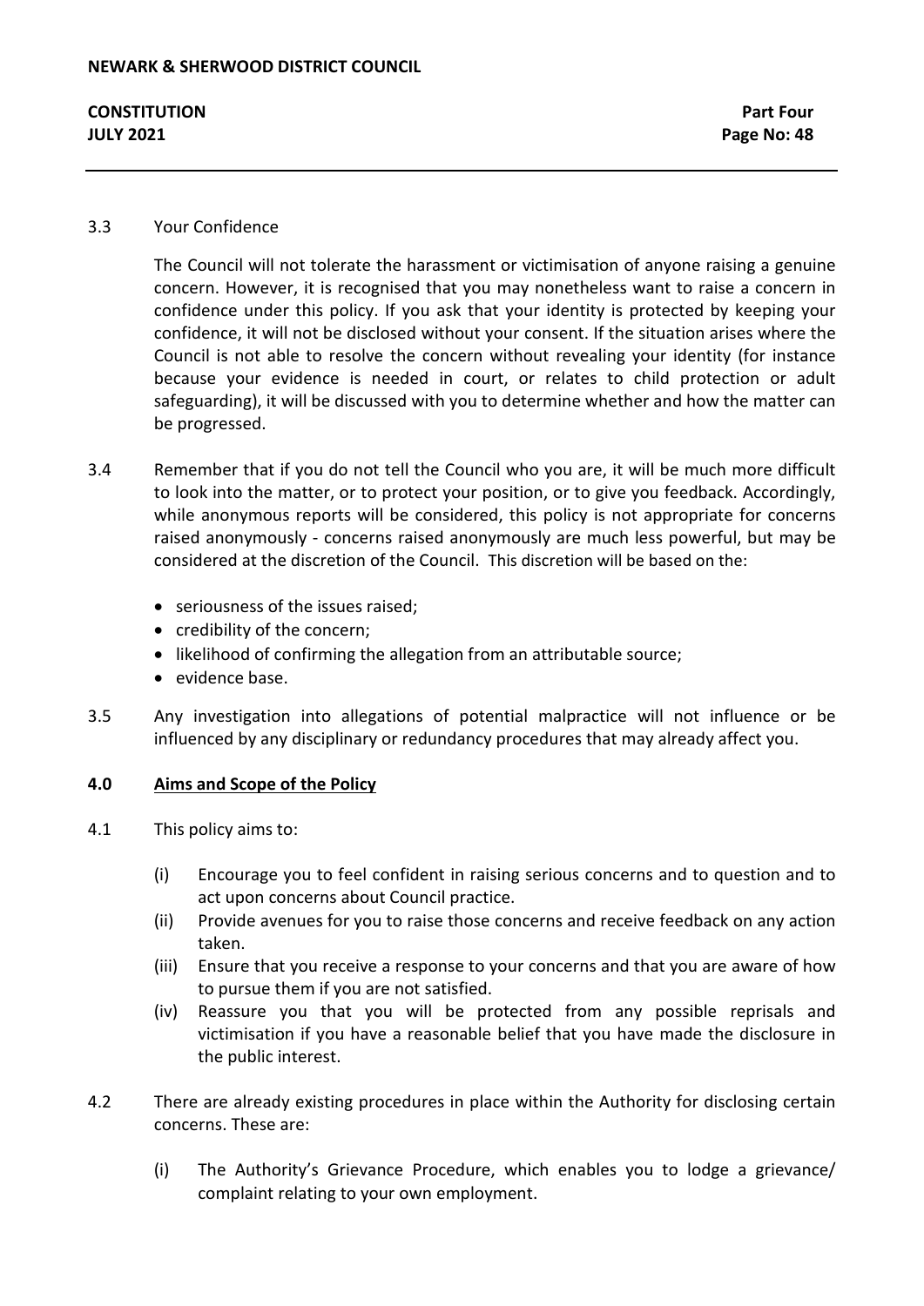3.3 Your Confidence

The Council will not tolerate the harassment or victimisation of anyone raising a genuine concern. However, it is recognised that you may nonetheless want to raise a concern in confidence under this policy. If you ask that your identity is protected by keeping your confidence, it will not be disclosed without your consent. If the situation arises where the Council is not able to resolve the concern without revealing your identity (for instance because your evidence is needed in court, or relates to child protection or adult safeguarding), it will be discussed with you to determine whether and how the matter can be progressed.

3.4 Remember that if you do not tell the Council who you are, it will be much more difficult to look into the matter, or to protect your position, or to give you feedback. Accordingly, while anonymous reports will be considered, this policy is not appropriate for concerns raised anonymously - concerns raised anonymously are much less powerful, but may be considered at the discretion of the Council. This discretion will be based on the:

- seriousness of the issues raised;
- credibility of the concern;
- likelihood of confirming the allegation from an attributable source;
- evidence base.

3.5 Any investigation into allegations of potential malpractice will not influence or be influenced by any disciplinary or redundancy procedures that may already affect you.

## 4.0 Aims and Scope of the Policy

4.1 This policy aims to:

(i) Encourage you to feel confident in raising serious concerns and to question and to act upon concerns about Council practice.

(ii) Provide avenues for you to raise those concerns and receive feedback on any action taken.

(iii) Ensure that you receive a response to your concerns and that you are aware of how to pursue them if you are not satisfied.

(iv) Reassure you that you will be protected from any possible reprisals and victimisation if you have a reasonable belief that you have made the disclosure in the public interest.

4.2 There are already existing procedures in place within the Authority for disclosing certain concerns. These are:

(i) The Authority's Grievance Procedure, which enables you to lodge a grievance/ complaint relating to your own employment.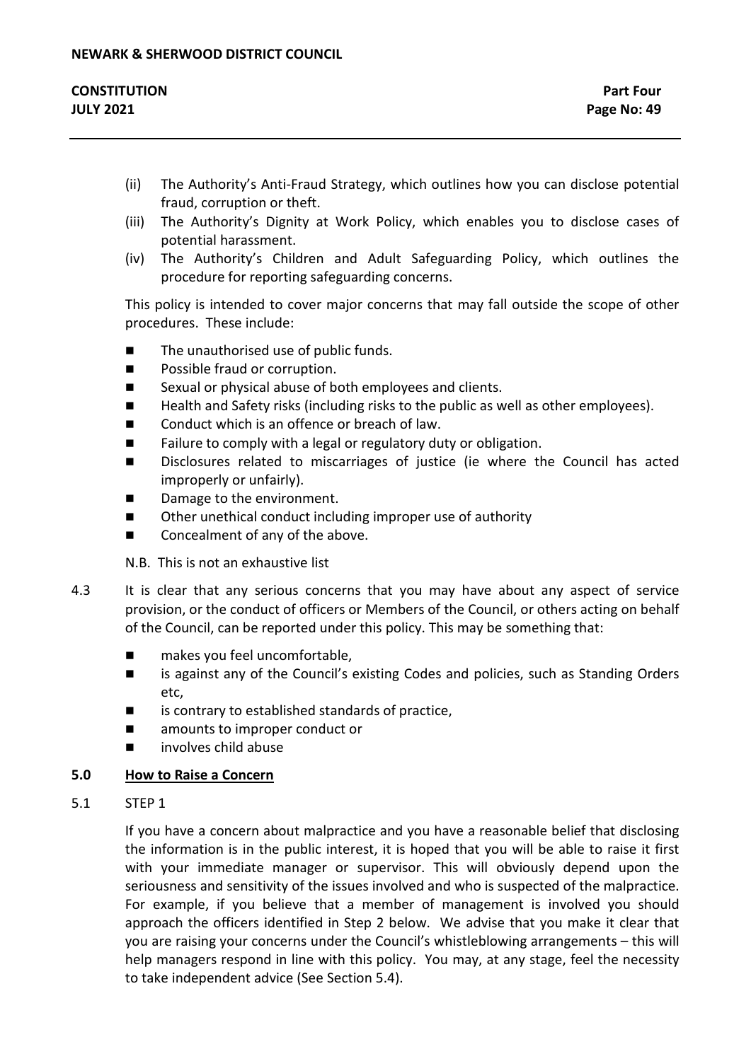(ii) The Authority's Anti-Fraud Strategy, which outlines how you can disclose potential fraud, corruption or theft.

(iii) The Authority's Dignity at Work Policy, which enables you to disclose cases of potential harassment.

(iv) The Authority's Children and Adult Safeguarding Policy, which outlines the procedure for reporting safeguarding concerns.

This policy is intended to cover major concerns that may fall outside the scope of other procedures. These include:

- The unauthorised use of public funds.
- Possible fraud or corruption.
- Sexual or physical abuse of both employees and clients.
- Health and Safety risks (including risks to the public as well as other employees).
- Conduct which is an offence or breach of law.
- Failure to comply with a legal or regulatory duty or obligation.
- Disclosures related to miscarriages of justice (ie where the Council has acted improperly or unfairly).
- Damage to the environment.
- Other unethical conduct including improper use of authority
- Concealment of any of the above.

N.B. This is not an exhaustive list

4.3 It is clear that any serious concerns that you may have about any aspect of service provision, or the conduct of officers or Members of the Council, or others acting on behalf of the Council, can be reported under this policy. This may be something that:

- makes you feel uncomfortable,
- is against any of the Council's existing Codes and policies, such as Standing Orders etc,
- is contrary to established standards of practice,
- amounts to improper conduct or
- involves child abuse

## 5.0 How to Raise a Concern

5.1 STEP 1

If you have a concern about malpractice and you have a reasonable belief that disclosing the information is in the public interest, it is hoped that you will be able to raise it first with your immediate manager or supervisor. This will obviously depend upon the seriousness and sensitivity of the issues involved and who is suspected of the malpractice. For example, if you believe that a member of management is involved you should approach the officers identified in Step 2 below. We advise that you make it clear that you are raising your concerns under the Council's whistleblowing arrangements – this will help managers respond in line with this policy. You may, at any stage, feel the necessity to take independent advice (See Section 5.4).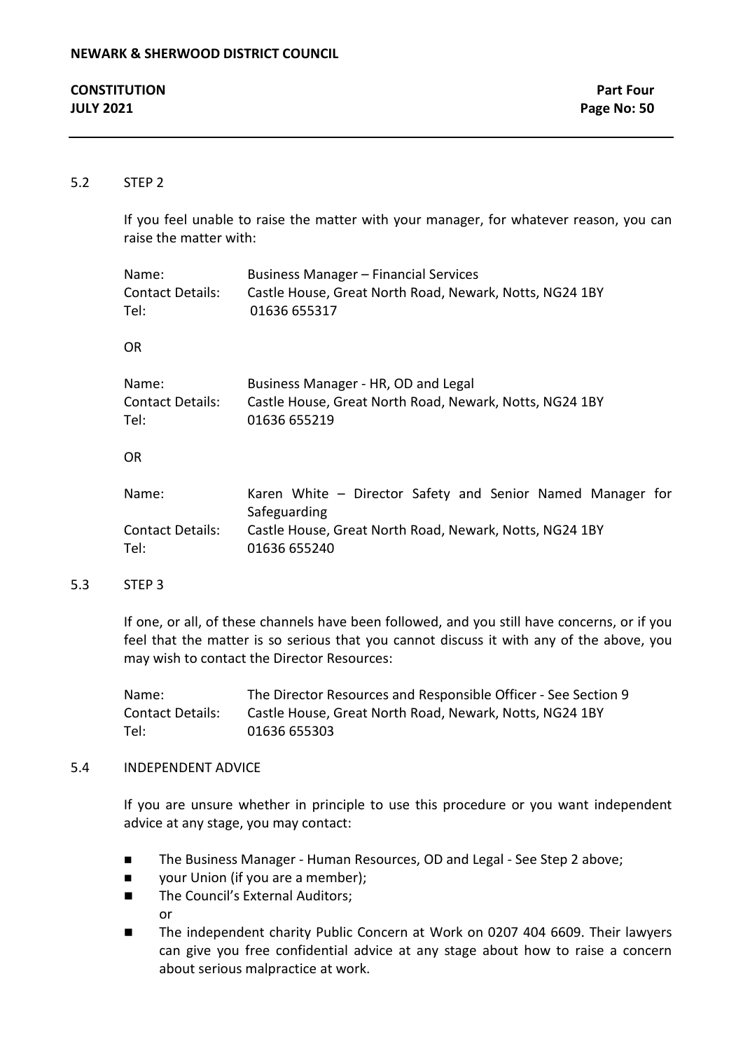5.2 STEP 2

If you feel unable to raise the matter with your manager, for whatever reason, you can raise the matter with:

| | |
|---|---|
| Name: | Business Manager – Financial Services |
| Contact Details: | Castle House, Great North Road, Newark, Notts, NG24 1BY |
| Tel: | 01636 655317 |

OR

| | |
|---|---|
| Name: | Business Manager - HR, OD and Legal |
| Contact Details: | Castle House, Great North Road, Newark, Notts, NG24 1BY |
| Tel: | 01636 655219 |

OR

| | |
|---|---|
| Name: | Karen White – Director Safety and Senior Named Manager for Safeguarding |
| Contact Details: | Castle House, Great North Road, Newark, Notts, NG24 1BY |
| Tel: | 01636 655240 |

5.3 STEP 3

If one, or all, of these channels have been followed, and you still have concerns, or if you feel that the matter is so serious that you cannot discuss it with any of the above, you may wish to contact the Director Resources:

| | |
|---|---|
| Name: | The Director Resources and Responsible Officer - See Section 9 |
| Contact Details: | Castle House, Great North Road, Newark, Notts, NG24 1BY |
| Tel: | 01636 655303 |

5.4 INDEPENDENT ADVICE

If you are unsure whether in principle to use this procedure or you want independent advice at any stage, you may contact:

- The Business Manager - Human Resources, OD and Legal - See Step 2 above;
- your Union (if you are a member);
- The Council's External Auditors;
  or
- The independent charity Public Concern at Work on 0207 404 6609. Their lawyers can give you free confidential advice at any stage about how to raise a concern about serious malpractice at work.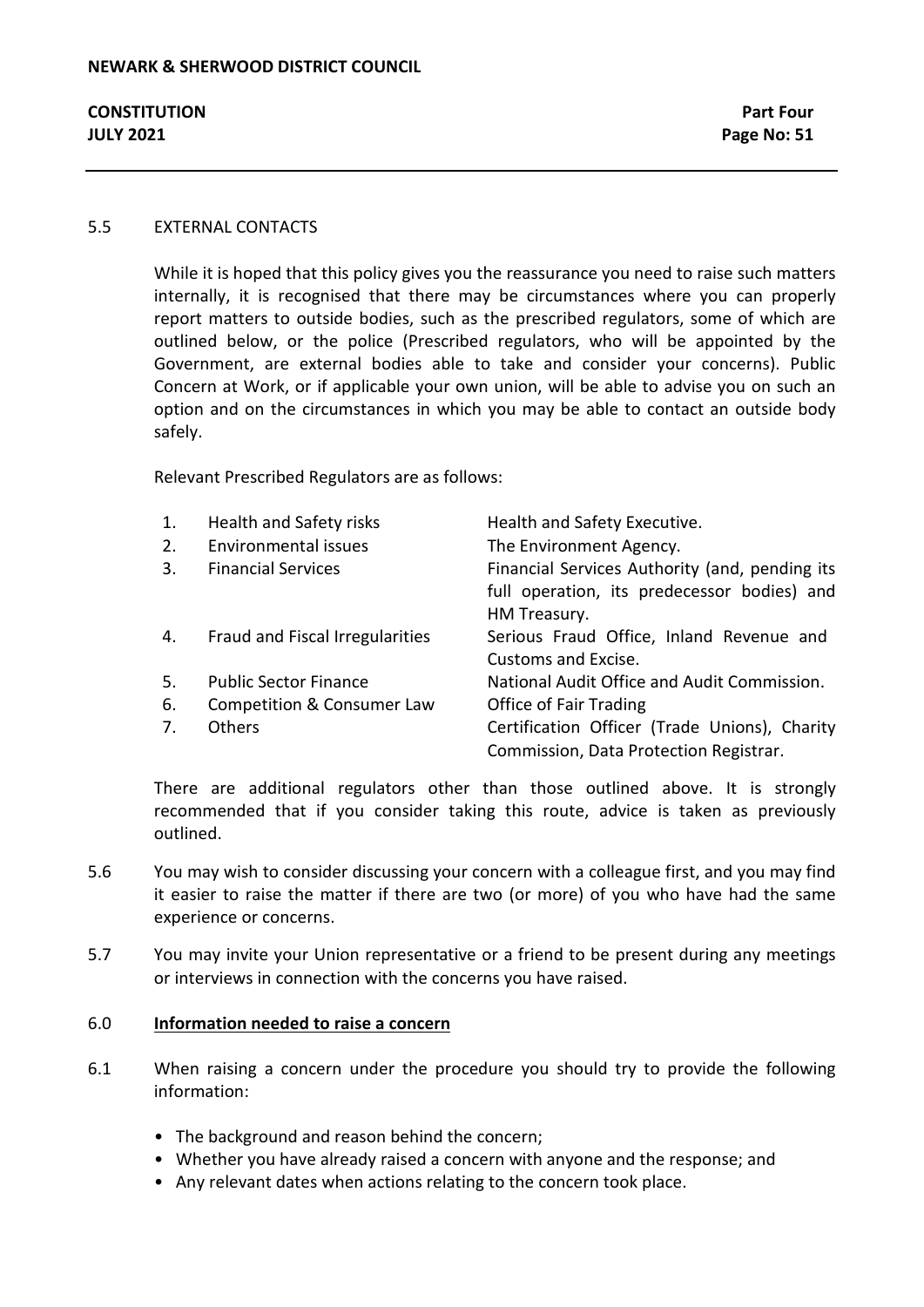5.5 EXTERNAL CONTACTS

While it is hoped that this policy gives you the reassurance you need to raise such matters internally, it is recognised that there may be circumstances where you can properly report matters to outside bodies, such as the prescribed regulators, some of which are outlined below, or the police (Prescribed regulators, who will be appointed by the Government, are external bodies able to take and consider your concerns). Public Concern at Work, or if applicable your own union, will be able to advise you on such an option and on the circumstances in which you may be able to contact an outside body safely.

Relevant Prescribed Regulators are as follows:

| | | |
|---|---|---|
| 1. | Health and Safety risks | Health and Safety Executive. |
| 2. | Environmental issues | The Environment Agency. |
| 3. | Financial Services | Financial Services Authority (and, pending its full operation, its predecessor bodies) and HM Treasury. |
| 4. | Fraud and Fiscal Irregularities | Serious Fraud Office, Inland Revenue and Customs and Excise. |
| 5. | Public Sector Finance | National Audit Office and Audit Commission. |
| 6. | Competition & Consumer Law | Office of Fair Trading |
| 7. | Others | Certification Officer (Trade Unions), Charity Commission, Data Protection Registrar. |

There are additional regulators other than those outlined above. It is strongly recommended that if you consider taking this route, advice is taken as previously outlined.

5.6 You may wish to consider discussing your concern with a colleague first, and you may find it easier to raise the matter if there are two (or more) of you who have had the same experience or concerns.

5.7 You may invite your Union representative or a friend to be present during any meetings or interviews in connection with the concerns you have raised.

## 6.0 **Information needed to raise a concern**

6.1 When raising a concern under the procedure you should try to provide the following information:

- The background and reason behind the concern;
- Whether you have already raised a concern with anyone and the response; and
- Any relevant dates when actions relating to the concern took place.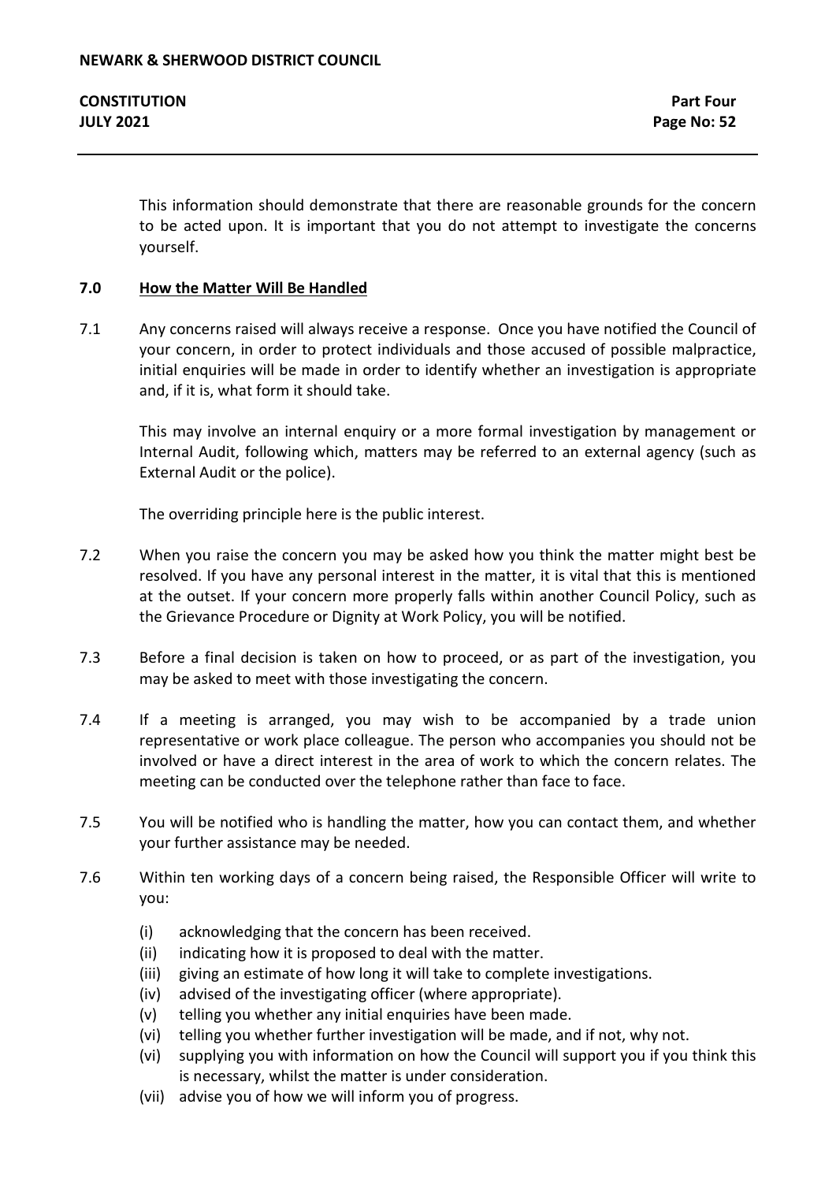This information should demonstrate that there are reasonable grounds for the concern to be acted upon. It is important that you do not attempt to investigate the concerns yourself.

## 7.0 How the Matter Will Be Handled

7.1 Any concerns raised will always receive a response. Once you have notified the Council of your concern, in order to protect individuals and those accused of possible malpractice, initial enquiries will be made in order to identify whether an investigation is appropriate and, if it is, what form it should take.

This may involve an internal enquiry or a more formal investigation by management or Internal Audit, following which, matters may be referred to an external agency (such as External Audit or the police).

The overriding principle here is the public interest.

7.2 When you raise the concern you may be asked how you think the matter might best be resolved. If you have any personal interest in the matter, it is vital that this is mentioned at the outset. If your concern more properly falls within another Council Policy, such as the Grievance Procedure or Dignity at Work Policy, you will be notified.

7.3 Before a final decision is taken on how to proceed, or as part of the investigation, you may be asked to meet with those investigating the concern.

7.4 If a meeting is arranged, you may wish to be accompanied by a trade union representative or work place colleague. The person who accompanies you should not be involved or have a direct interest in the area of work to which the concern relates. The meeting can be conducted over the telephone rather than face to face.

7.5 You will be notified who is handling the matter, how you can contact them, and whether your further assistance may be needed.

7.6 Within ten working days of a concern being raised, the Responsible Officer will write to you:

- (i) acknowledging that the concern has been received.
- (ii) indicating how it is proposed to deal with the matter.
- (iii) giving an estimate of how long it will take to complete investigations.
- (iv) advised of the investigating officer (where appropriate).
- (v) telling you whether any initial enquiries have been made.
- (vi) telling you whether further investigation will be made, and if not, why not.
- (vi) supplying you with information on how the Council will support you if you think this is necessary, whilst the matter is under consideration.
- (vii) advise you of how we will inform you of progress.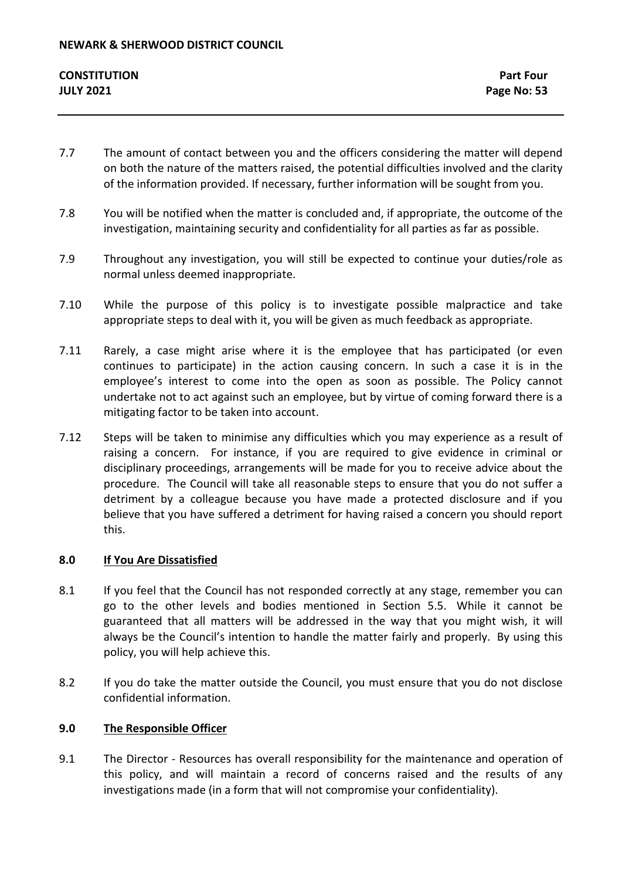7.7 The amount of contact between you and the officers considering the matter will depend on both the nature of the matters raised, the potential difficulties involved and the clarity of the information provided. If necessary, further information will be sought from you.

7.8 You will be notified when the matter is concluded and, if appropriate, the outcome of the investigation, maintaining security and confidentiality for all parties as far as possible.

7.9 Throughout any investigation, you will still be expected to continue your duties/role as normal unless deemed inappropriate.

7.10 While the purpose of this policy is to investigate possible malpractice and take appropriate steps to deal with it, you will be given as much feedback as appropriate.

7.11 Rarely, a case might arise where it is the employee that has participated (or even continues to participate) in the action causing concern. In such a case it is in the employee's interest to come into the open as soon as possible. The Policy cannot undertake not to act against such an employee, but by virtue of coming forward there is a mitigating factor to be taken into account.

7.12 Steps will be taken to minimise any difficulties which you may experience as a result of raising a concern. For instance, if you are required to give evidence in criminal or disciplinary proceedings, arrangements will be made for you to receive advice about the procedure. The Council will take all reasonable steps to ensure that you do not suffer a detriment by a colleague because you have made a protected disclosure and if you believe that you have suffered a detriment for having raised a concern you should report this.

## 8.0 If You Are Dissatisfied

8.1 If you feel that the Council has not responded correctly at any stage, remember you can go to the other levels and bodies mentioned in Section 5.5. While it cannot be guaranteed that all matters will be addressed in the way that you might wish, it will always be the Council's intention to handle the matter fairly and properly. By using this policy, you will help achieve this.

8.2 If you do take the matter outside the Council, you must ensure that you do not disclose confidential information.

## 9.0 The Responsible Officer

9.1 The Director - Resources has overall responsibility for the maintenance and operation of this policy, and will maintain a record of concerns raised and the results of any investigations made (in a form that will not compromise your confidentiality).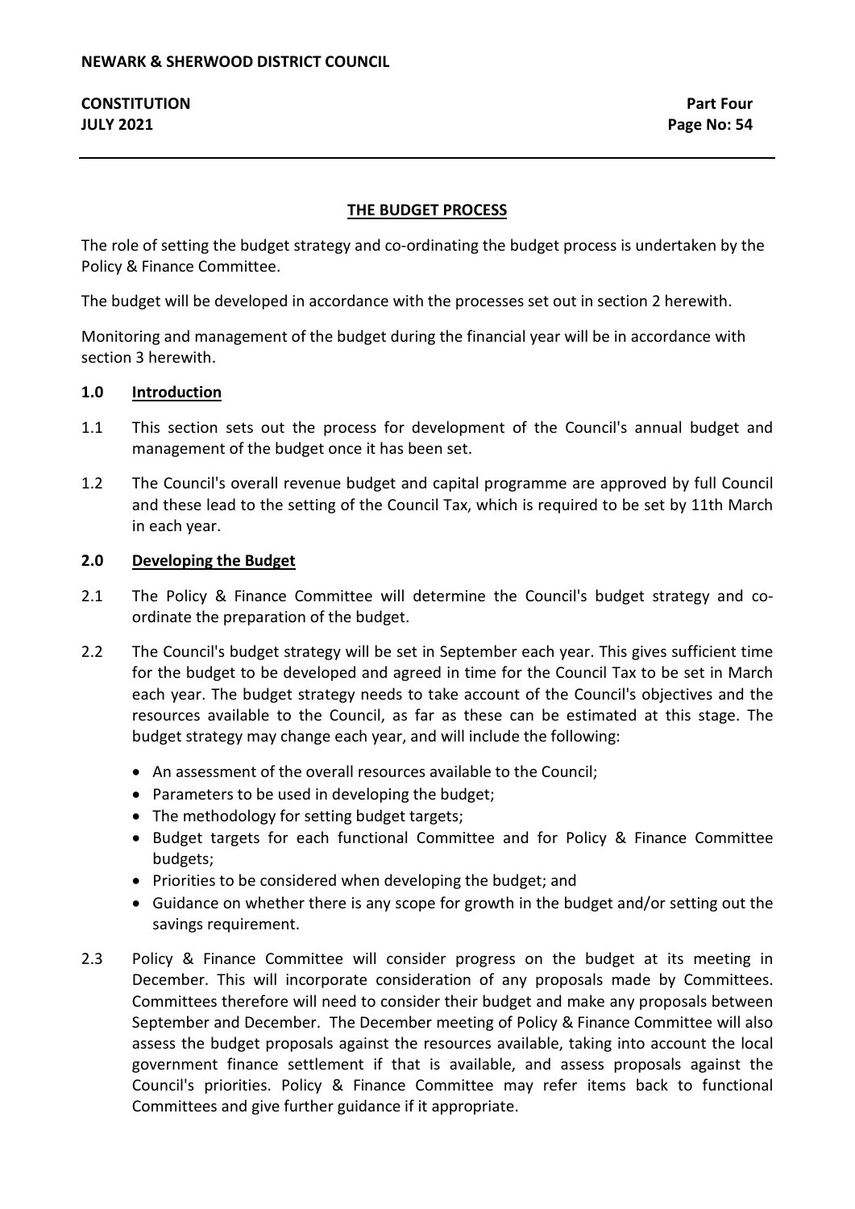## THE BUDGET PROCESS

The role of setting the budget strategy and co-ordinating the budget process is undertaken by the Policy & Finance Committee.

The budget will be developed in accordance with the processes set out in section 2 herewith.

Monitoring and management of the budget during the financial year will be in accordance with section 3 herewith.

### 1.0 Introduction

1.1 This section sets out the process for development of the Council's annual budget and management of the budget once it has been set.

1.2 The Council's overall revenue budget and capital programme are approved by full Council and these lead to the setting of the Council Tax, which is required to be set by 11th March in each year.

### 2.0 Developing the Budget

2.1 The Policy & Finance Committee will determine the Council's budget strategy and co-ordinate the preparation of the budget.

2.2 The Council's budget strategy will be set in September each year. This gives sufficient time for the budget to be developed and agreed in time for the Council Tax to be set in March each year. The budget strategy needs to take account of the Council's objectives and the resources available to the Council, as far as these can be estimated at this stage. The budget strategy may change each year, and will include the following:

- An assessment of the overall resources available to the Council;
- Parameters to be used in developing the budget;
- The methodology for setting budget targets;
- Budget targets for each functional Committee and for Policy & Finance Committee budgets;
- Priorities to be considered when developing the budget; and
- Guidance on whether there is any scope for growth in the budget and/or setting out the savings requirement.

2.3 Policy & Finance Committee will consider progress on the budget at its meeting in December. This will incorporate consideration of any proposals made by Committees. Committees therefore will need to consider their budget and make any proposals between September and December. The December meeting of Policy & Finance Committee will also assess the budget proposals against the resources available, taking into account the local government finance settlement if that is available, and assess proposals against the Council's priorities. Policy & Finance Committee may refer items back to functional Committees and give further guidance if it appropriate.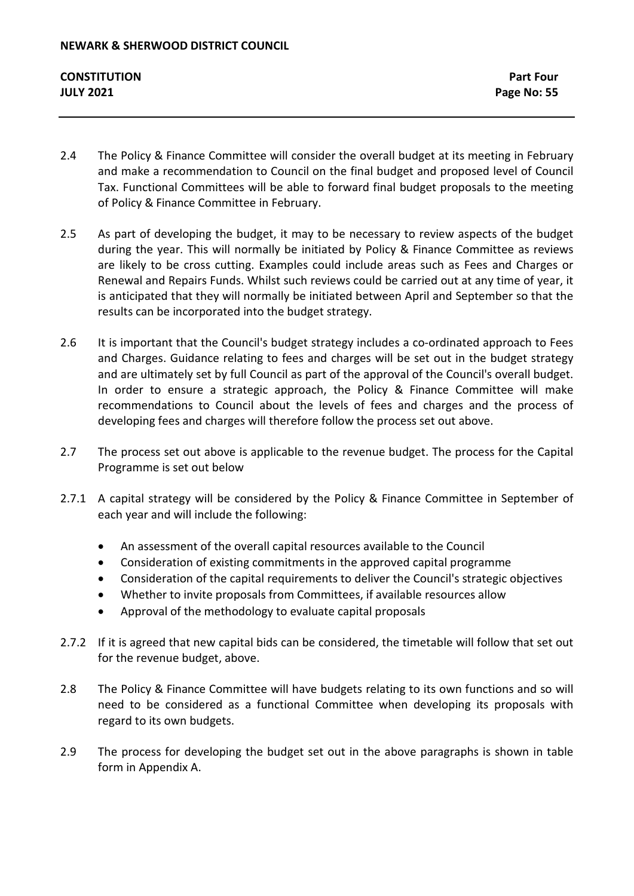2.4 The Policy & Finance Committee will consider the overall budget at its meeting in February and make a recommendation to Council on the final budget and proposed level of Council Tax. Functional Committees will be able to forward final budget proposals to the meeting of Policy & Finance Committee in February.

2.5 As part of developing the budget, it may to be necessary to review aspects of the budget during the year. This will normally be initiated by Policy & Finance Committee as reviews are likely to be cross cutting. Examples could include areas such as Fees and Charges or Renewal and Repairs Funds. Whilst such reviews could be carried out at any time of year, it is anticipated that they will normally be initiated between April and September so that the results can be incorporated into the budget strategy.

2.6 It is important that the Council's budget strategy includes a co-ordinated approach to Fees and Charges. Guidance relating to fees and charges will be set out in the budget strategy and are ultimately set by full Council as part of the approval of the Council's overall budget. In order to ensure a strategic approach, the Policy & Finance Committee will make recommendations to Council about the levels of fees and charges and the process of developing fees and charges will therefore follow the process set out above.

2.7 The process set out above is applicable to the revenue budget. The process for the Capital Programme is set out below

2.7.1 A capital strategy will be considered by the Policy & Finance Committee in September of each year and will include the following:

- An assessment of the overall capital resources available to the Council
- Consideration of existing commitments in the approved capital programme
- Consideration of the capital requirements to deliver the Council's strategic objectives
- Whether to invite proposals from Committees, if available resources allow
- Approval of the methodology to evaluate capital proposals

2.7.2 If it is agreed that new capital bids can be considered, the timetable will follow that set out for the revenue budget, above.

2.8 The Policy & Finance Committee will have budgets relating to its own functions and so will need to be considered as a functional Committee when developing its proposals with regard to its own budgets.

2.9 The process for developing the budget set out in the above paragraphs is shown in table form in Appendix A.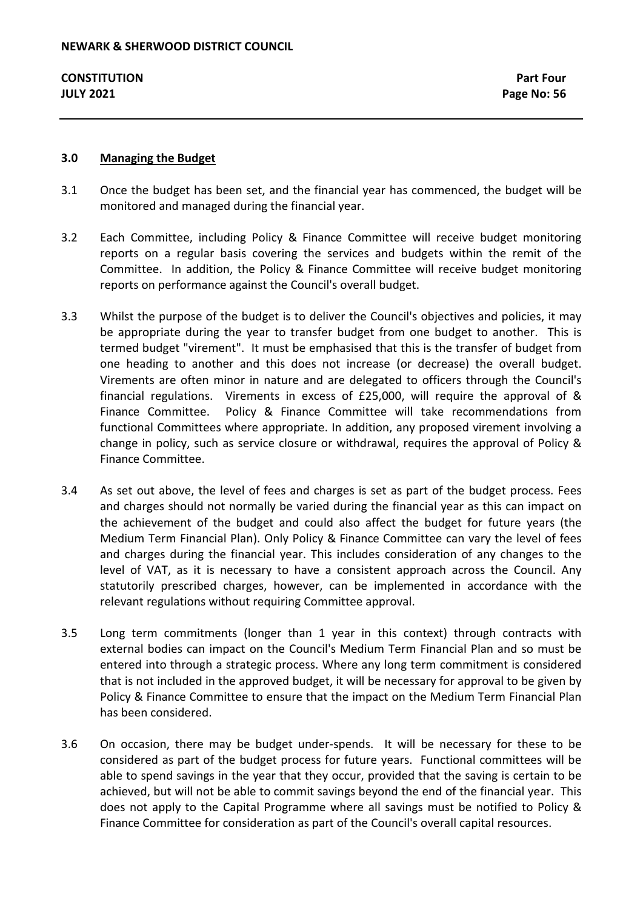### 3.0 Managing the Budget

3.1 Once the budget has been set, and the financial year has commenced, the budget will be monitored and managed during the financial year.

3.2 Each Committee, including Policy & Finance Committee will receive budget monitoring reports on a regular basis covering the services and budgets within the remit of the Committee. In addition, the Policy & Finance Committee will receive budget monitoring reports on performance against the Council's overall budget.

3.3 Whilst the purpose of the budget is to deliver the Council's objectives and policies, it may be appropriate during the year to transfer budget from one budget to another. This is termed budget "virement". It must be emphasised that this is the transfer of budget from one heading to another and this does not increase (or decrease) the overall budget. Virements are often minor in nature and are delegated to officers through the Council's financial regulations. Virements in excess of £25,000, will require the approval of & Finance Committee. Policy & Finance Committee will take recommendations from functional Committees where appropriate. In addition, any proposed virement involving a change in policy, such as service closure or withdrawal, requires the approval of Policy & Finance Committee.

3.4 As set out above, the level of fees and charges is set as part of the budget process. Fees and charges should not normally be varied during the financial year as this can impact on the achievement of the budget and could also affect the budget for future years (the Medium Term Financial Plan). Only Policy & Finance Committee can vary the level of fees and charges during the financial year. This includes consideration of any changes to the level of VAT, as it is necessary to have a consistent approach across the Council. Any statutorily prescribed charges, however, can be implemented in accordance with the relevant regulations without requiring Committee approval.

3.5 Long term commitments (longer than 1 year in this context) through contracts with external bodies can impact on the Council's Medium Term Financial Plan and so must be entered into through a strategic process. Where any long term commitment is considered that is not included in the approved budget, it will be necessary for approval to be given by Policy & Finance Committee to ensure that the impact on the Medium Term Financial Plan has been considered.

3.6 On occasion, there may be budget under-spends. It will be necessary for these to be considered as part of the budget process for future years. Functional committees will be able to spend savings in the year that they occur, provided that the saving is certain to be achieved, but will not be able to commit savings beyond the end of the financial year. This does not apply to the Capital Programme where all savings must be notified to Policy & Finance Committee for consideration as part of the Council's overall capital resources.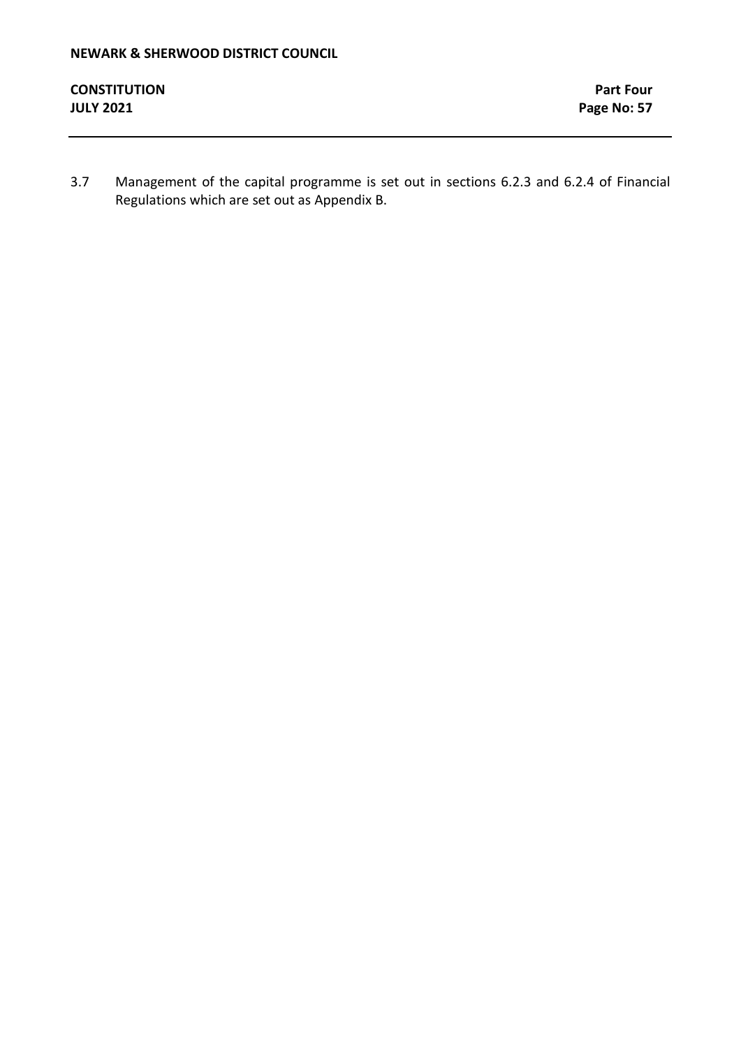3.7 Management of the capital programme is set out in sections 6.2.3 and 6.2.4 of Financial Regulations which are set out as Appendix B.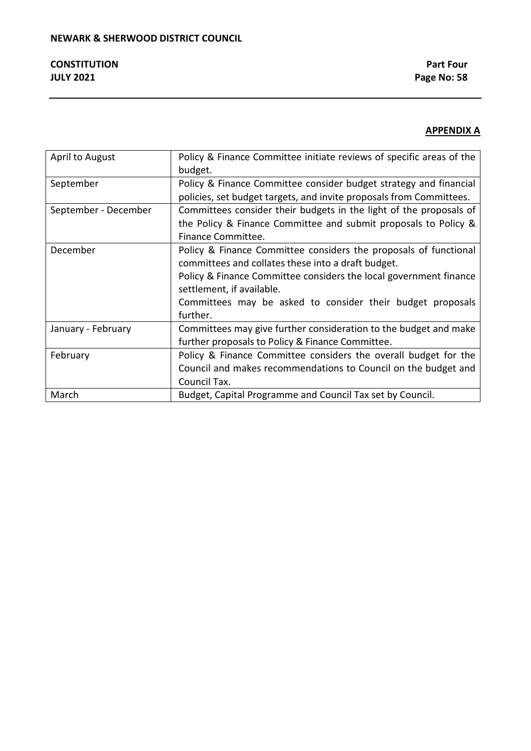**APPENDIX A**

| | |
|---|---|
| April to August | Policy & Finance Committee initiate reviews of specific areas of the budget. |
| September | Policy & Finance Committee consider budget strategy and financial policies, set budget targets, and invite proposals from Committees. |
| September - December | Committees consider their budgets in the light of the proposals of the Policy & Finance Committee and submit proposals to Policy & Finance Committee. |
| December | Policy & Finance Committee considers the proposals of functional committees and collates these into a draft budget.<br>Policy & Finance Committee considers the local government finance settlement, if available.<br>Committees may be asked to consider their budget proposals further. |
| January - February | Committees may give further consideration to the budget and make further proposals to Policy & Finance Committee. |
| February | Policy & Finance Committee considers the overall budget for the Council and makes recommendations to Council on the budget and Council Tax. |
| March | Budget, Capital Programme and Council Tax set by Council. |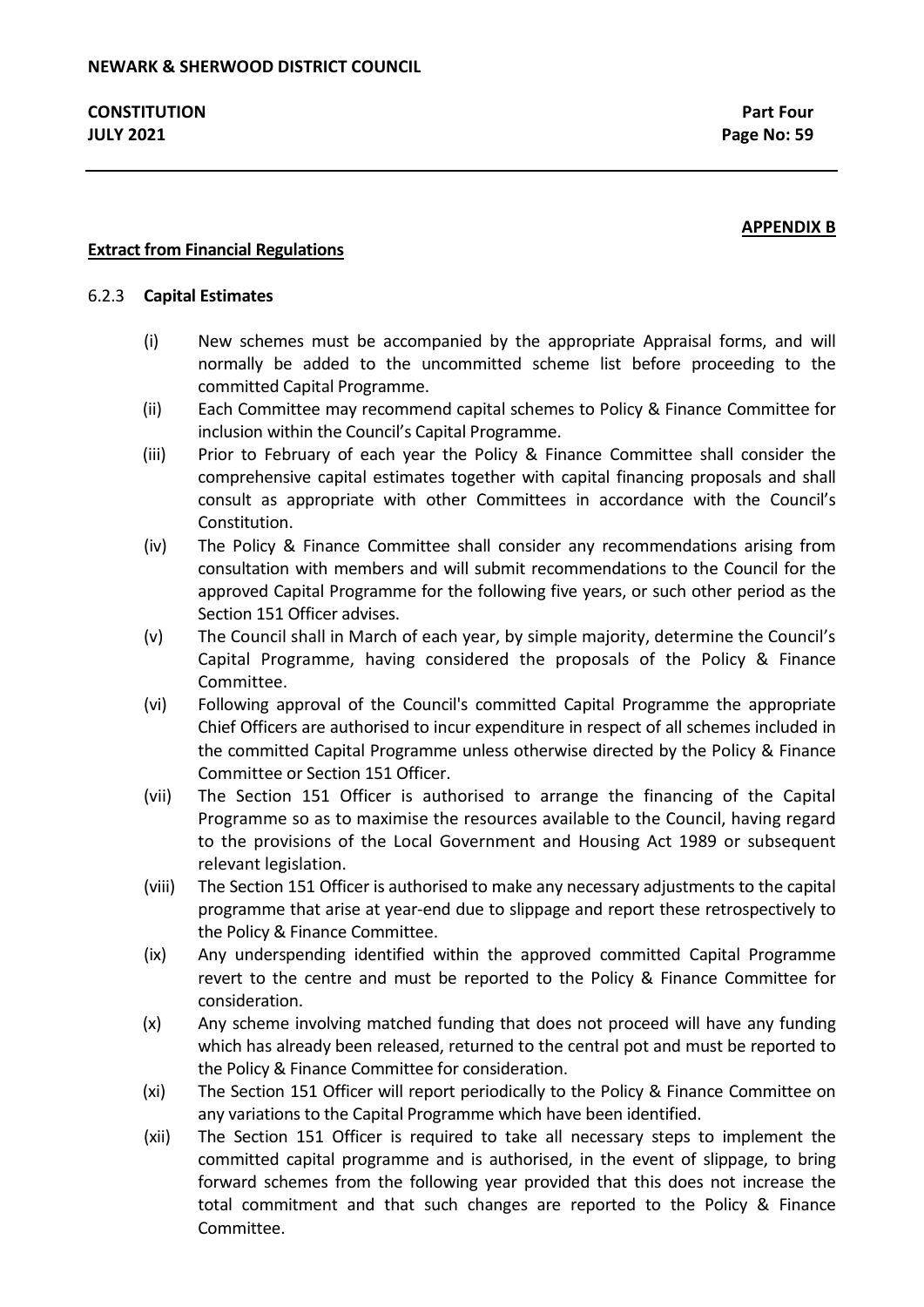**APPENDIX B**

**Extract from Financial Regulations**

6.2.3 **Capital Estimates**

(i) New schemes must be accompanied by the appropriate Appraisal forms, and will normally be added to the uncommitted scheme list before proceeding to the committed Capital Programme.

(ii) Each Committee may recommend capital schemes to Policy & Finance Committee for inclusion within the Council's Capital Programme.

(iii) Prior to February of each year the Policy & Finance Committee shall consider the comprehensive capital estimates together with capital financing proposals and shall consult as appropriate with other Committees in accordance with the Council's Constitution.

(iv) The Policy & Finance Committee shall consider any recommendations arising from consultation with members and will submit recommendations to the Council for the approved Capital Programme for the following five years, or such other period as the Section 151 Officer advises.

(v) The Council shall in March of each year, by simple majority, determine the Council's Capital Programme, having considered the proposals of the Policy & Finance Committee.

(vi) Following approval of the Council's committed Capital Programme the appropriate Chief Officers are authorised to incur expenditure in respect of all schemes included in the committed Capital Programme unless otherwise directed by the Policy & Finance Committee or Section 151 Officer.

(vii) The Section 151 Officer is authorised to arrange the financing of the Capital Programme so as to maximise the resources available to the Council, having regard to the provisions of the Local Government and Housing Act 1989 or subsequent relevant legislation.

(viii) The Section 151 Officer is authorised to make any necessary adjustments to the capital programme that arise at year-end due to slippage and report these retrospectively to the Policy & Finance Committee.

(ix) Any underspending identified within the approved committed Capital Programme revert to the centre and must be reported to the Policy & Finance Committee for consideration.

(x) Any scheme involving matched funding that does not proceed will have any funding which has already been released, returned to the central pot and must be reported to the Policy & Finance Committee for consideration.

(xi) The Section 151 Officer will report periodically to the Policy & Finance Committee on any variations to the Capital Programme which have been identified.

(xii) The Section 151 Officer is required to take all necessary steps to implement the committed capital programme and is authorised, in the event of slippage, to bring forward schemes from the following year provided that this does not increase the total commitment and that such changes are reported to the Policy & Finance Committee.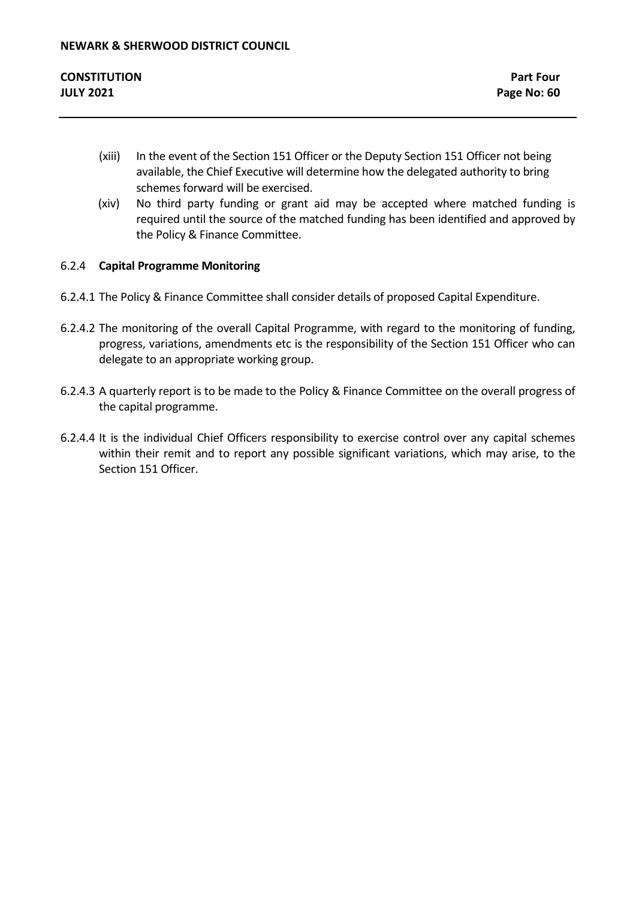(xiii) In the event of the Section 151 Officer or the Deputy Section 151 Officer not being available, the Chief Executive will determine how the delegated authority to bring schemes forward will be exercised.

(xiv) No third party funding or grant aid may be accepted where matched funding is required until the source of the matched funding has been identified and approved by the Policy & Finance Committee.

6.2.4 **Capital Programme Monitoring**

6.2.4.1 The Policy & Finance Committee shall consider details of proposed Capital Expenditure.

6.2.4.2 The monitoring of the overall Capital Programme, with regard to the monitoring of funding, progress, variations, amendments etc is the responsibility of the Section 151 Officer who can delegate to an appropriate working group.

6.2.4.3 A quarterly report is to be made to the Policy & Finance Committee on the overall progress of the capital programme.

6.2.4.4 It is the individual Chief Officers responsibility to exercise control over any capital schemes within their remit and to report any possible significant variations, which may arise, to the Section 151 Officer.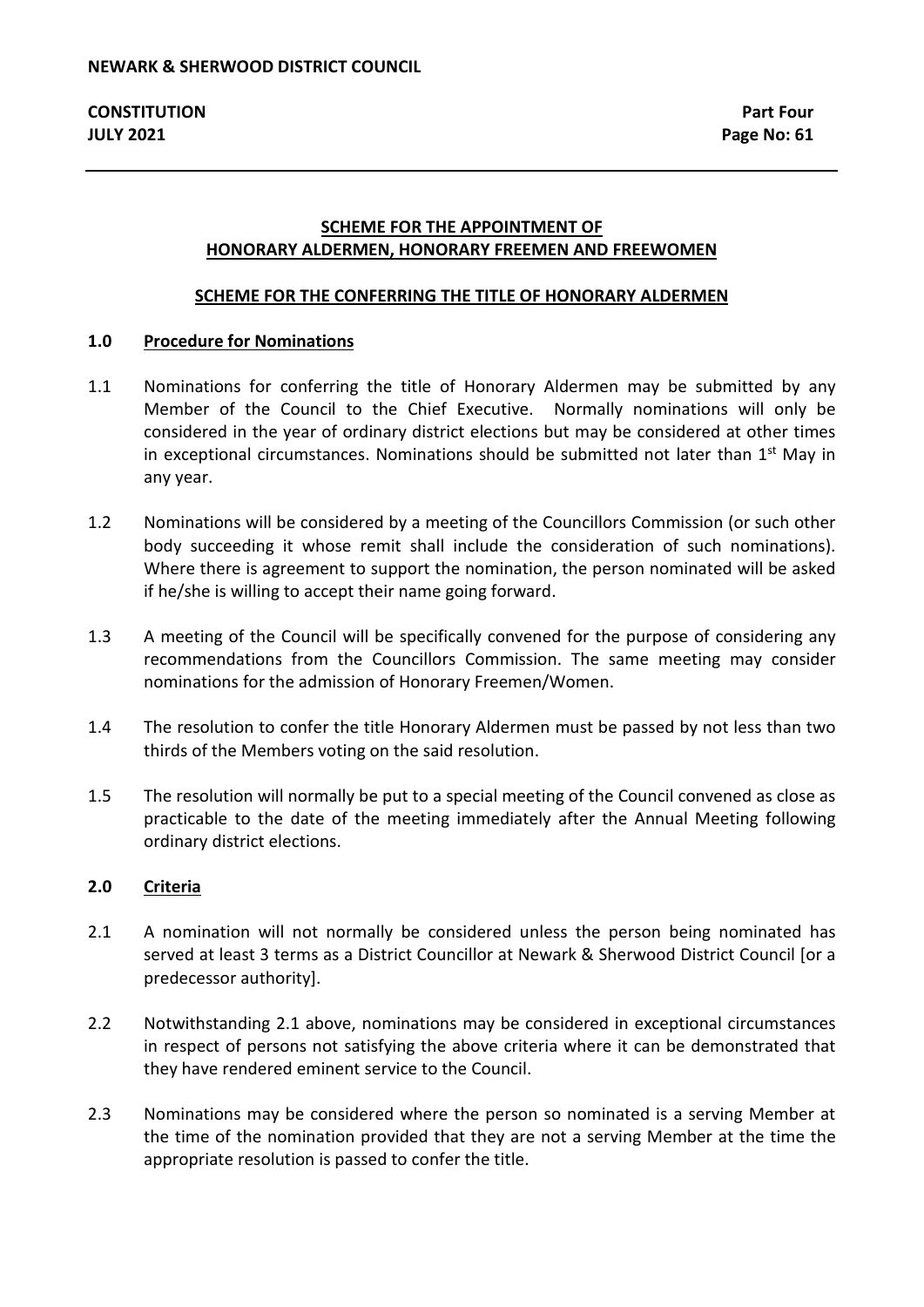## SCHEME FOR THE APPOINTMENT OF HONORARY ALDERMEN, HONORARY FREEMEN AND FREEWOMEN

### SCHEME FOR THE CONFERRING THE TITLE OF HONORARY ALDERMEN

**1.0 Procedure for Nominations**

1.1 Nominations for conferring the title of Honorary Aldermen may be submitted by any Member of the Council to the Chief Executive. Normally nominations will only be considered in the year of ordinary district elections but may be considered at other times in exceptional circumstances. Nominations should be submitted not later than 1st May in any year.

1.2 Nominations will be considered by a meeting of the Councillors Commission (or such other body succeeding it whose remit shall include the consideration of such nominations). Where there is agreement to support the nomination, the person nominated will be asked if he/she is willing to accept their name going forward.

1.3 A meeting of the Council will be specifically convened for the purpose of considering any recommendations from the Councillors Commission. The same meeting may consider nominations for the admission of Honorary Freemen/Women.

1.4 The resolution to confer the title Honorary Aldermen must be passed by not less than two thirds of the Members voting on the said resolution.

1.5 The resolution will normally be put to a special meeting of the Council convened as close as practicable to the date of the meeting immediately after the Annual Meeting following ordinary district elections.

**2.0 Criteria**

2.1 A nomination will not normally be considered unless the person being nominated has served at least 3 terms as a District Councillor at Newark & Sherwood District Council [or a predecessor authority].

2.2 Notwithstanding 2.1 above, nominations may be considered in exceptional circumstances in respect of persons not satisfying the above criteria where it can be demonstrated that they have rendered eminent service to the Council.

2.3 Nominations may be considered where the person so nominated is a serving Member at the time of the nomination provided that they are not a serving Member at the time the appropriate resolution is passed to confer the title.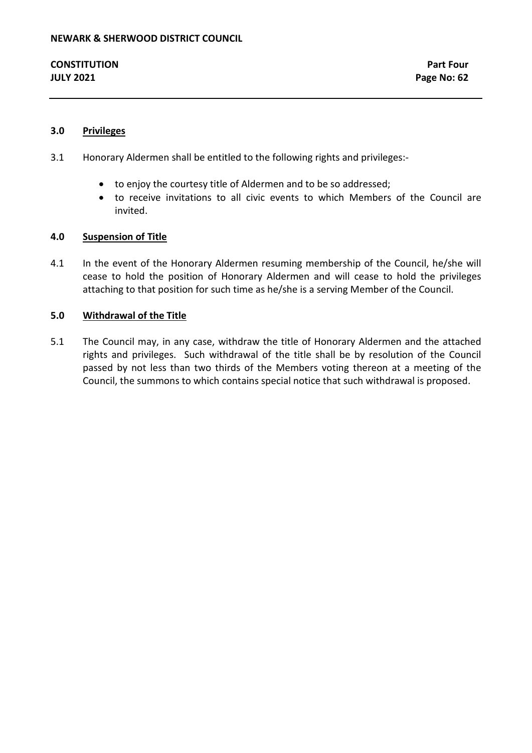### 3.0 Privileges

3.1 Honorary Aldermen shall be entitled to the following rights and privileges:-

- to enjoy the courtesy title of Aldermen and to be so addressed;
- to receive invitations to all civic events to which Members of the Council are invited.

### 4.0 Suspension of Title

4.1 In the event of the Honorary Aldermen resuming membership of the Council, he/she will cease to hold the position of Honorary Aldermen and will cease to hold the privileges attaching to that position for such time as he/she is a serving Member of the Council.

### 5.0 Withdrawal of the Title

5.1 The Council may, in any case, withdraw the title of Honorary Aldermen and the attached rights and privileges. Such withdrawal of the title shall be by resolution of the Council passed by not less than two thirds of the Members voting thereon at a meeting of the Council, the summons to which contains special notice that such withdrawal is proposed.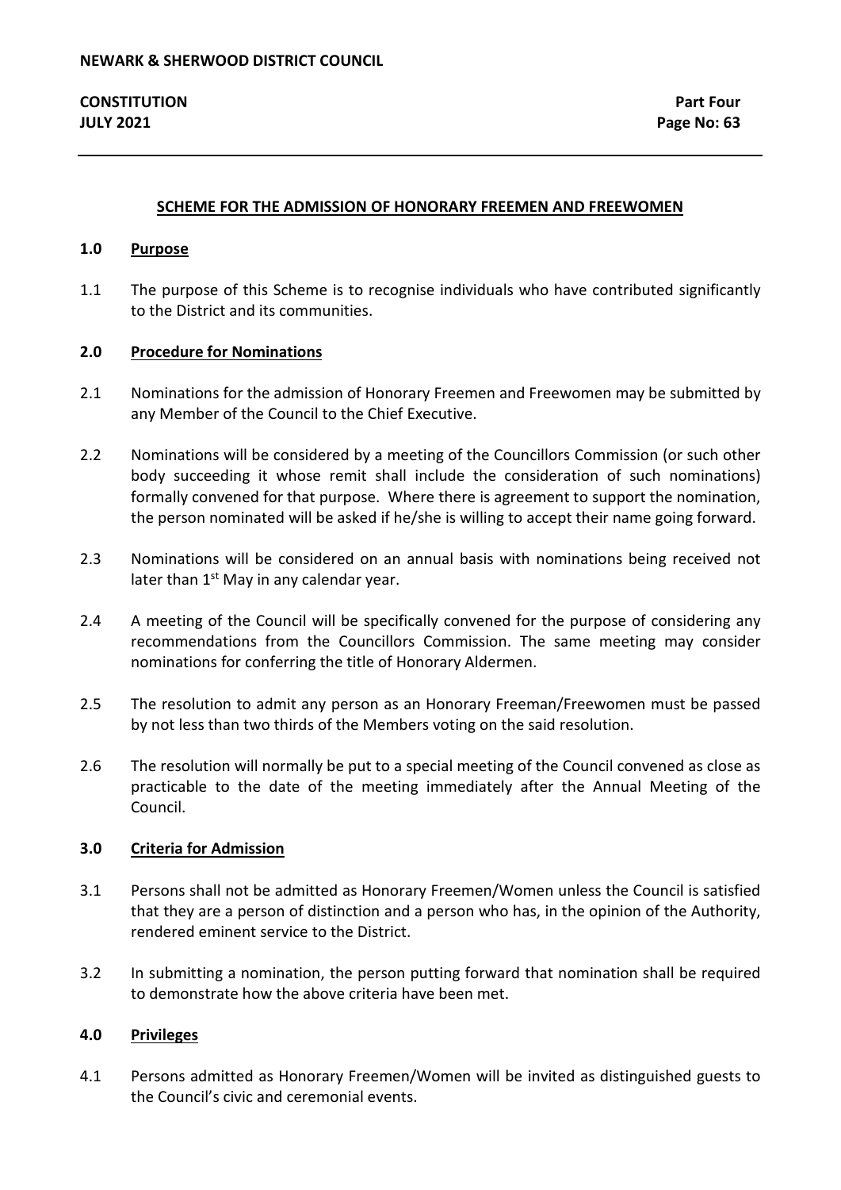## SCHEME FOR THE ADMISSION OF HONORARY FREEMEN AND FREEWOMEN

### 1.0 Purpose

1.1 The purpose of this Scheme is to recognise individuals who have contributed significantly to the District and its communities.

### 2.0 Procedure for Nominations

2.1 Nominations for the admission of Honorary Freemen and Freewomen may be submitted by any Member of the Council to the Chief Executive.

2.2 Nominations will be considered by a meeting of the Councillors Commission (or such other body succeeding it whose remit shall include the consideration of such nominations) formally convened for that purpose. Where there is agreement to support the nomination, the person nominated will be asked if he/she is willing to accept their name going forward.

2.3 Nominations will be considered on an annual basis with nominations being received not later than 1st May in any calendar year.

2.4 A meeting of the Council will be specifically convened for the purpose of considering any recommendations from the Councillors Commission. The same meeting may consider nominations for conferring the title of Honorary Aldermen.

2.5 The resolution to admit any person as an Honorary Freeman/Freewomen must be passed by not less than two thirds of the Members voting on the said resolution.

2.6 The resolution will normally be put to a special meeting of the Council convened as close as practicable to the date of the meeting immediately after the Annual Meeting of the Council.

### 3.0 Criteria for Admission

3.1 Persons shall not be admitted as Honorary Freemen/Women unless the Council is satisfied that they are a person of distinction and a person who has, in the opinion of the Authority, rendered eminent service to the District.

3.2 In submitting a nomination, the person putting forward that nomination shall be required to demonstrate how the above criteria have been met.

### 4.0 Privileges

4.1 Persons admitted as Honorary Freemen/Women will be invited as distinguished guests to the Council's civic and ceremonial events.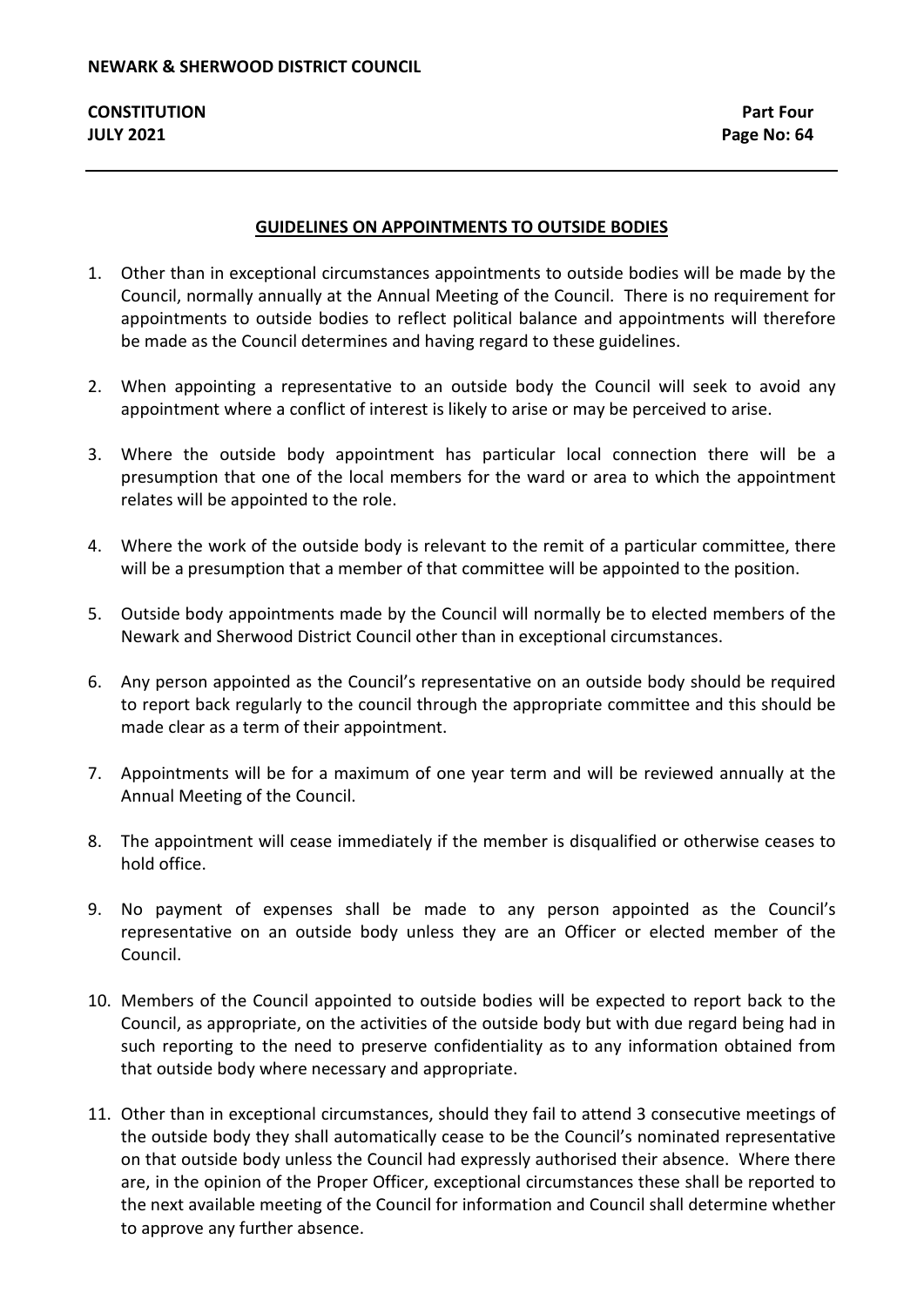## GUIDELINES ON APPOINTMENTS TO OUTSIDE BODIES

1. Other than in exceptional circumstances appointments to outside bodies will be made by the Council, normally annually at the Annual Meeting of the Council. There is no requirement for appointments to outside bodies to reflect political balance and appointments will therefore be made as the Council determines and having regard to these guidelines.

2. When appointing a representative to an outside body the Council will seek to avoid any appointment where a conflict of interest is likely to arise or may be perceived to arise.

3. Where the outside body appointment has particular local connection there will be a presumption that one of the local members for the ward or area to which the appointment relates will be appointed to the role.

4. Where the work of the outside body is relevant to the remit of a particular committee, there will be a presumption that a member of that committee will be appointed to the position.

5. Outside body appointments made by the Council will normally be to elected members of the Newark and Sherwood District Council other than in exceptional circumstances.

6. Any person appointed as the Council's representative on an outside body should be required to report back regularly to the council through the appropriate committee and this should be made clear as a term of their appointment.

7. Appointments will be for a maximum of one year term and will be reviewed annually at the Annual Meeting of the Council.

8. The appointment will cease immediately if the member is disqualified or otherwise ceases to hold office.

9. No payment of expenses shall be made to any person appointed as the Council's representative on an outside body unless they are an Officer or elected member of the Council.

10. Members of the Council appointed to outside bodies will be expected to report back to the Council, as appropriate, on the activities of the outside body but with due regard being had in such reporting to the need to preserve confidentiality as to any information obtained from that outside body where necessary and appropriate.

11. Other than in exceptional circumstances, should they fail to attend 3 consecutive meetings of the outside body they shall automatically cease to be the Council's nominated representative on that outside body unless the Council had expressly authorised their absence. Where there are, in the opinion of the Proper Officer, exceptional circumstances these shall be reported to the next available meeting of the Council for information and Council shall determine whether to approve any further absence.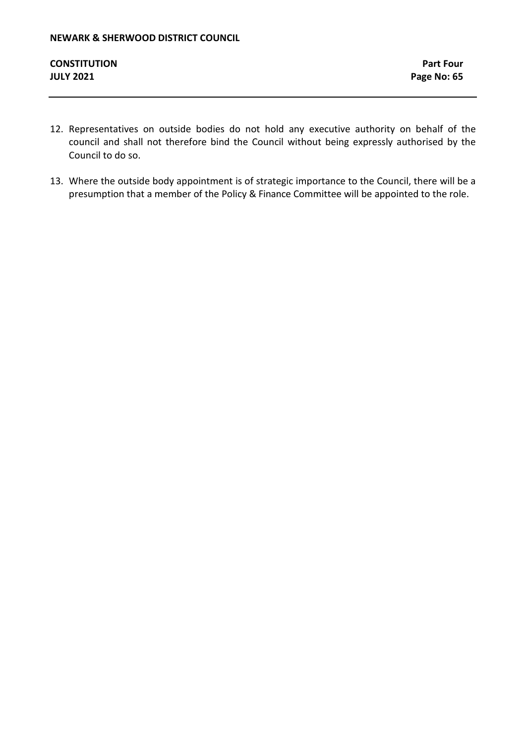12. Representatives on outside bodies do not hold any executive authority on behalf of the council and shall not therefore bind the Council without being expressly authorised by the Council to do so.

13. Where the outside body appointment is of strategic importance to the Council, there will be a presumption that a member of the Policy & Finance Committee will be appointed to the role.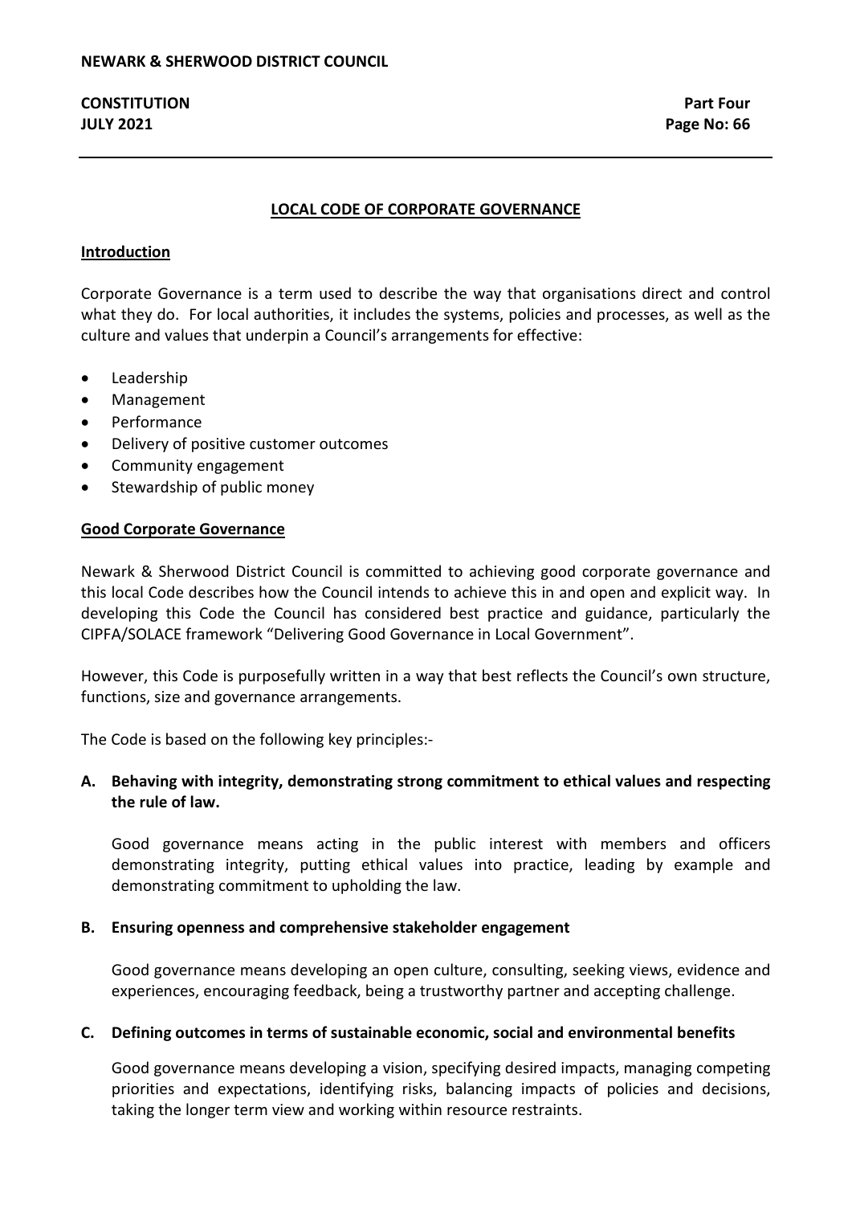## LOCAL CODE OF CORPORATE GOVERNANCE

### Introduction

Corporate Governance is a term used to describe the way that organisations direct and control what they do. For local authorities, it includes the systems, policies and processes, as well as the culture and values that underpin a Council's arrangements for effective:

- Leadership
- Management
- Performance
- Delivery of positive customer outcomes
- Community engagement
- Stewardship of public money

### Good Corporate Governance

Newark & Sherwood District Council is committed to achieving good corporate governance and this local Code describes how the Council intends to achieve this in and open and explicit way. In developing this Code the Council has considered best practice and guidance, particularly the CIPFA/SOLACE framework "Delivering Good Governance in Local Government".

However, this Code is purposefully written in a way that best reflects the Council's own structure, functions, size and governance arrangements.

The Code is based on the following key principles:-

**A. Behaving with integrity, demonstrating strong commitment to ethical values and respecting the rule of law.**

Good governance means acting in the public interest with members and officers demonstrating integrity, putting ethical values into practice, leading by example and demonstrating commitment to upholding the law.

**B. Ensuring openness and comprehensive stakeholder engagement**

Good governance means developing an open culture, consulting, seeking views, evidence and experiences, encouraging feedback, being a trustworthy partner and accepting challenge.

**C. Defining outcomes in terms of sustainable economic, social and environmental benefits**

Good governance means developing a vision, specifying desired impacts, managing competing priorities and expectations, identifying risks, balancing impacts of policies and decisions, taking the longer term view and working within resource restraints.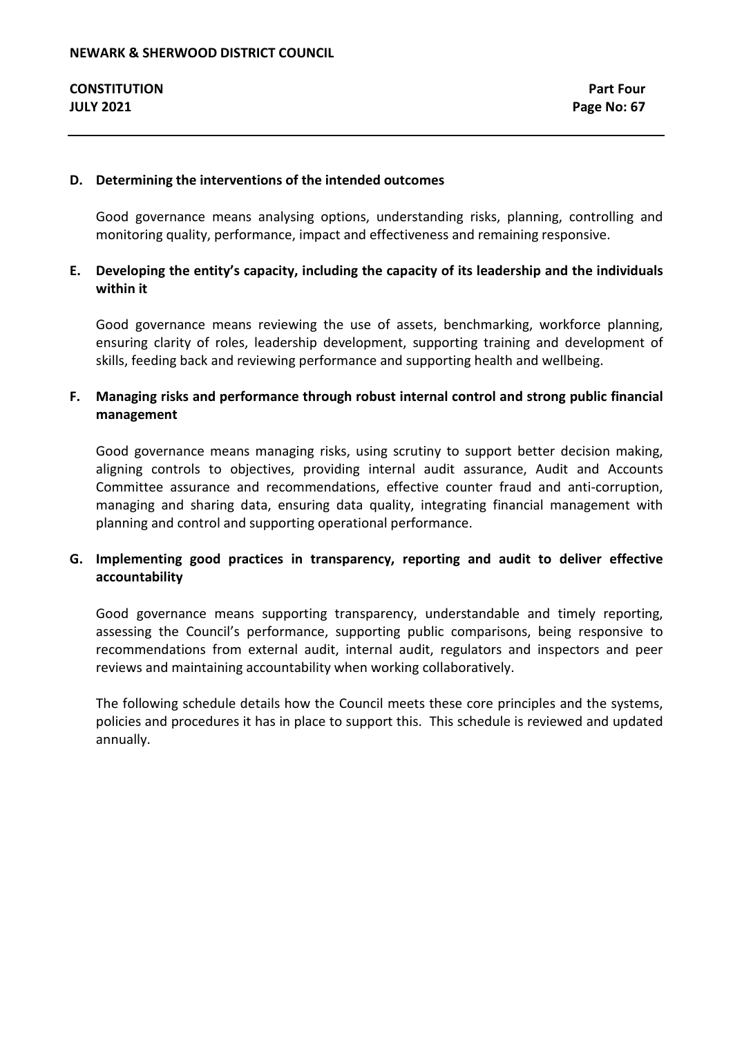**D. Determining the interventions of the intended outcomes**

Good governance means analysing options, understanding risks, planning, controlling and monitoring quality, performance, impact and effectiveness and remaining responsive.

**E. Developing the entity's capacity, including the capacity of its leadership and the individuals within it**

Good governance means reviewing the use of assets, benchmarking, workforce planning, ensuring clarity of roles, leadership development, supporting training and development of skills, feeding back and reviewing performance and supporting health and wellbeing.

**F. Managing risks and performance through robust internal control and strong public financial management**

Good governance means managing risks, using scrutiny to support better decision making, aligning controls to objectives, providing internal audit assurance, Audit and Accounts Committee assurance and recommendations, effective counter fraud and anti-corruption, managing and sharing data, ensuring data quality, integrating financial management with planning and control and supporting operational performance.

**G. Implementing good practices in transparency, reporting and audit to deliver effective accountability**

Good governance means supporting transparency, understandable and timely reporting, assessing the Council's performance, supporting public comparisons, being responsive to recommendations from external audit, internal audit, regulators and inspectors and peer reviews and maintaining accountability when working collaboratively.

The following schedule details how the Council meets these core principles and the systems, policies and procedures it has in place to support this. This schedule is reviewed and updated annually.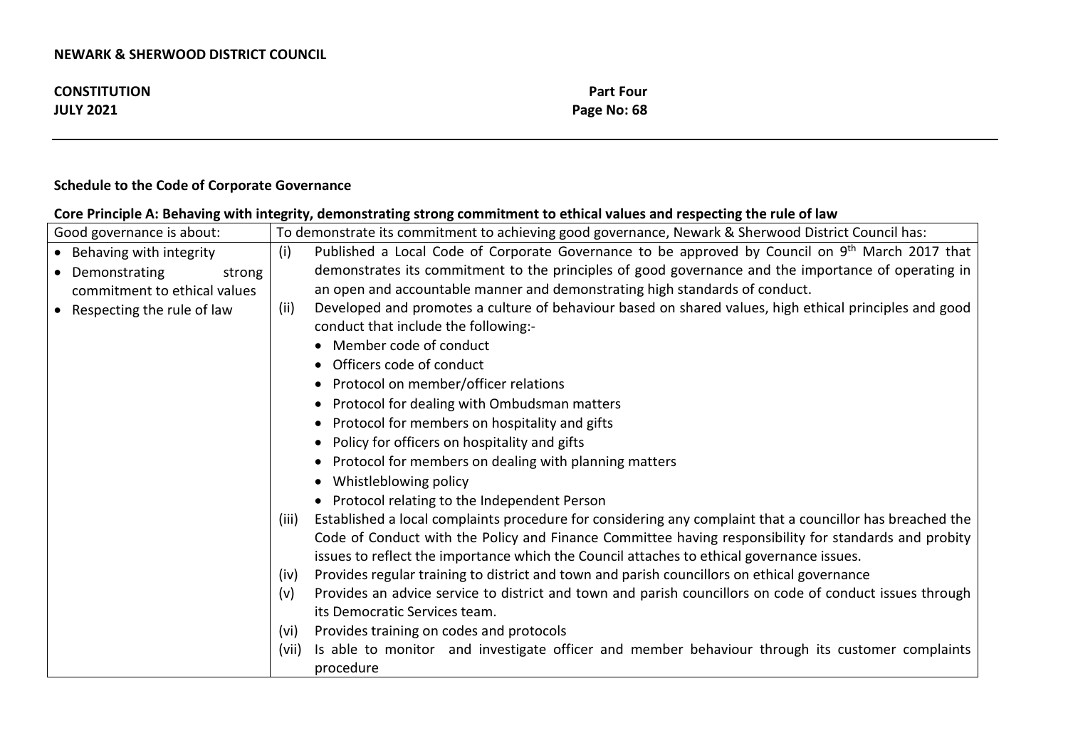**Schedule to the Code of Corporate Governance**

**Core Principle A: Behaving with integrity, demonstrating strong commitment to ethical values and respecting the rule of law**

| Good governance is about: | To demonstrate its commitment to achieving good governance, Newark & Sherwood District Council has: |
|---|---|
| • Behaving with integrity<br>• Demonstrating strong commitment to ethical values<br>• Respecting the rule of law | (i) Published a Local Code of Corporate Governance to be approved by Council on 9th March 2017 that demonstrates its commitment to the principles of good governance and the importance of operating in an open and accountable manner and demonstrating high standards of conduct.<br>(ii) Developed and promotes a culture of behaviour based on shared values, high ethical principles and good conduct that include the following:-<br>• Member code of conduct<br>• Officers code of conduct<br>• Protocol on member/officer relations<br>• Protocol for dealing with Ombudsman matters<br>• Protocol for members on hospitality and gifts<br>• Policy for officers on hospitality and gifts<br>• Protocol for members on dealing with planning matters<br>• Whistleblowing policy<br>• Protocol relating to the Independent Person<br>(iii) Established a local complaints procedure for considering any complaint that a councillor has breached the Code of Conduct with the Policy and Finance Committee having responsibility for standards and probity issues to reflect the importance which the Council attaches to ethical governance issues.<br>(iv) Provides regular training to district and town and parish councillors on ethical governance<br>(v) Provides an advice service to district and town and parish councillors on code of conduct issues through its Democratic Services team.<br>(vi) Provides training on codes and protocols<br>(vii) Is able to monitor and investigate officer and member behaviour through its customer complaints procedure |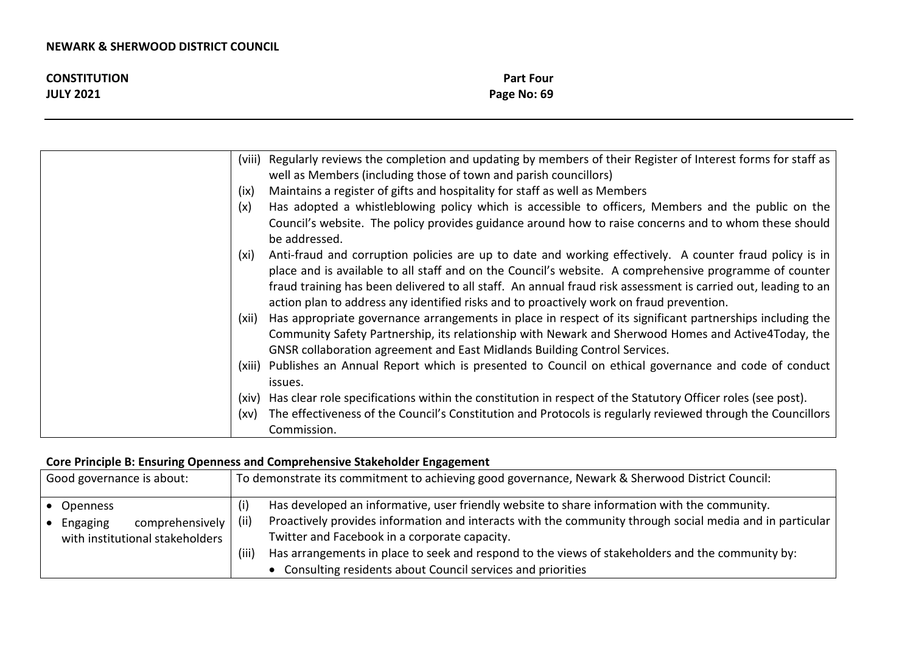| | |
|---|---|
| | (viii) Regularly reviews the completion and updating by members of their Register of Interest forms for staff as well as Members (including those of town and parish councillors)<br>(ix) Maintains a register of gifts and hospitality for staff as well as Members<br>(x) Has adopted a whistleblowing policy which is accessible to officers, Members and the public on the Council's website. The policy provides guidance around how to raise concerns and to whom these should be addressed.<br>(xi) Anti-fraud and corruption policies are up to date and working effectively. A counter fraud policy is in place and is available to all staff and on the Council's website. A comprehensive programme of counter fraud training has been delivered to all staff. An annual fraud risk assessment is carried out, leading to an action plan to address any identified risks and to proactively work on fraud prevention.<br>(xii) Has appropriate governance arrangements in place in respect of its significant partnerships including the Community Safety Partnership, its relationship with Newark and Sherwood Homes and Active4Today, the GNSR collaboration agreement and East Midlands Building Control Services.<br>(xiii) Publishes an Annual Report which is presented to Council on ethical governance and code of conduct issues.<br>(xiv) Has clear role specifications within the constitution in respect of the Statutory Officer roles (see post).<br>(xv) The effectiveness of the Council's Constitution and Protocols is regularly reviewed through the Councillors Commission. |

**Core Principle B: Ensuring Openness and Comprehensive Stakeholder Engagement**

| Good governance is about: | To demonstrate its commitment to achieving good governance, Newark & Sherwood District Council: |
|---|---|
| • Openness<br>• Engaging comprehensively with institutional stakeholders | (i) Has developed an informative, user friendly website to share information with the community.<br>(ii) Proactively provides information and interacts with the community through social media and in particular Twitter and Facebook in a corporate capacity.<br>(iii) Has arrangements in place to seek and respond to the views of stakeholders and the community by:<br>• Consulting residents about Council services and priorities |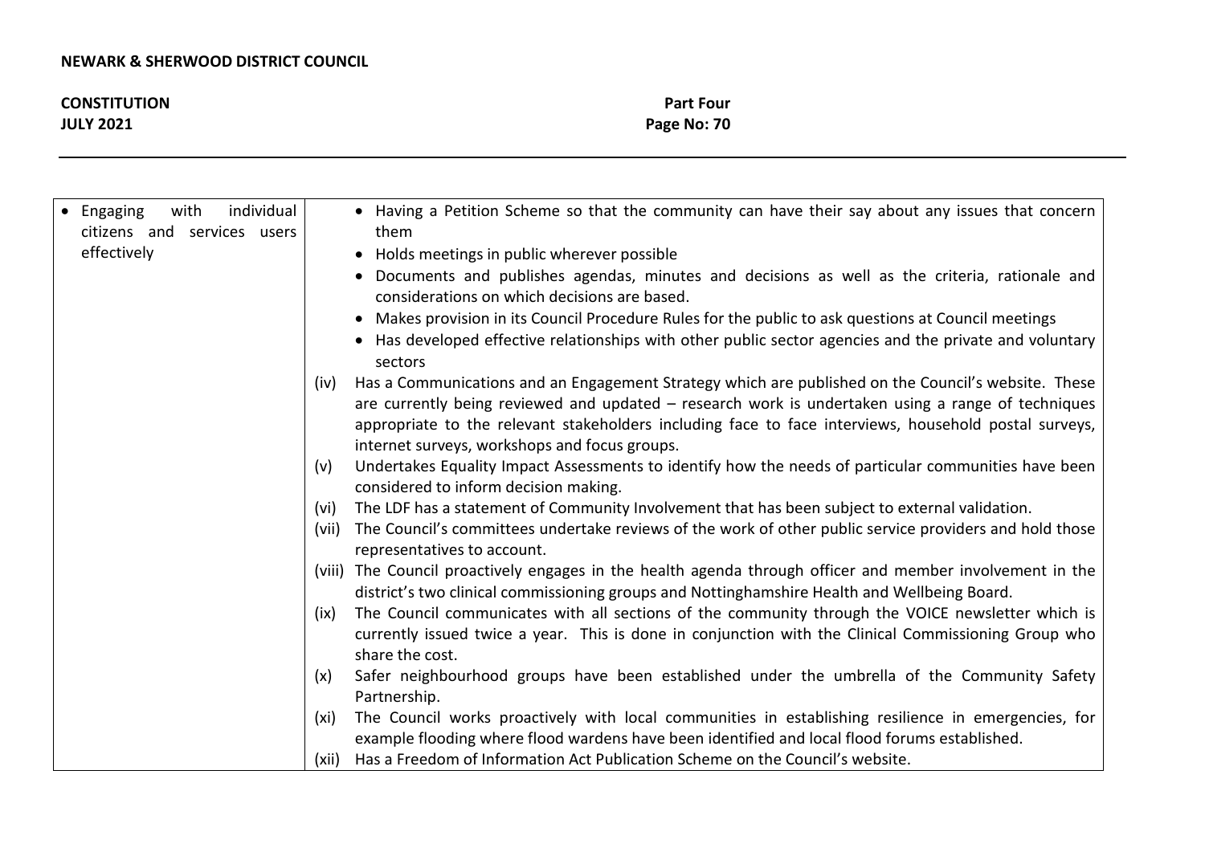| | |
|---|---|
| • Engaging with individual citizens and services users effectively | • Having a Petition Scheme so that the community can have their say about any issues that concern them<br>• Holds meetings in public wherever possible<br>• Documents and publishes agendas, minutes and decisions as well as the criteria, rationale and considerations on which decisions are based.<br>• Makes provision in its Council Procedure Rules for the public to ask questions at Council meetings<br>• Has developed effective relationships with other public sector agencies and the private and voluntary sectors<br>(iv) Has a Communications and an Engagement Strategy which are published on the Council's website. These are currently being reviewed and updated – research work is undertaken using a range of techniques appropriate to the relevant stakeholders including face to face interviews, household postal surveys, internet surveys, workshops and focus groups.<br>(v) Undertakes Equality Impact Assessments to identify how the needs of particular communities have been considered to inform decision making.<br>(vi) The LDF has a statement of Community Involvement that has been subject to external validation.<br>(vii) The Council's committees undertake reviews of the work of other public service providers and hold those representatives to account.<br>(viii) The Council proactively engages in the health agenda through officer and member involvement in the district's two clinical commissioning groups and Nottinghamshire Health and Wellbeing Board.<br>(ix) The Council communicates with all sections of the community through the VOICE newsletter which is currently issued twice a year. This is done in conjunction with the Clinical Commissioning Group who share the cost.<br>(x) Safer neighbourhood groups have been established under the umbrella of the Community Safety Partnership.<br>(xi) The Council works proactively with local communities in establishing resilience in emergencies, for example flooding where flood wardens have been identified and local flood forums established.<br>(xii) Has a Freedom of Information Act Publication Scheme on the Council's website. |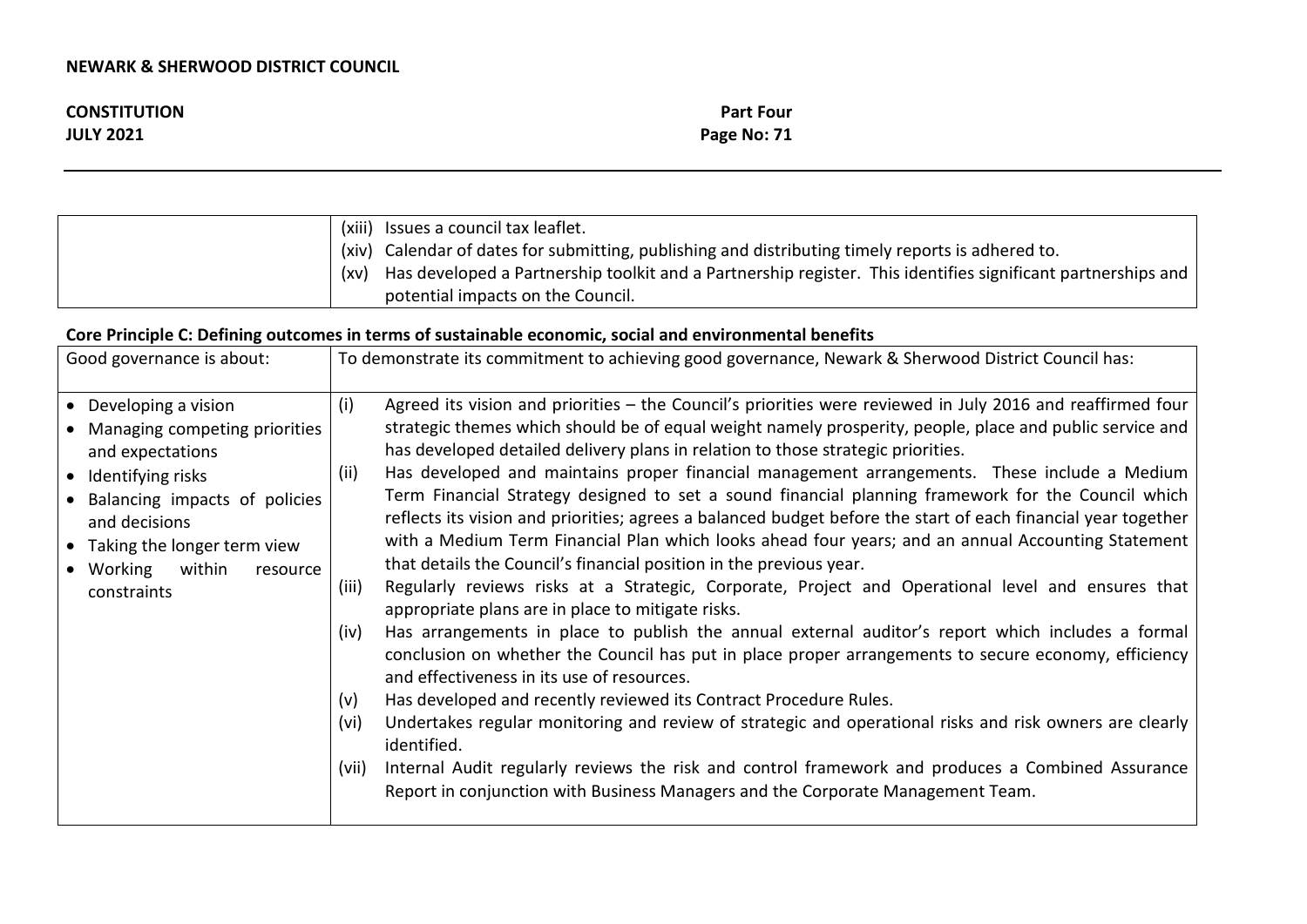| | |
|---|---|
| | (xiii) Issues a council tax leaflet.<br>(xiv) Calendar of dates for submitting, publishing and distributing timely reports is adhered to.<br>(xv) Has developed a Partnership toolkit and a Partnership register. This identifies significant partnerships and potential impacts on the Council. |

**Core Principle C: Defining outcomes in terms of sustainable economic, social and environmental benefits**

| Good governance is about: | To demonstrate its commitment to achieving good governance, Newark & Sherwood District Council has: |
|---|---|
| • Developing a vision<br>• Managing competing priorities and expectations<br>• Identifying risks<br>• Balancing impacts of policies and decisions<br>• Taking the longer term view<br>• Working within resource constraints | (i) Agreed its vision and priorities – the Council's priorities were reviewed in July 2016 and reaffirmed four strategic themes which should be of equal weight namely prosperity, people, place and public service and has developed detailed delivery plans in relation to those strategic priorities.<br>(ii) Has developed and maintains proper financial management arrangements. These include a Medium Term Financial Strategy designed to set a sound financial planning framework for the Council which reflects its vision and priorities; agrees a balanced budget before the start of each financial year together with a Medium Term Financial Plan which looks ahead four years; and an annual Accounting Statement that details the Council's financial position in the previous year.<br>(iii) Regularly reviews risks at a Strategic, Corporate, Project and Operational level and ensures that appropriate plans are in place to mitigate risks.<br>(iv) Has arrangements in place to publish the annual external auditor's report which includes a formal conclusion on whether the Council has put in place proper arrangements to secure economy, efficiency and effectiveness in its use of resources.<br>(v) Has developed and recently reviewed its Contract Procedure Rules.<br>(vi) Undertakes regular monitoring and review of strategic and operational risks and risk owners are clearly identified.<br>(vii) Internal Audit regularly reviews the risk and control framework and produces a Combined Assurance Report in conjunction with Business Managers and the Corporate Management Team. |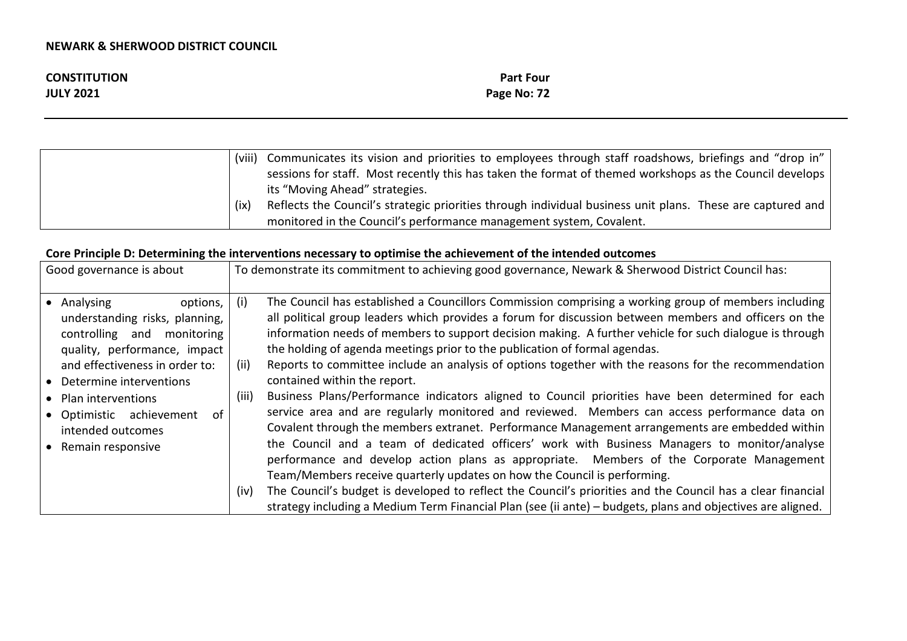| | |
|---|---|
| | (viii) Communicates its vision and priorities to employees through staff roadshows, briefings and "drop in" sessions for staff. Most recently this has taken the format of themed workshops as the Council develops its "Moving Ahead" strategies.<br>(ix) Reflects the Council's strategic priorities through individual business unit plans. These are captured and monitored in the Council's performance management system, Covalent. |

**Core Principle D: Determining the interventions necessary to optimise the achievement of the intended outcomes**

| Good governance is about | To demonstrate its commitment to achieving good governance, Newark & Sherwood District Council has: |
|---|---|
| • Analysing options, understanding risks, planning, controlling and monitoring quality, performance, impact and effectiveness in order to:<br>• Determine interventions<br>• Plan interventions<br>• Optimistic achievement of intended outcomes<br>• Remain responsive | (i) The Council has established a Councillors Commission comprising a working group of members including all political group leaders which provides a forum for discussion between members and officers on the information needs of members to support decision making. A further vehicle for such dialogue is through the holding of agenda meetings prior to the publication of formal agendas.<br>(ii) Reports to committee include an analysis of options together with the reasons for the recommendation contained within the report.<br>(iii) Business Plans/Performance indicators aligned to Council priorities have been determined for each service area and are regularly monitored and reviewed. Members can access performance data on Covalent through the members extranet. Performance Management arrangements are embedded within the Council and a team of dedicated officers' work with Business Managers to monitor/analyse performance and develop action plans as appropriate. Members of the Corporate Management Team/Members receive quarterly updates on how the Council is performing.<br>(iv) The Council's budget is developed to reflect the Council's priorities and the Council has a clear financial strategy including a Medium Term Financial Plan (see (ii ante) – budgets, plans and objectives are aligned. |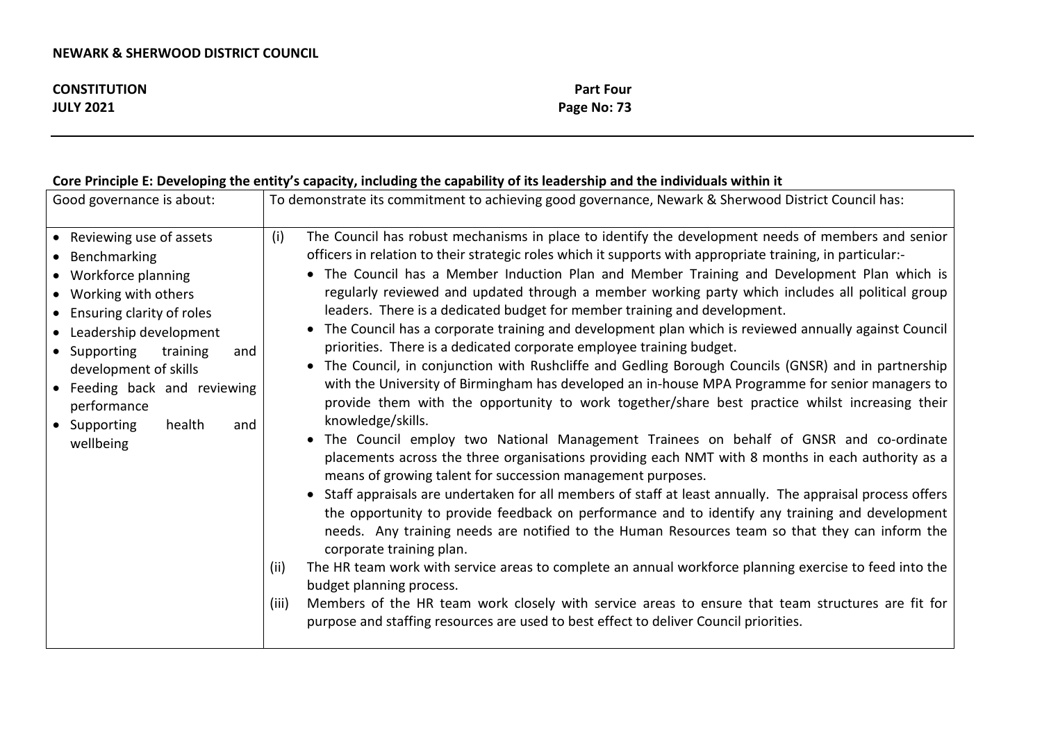**Core Principle E: Developing the entity's capacity, including the capability of its leadership and the individuals within it**

| Good governance is about: | To demonstrate its commitment to achieving good governance, Newark & Sherwood District Council has: |
| --- | --- |
| • Reviewing use of assets<br>• Benchmarking<br>• Workforce planning<br>• Working with others<br>• Ensuring clarity of roles<br>• Leadership development<br>• Supporting training and development of skills<br>• Feeding back and reviewing performance<br>• Supporting health and wellbeing | (i) The Council has robust mechanisms in place to identify the development needs of members and senior officers in relation to their strategic roles which it supports with appropriate training, in particular:-<br>• The Council has a Member Induction Plan and Member Training and Development Plan which is regularly reviewed and updated through a member working party which includes all political group leaders. There is a dedicated budget for member training and development.<br>• The Council has a corporate training and development plan which is reviewed annually against Council priorities. There is a dedicated corporate employee training budget.<br>• The Council, in conjunction with Rushcliffe and Gedling Borough Councils (GNSR) and in partnership with the University of Birmingham has developed an in-house MPA Programme for senior managers to provide them with the opportunity to work together/share best practice whilst increasing their knowledge/skills.<br>• The Council employ two National Management Trainees on behalf of GNSR and co-ordinate placements across the three organisations providing each NMT with 8 months in each authority as a means of growing talent for succession management purposes.<br>• Staff appraisals are undertaken for all members of staff at least annually. The appraisal process offers the opportunity to provide feedback on performance and to identify any training and development needs. Any training needs are notified to the Human Resources team so that they can inform the corporate training plan.<br>(ii) The HR team work with service areas to complete an annual workforce planning exercise to feed into the budget planning process.<br>(iii) Members of the HR team work closely with service areas to ensure that team structures are fit for purpose and staffing resources are used to best effect to deliver Council priorities. |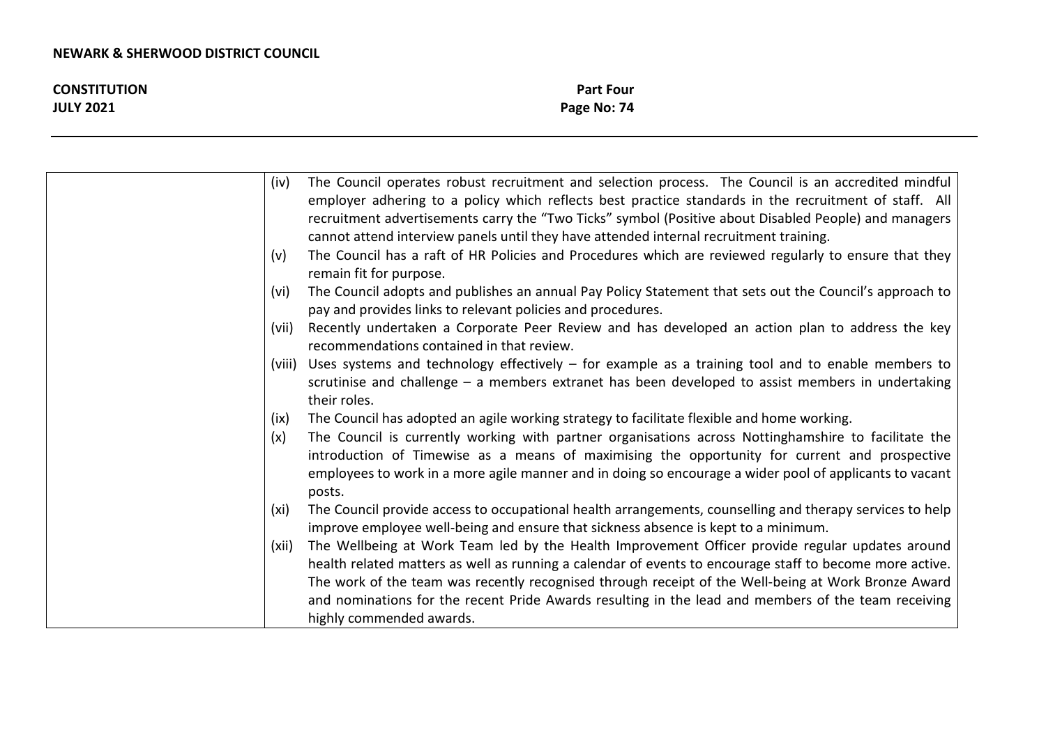| | |
|---|---|
| | (iv) The Council operates robust recruitment and selection process. The Council is an accredited mindful employer adhering to a policy which reflects best practice standards in the recruitment of staff. All recruitment advertisements carry the "Two Ticks" symbol (Positive about Disabled People) and managers cannot attend interview panels until they have attended internal recruitment training.<br>(v) The Council has a raft of HR Policies and Procedures which are reviewed regularly to ensure that they remain fit for purpose.<br>(vi) The Council adopts and publishes an annual Pay Policy Statement that sets out the Council's approach to pay and provides links to relevant policies and procedures.<br>(vii) Recently undertaken a Corporate Peer Review and has developed an action plan to address the key recommendations contained in that review.<br>(viii) Uses systems and technology effectively – for example as a training tool and to enable members to scrutinise and challenge – a members extranet has been developed to assist members in undertaking their roles.<br>(ix) The Council has adopted an agile working strategy to facilitate flexible and home working.<br>(x) The Council is currently working with partner organisations across Nottinghamshire to facilitate the introduction of Timewise as a means of maximising the opportunity for current and prospective employees to work in a more agile manner and in doing so encourage a wider pool of applicants to vacant posts.<br>(xi) The Council provide access to occupational health arrangements, counselling and therapy services to help improve employee well-being and ensure that sickness absence is kept to a minimum.<br>(xii) The Wellbeing at Work Team led by the Health Improvement Officer provide regular updates around health related matters as well as running a calendar of events to encourage staff to become more active. The work of the team was recently recognised through receipt of the Well-being at Work Bronze Award and nominations for the recent Pride Awards resulting in the lead and members of the team receiving highly commended awards. |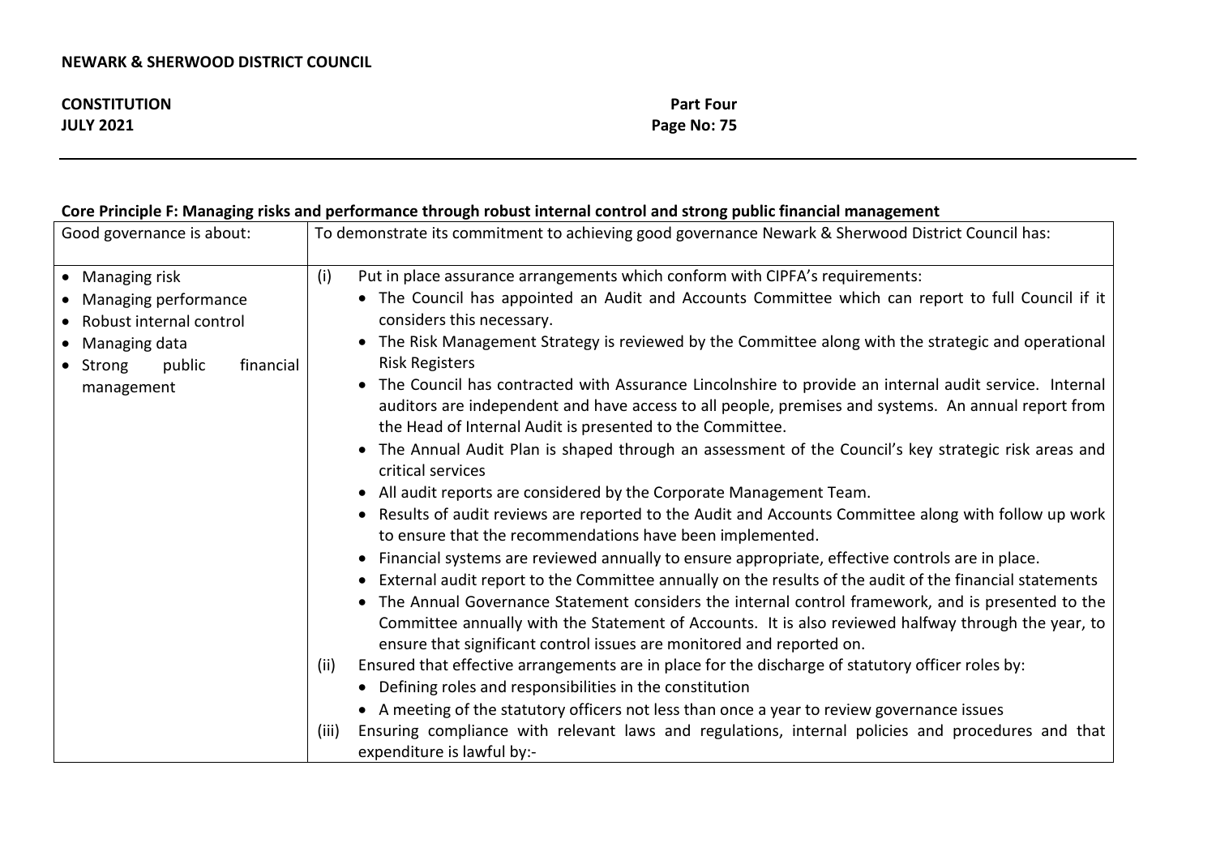### Core Principle F: Managing risks and performance through robust internal control and strong public financial management

| Good governance is about: | To demonstrate its commitment to achieving good governance Newark & Sherwood District Council has: |
| --- | --- |
| • Managing risk<br>• Managing performance<br>• Robust internal control<br>• Managing data<br>• Strong public financial management | (i) Put in place assurance arrangements which conform with CIPFA's requirements:<br>• The Council has appointed an Audit and Accounts Committee which can report to full Council if it considers this necessary.<br>• The Risk Management Strategy is reviewed by the Committee along with the strategic and operational Risk Registers<br>• The Council has contracted with Assurance Lincolnshire to provide an internal audit service. Internal auditors are independent and have access to all people, premises and systems. An annual report from the Head of Internal Audit is presented to the Committee.<br>• The Annual Audit Plan is shaped through an assessment of the Council's key strategic risk areas and critical services<br>• All audit reports are considered by the Corporate Management Team.<br>• Results of audit reviews are reported to the Audit and Accounts Committee along with follow up work to ensure that the recommendations have been implemented.<br>• Financial systems are reviewed annually to ensure appropriate, effective controls are in place.<br>• External audit report to the Committee annually on the results of the audit of the financial statements<br>• The Annual Governance Statement considers the internal control framework, and is presented to the Committee annually with the Statement of Accounts. It is also reviewed halfway through the year, to ensure that significant control issues are monitored and reported on.<br>(ii) Ensured that effective arrangements are in place for the discharge of statutory officer roles by:<br>• Defining roles and responsibilities in the constitution<br>• A meeting of the statutory officers not less than once a year to review governance issues<br>(iii) Ensuring compliance with relevant laws and regulations, internal policies and procedures and that expenditure is lawful by:- |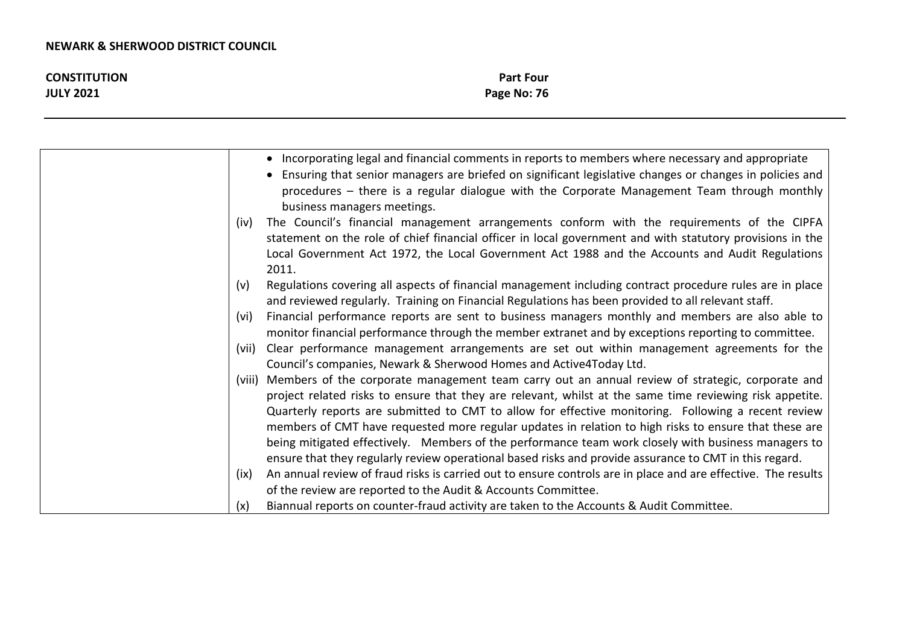| | |
|---|---|
| | • Incorporating legal and financial comments in reports to members where necessary and appropriate<br>• Ensuring that senior managers are briefed on significant legislative changes or changes in policies and procedures – there is a regular dialogue with the Corporate Management Team through monthly business managers meetings.<br>(iv) The Council's financial management arrangements conform with the requirements of the CIPFA statement on the role of chief financial officer in local government and with statutory provisions in the Local Government Act 1972, the Local Government Act 1988 and the Accounts and Audit Regulations 2011.<br>(v) Regulations covering all aspects of financial management including contract procedure rules are in place and reviewed regularly. Training on Financial Regulations has been provided to all relevant staff.<br>(vi) Financial performance reports are sent to business managers monthly and members are also able to monitor financial performance through the member extranet and by exceptions reporting to committee.<br>(vii) Clear performance management arrangements are set out within management agreements for the Council's companies, Newark & Sherwood Homes and Active4Today Ltd.<br>(viii) Members of the corporate management team carry out an annual review of strategic, corporate and project related risks to ensure that they are relevant, whilst at the same time reviewing risk appetite. Quarterly reports are submitted to CMT to allow for effective monitoring. Following a recent review members of CMT have requested more regular updates in relation to high risks to ensure that these are being mitigated effectively. Members of the performance team work closely with business managers to ensure that they regularly review operational based risks and provide assurance to CMT in this regard.<br>(ix) An annual review of fraud risks is carried out to ensure controls are in place and are effective. The results of the review are reported to the Audit & Accounts Committee.<br>(x) Biannual reports on counter-fraud activity are taken to the Accounts & Audit Committee. |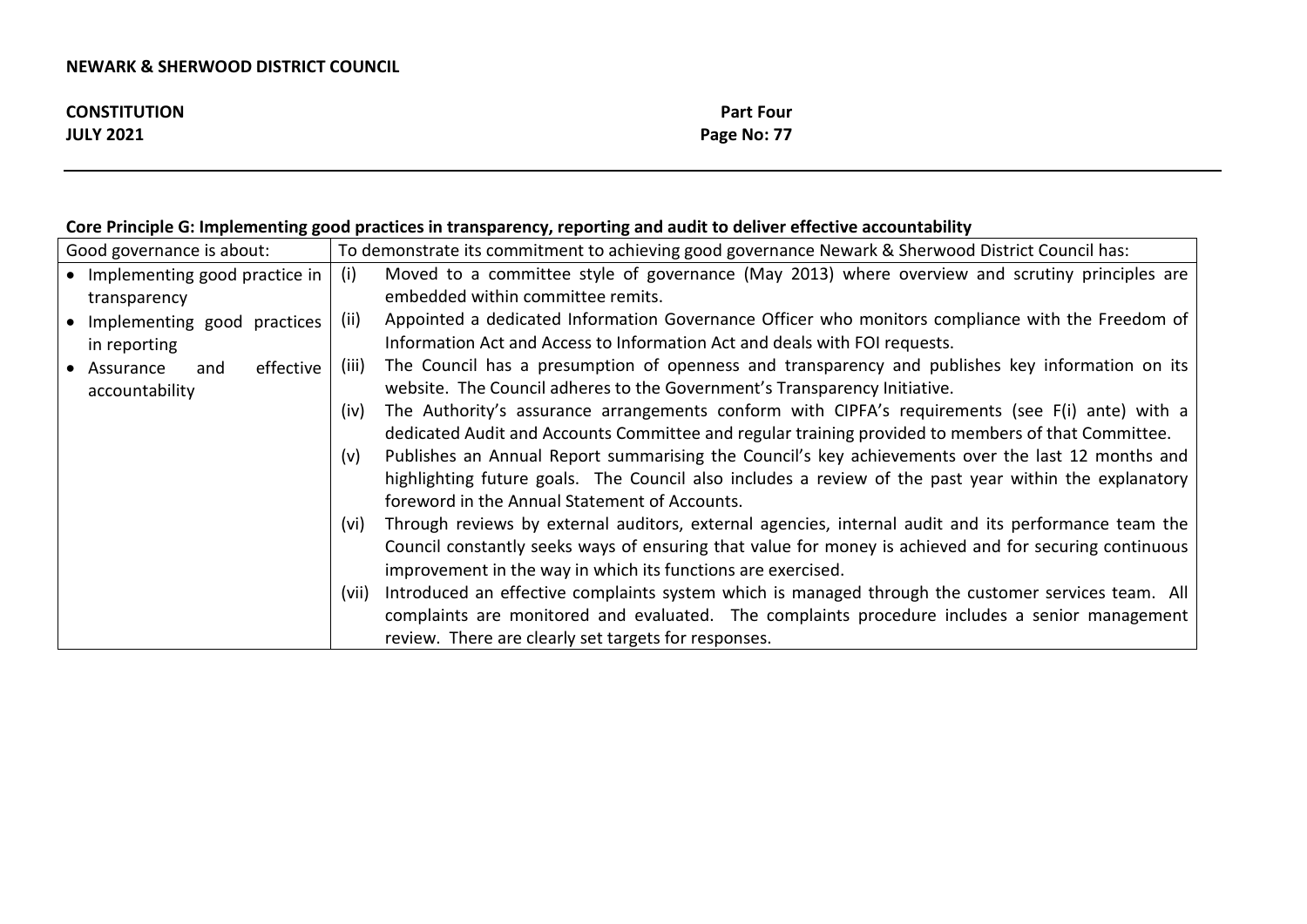**Core Principle G: Implementing good practices in transparency, reporting and audit to deliver effective accountability**

| Good governance is about: | To demonstrate its commitment to achieving good governance Newark & Sherwood District Council has: |
|---|---|
| • Implementing good practice in transparency<br>• Implementing good practices in reporting<br>• Assurance and effective accountability | (i) Moved to a committee style of governance (May 2013) where overview and scrutiny principles are embedded within committee remits.<br>(ii) Appointed a dedicated Information Governance Officer who monitors compliance with the Freedom of Information Act and Access to Information Act and deals with FOI requests.<br>(iii) The Council has a presumption of openness and transparency and publishes key information on its website. The Council adheres to the Government's Transparency Initiative.<br>(iv) The Authority's assurance arrangements conform with CIPFA's requirements (see F(i) ante) with a dedicated Audit and Accounts Committee and regular training provided to members of that Committee.<br>(v) Publishes an Annual Report summarising the Council's key achievements over the last 12 months and highlighting future goals. The Council also includes a review of the past year within the explanatory foreword in the Annual Statement of Accounts.<br>(vi) Through reviews by external auditors, external agencies, internal audit and its performance team the Council constantly seeks ways of ensuring that value for money is achieved and for securing continuous improvement in the way in which its functions are exercised.<br>(vii) Introduced an effective complaints system which is managed through the customer services team. All complaints are monitored and evaluated. The complaints procedure includes a senior management review. There are clearly set targets for responses. |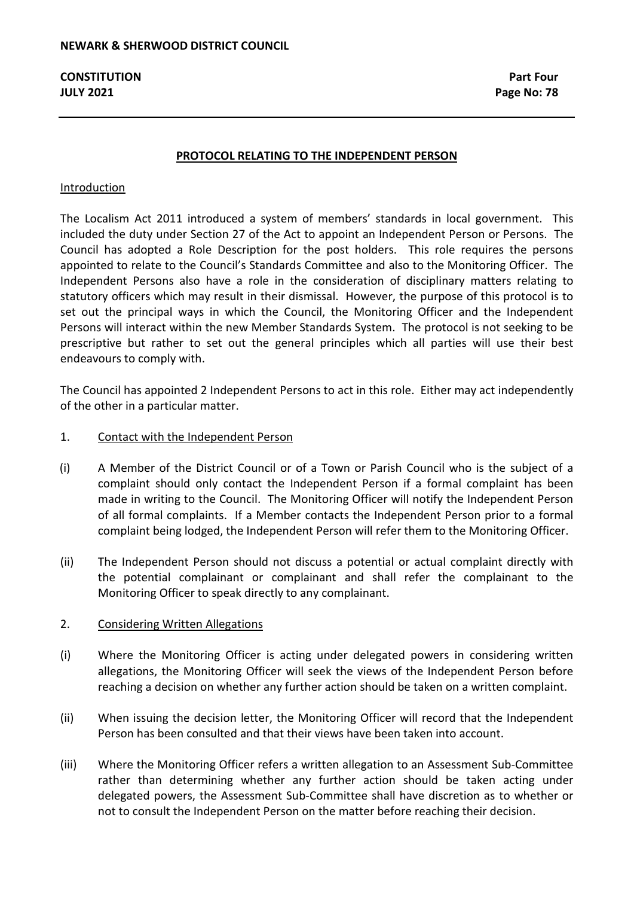## PROTOCOL RELATING TO THE INDEPENDENT PERSON

### Introduction

The Localism Act 2011 introduced a system of members' standards in local government. This included the duty under Section 27 of the Act to appoint an Independent Person or Persons. The Council has adopted a Role Description for the post holders. This role requires the persons appointed to relate to the Council's Standards Committee and also to the Monitoring Officer. The Independent Persons also have a role in the consideration of disciplinary matters relating to statutory officers which may result in their dismissal. However, the purpose of this protocol is to set out the principal ways in which the Council, the Monitoring Officer and the Independent Persons will interact within the new Member Standards System. The protocol is not seeking to be prescriptive but rather to set out the general principles which all parties will use their best endeavours to comply with.

The Council has appointed 2 Independent Persons to act in this role. Either may act independently of the other in a particular matter.

### 1. Contact with the Independent Person

(i) A Member of the District Council or of a Town or Parish Council who is the subject of a complaint should only contact the Independent Person if a formal complaint has been made in writing to the Council. The Monitoring Officer will notify the Independent Person of all formal complaints. If a Member contacts the Independent Person prior to a formal complaint being lodged, the Independent Person will refer them to the Monitoring Officer.

(ii) The Independent Person should not discuss a potential or actual complaint directly with the potential complainant or complainant and shall refer the complainant to the Monitoring Officer to speak directly to any complainant.

### 2. Considering Written Allegations

(i) Where the Monitoring Officer is acting under delegated powers in considering written allegations, the Monitoring Officer will seek the views of the Independent Person before reaching a decision on whether any further action should be taken on a written complaint.

(ii) When issuing the decision letter, the Monitoring Officer will record that the Independent Person has been consulted and that their views have been taken into account.

(iii) Where the Monitoring Officer refers a written allegation to an Assessment Sub-Committee rather than determining whether any further action should be taken acting under delegated powers, the Assessment Sub-Committee shall have discretion as to whether or not to consult the Independent Person on the matter before reaching their decision.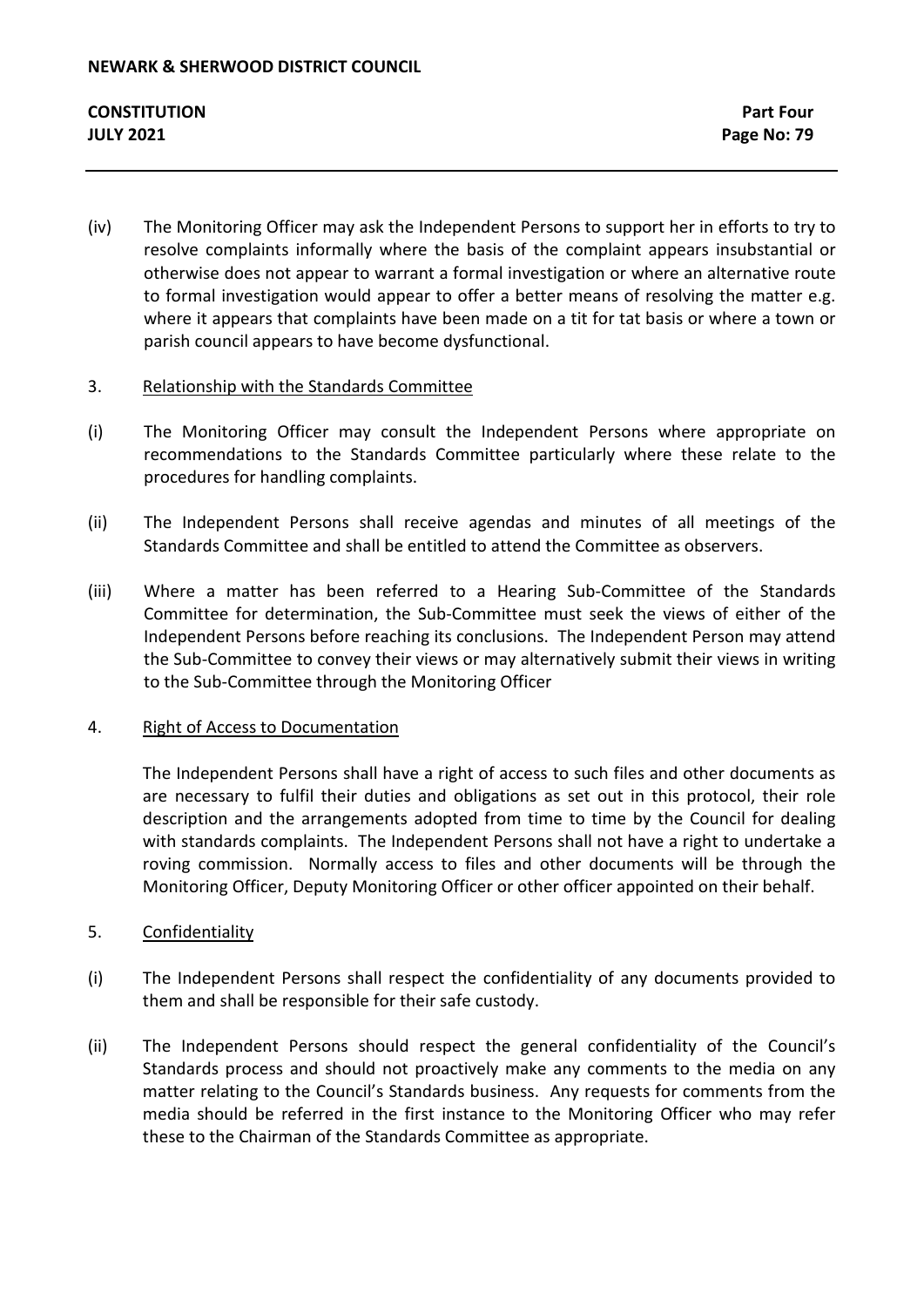(iv) The Monitoring Officer may ask the Independent Persons to support her in efforts to try to resolve complaints informally where the basis of the complaint appears insubstantial or otherwise does not appear to warrant a formal investigation or where an alternative route to formal investigation would appear to offer a better means of resolving the matter e.g. where it appears that complaints have been made on a tit for tat basis or where a town or parish council appears to have become dysfunctional.

3. <u>Relationship with the Standards Committee</u>

(i) The Monitoring Officer may consult the Independent Persons where appropriate on recommendations to the Standards Committee particularly where these relate to the procedures for handling complaints.

(ii) The Independent Persons shall receive agendas and minutes of all meetings of the Standards Committee and shall be entitled to attend the Committee as observers.

(iii) Where a matter has been referred to a Hearing Sub-Committee of the Standards Committee for determination, the Sub-Committee must seek the views of either of the Independent Persons before reaching its conclusions. The Independent Person may attend the Sub-Committee to convey their views or may alternatively submit their views in writing to the Sub-Committee through the Monitoring Officer

4. <u>Right of Access to Documentation</u>

The Independent Persons shall have a right of access to such files and other documents as are necessary to fulfil their duties and obligations as set out in this protocol, their role description and the arrangements adopted from time to time by the Council for dealing with standards complaints. The Independent Persons shall not have a right to undertake a roving commission. Normally access to files and other documents will be through the Monitoring Officer, Deputy Monitoring Officer or other officer appointed on their behalf.

5. <u>Confidentiality</u>

(i) The Independent Persons shall respect the confidentiality of any documents provided to them and shall be responsible for their safe custody.

(ii) The Independent Persons should respect the general confidentiality of the Council's Standards process and should not proactively make any comments to the media on any matter relating to the Council's Standards business. Any requests for comments from the media should be referred in the first instance to the Monitoring Officer who may refer these to the Chairman of the Standards Committee as appropriate.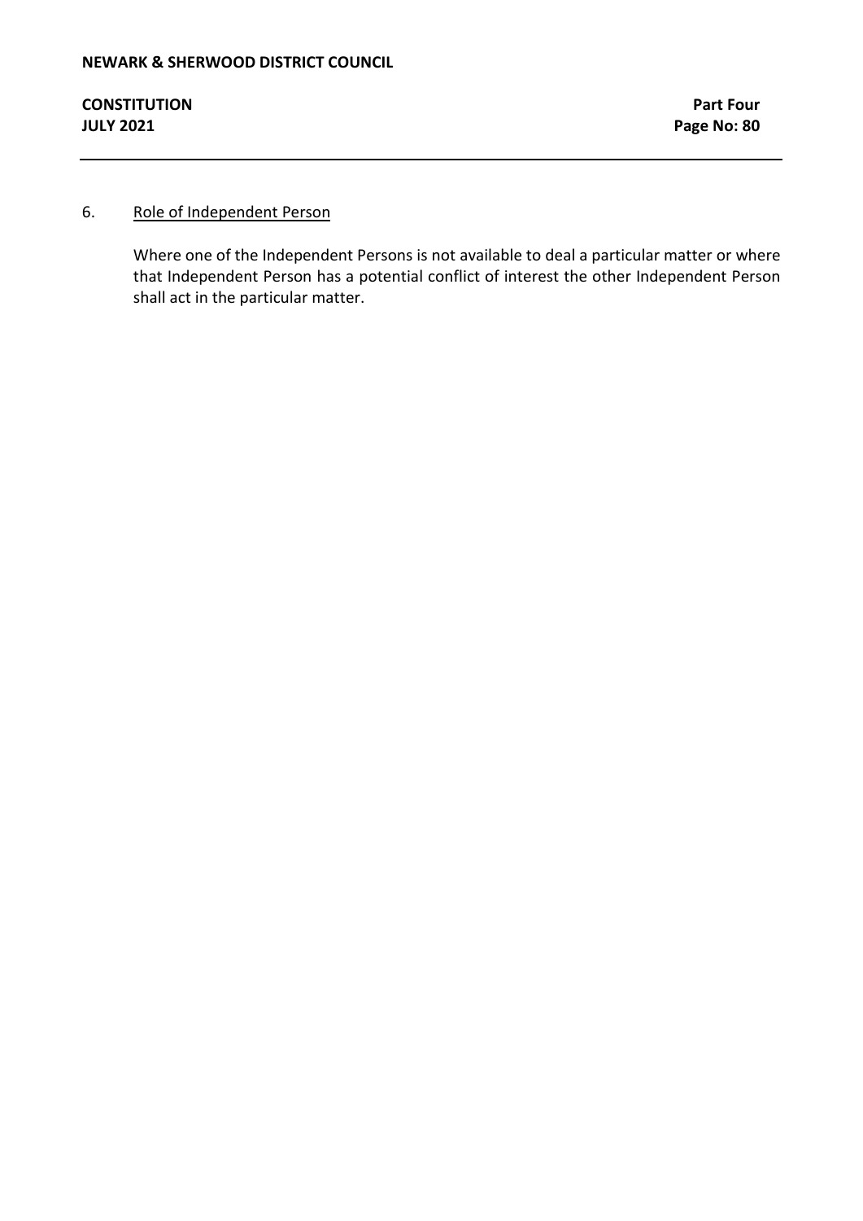6. Role of Independent Person

Where one of the Independent Persons is not available to deal a particular matter or where that Independent Person has a potential conflict of interest the other Independent Person shall act in the particular matter.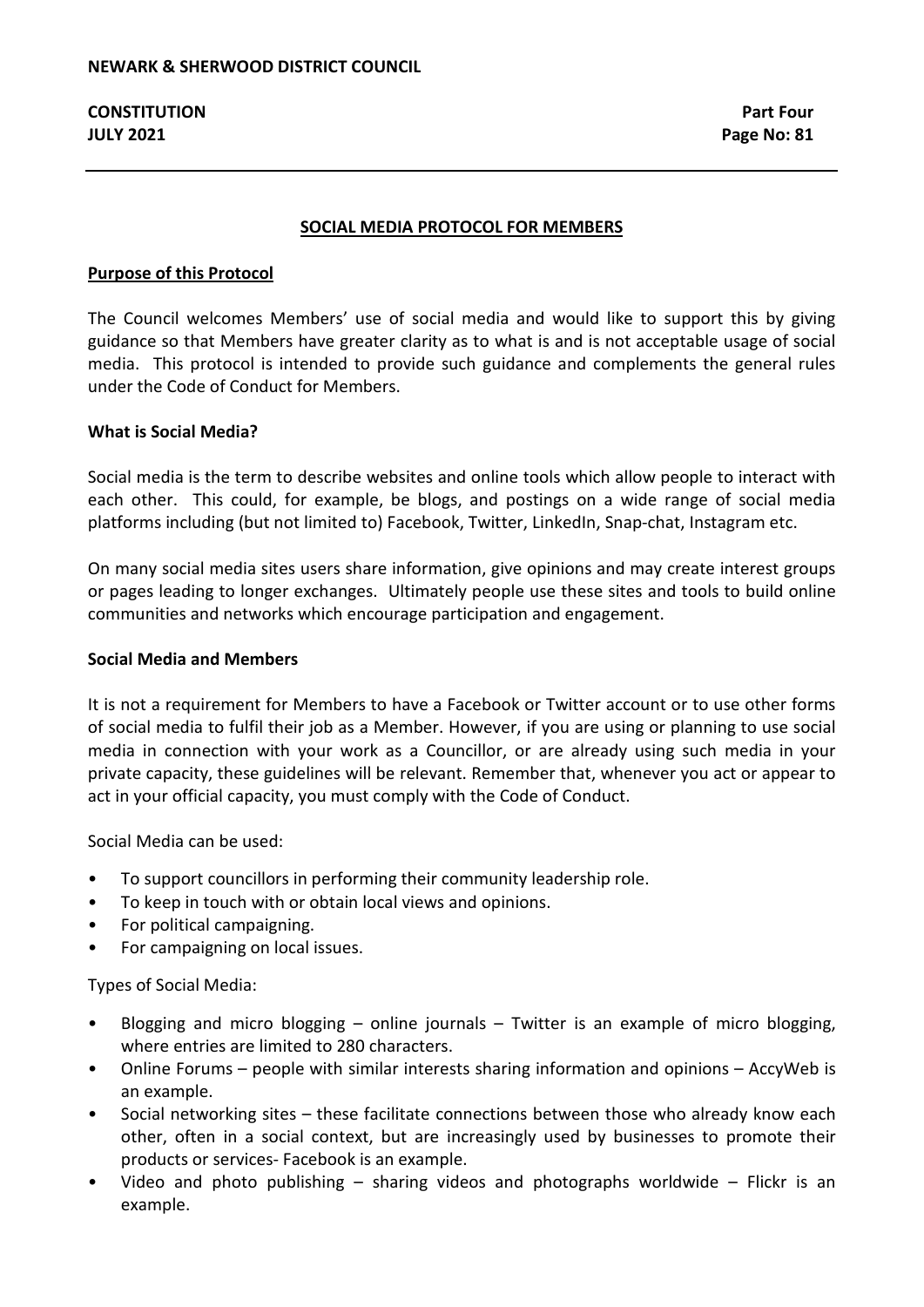## SOCIAL MEDIA PROTOCOL FOR MEMBERS

### Purpose of this Protocol

The Council welcomes Members' use of social media and would like to support this by giving guidance so that Members have greater clarity as to what is and is not acceptable usage of social media. This protocol is intended to provide such guidance and complements the general rules under the Code of Conduct for Members.

### What is Social Media?

Social media is the term to describe websites and online tools which allow people to interact with each other. This could, for example, be blogs, and postings on a wide range of social media platforms including (but not limited to) Facebook, Twitter, LinkedIn, Snap-chat, Instagram etc.

On many social media sites users share information, give opinions and may create interest groups or pages leading to longer exchanges. Ultimately people use these sites and tools to build online communities and networks which encourage participation and engagement.

### Social Media and Members

It is not a requirement for Members to have a Facebook or Twitter account or to use other forms of social media to fulfil their job as a Member. However, if you are using or planning to use social media in connection with your work as a Councillor, or are already using such media in your private capacity, these guidelines will be relevant. Remember that, whenever you act or appear to act in your official capacity, you must comply with the Code of Conduct.

Social Media can be used:

- To support councillors in performing their community leadership role.
- To keep in touch with or obtain local views and opinions.
- For political campaigning.
- For campaigning on local issues.

Types of Social Media:

- Blogging and micro blogging – online journals – Twitter is an example of micro blogging, where entries are limited to 280 characters.
- Online Forums – people with similar interests sharing information and opinions – AccyWeb is an example.
- Social networking sites – these facilitate connections between those who already know each other, often in a social context, but are increasingly used by businesses to promote their products or services- Facebook is an example.
- Video and photo publishing – sharing videos and photographs worldwide – Flickr is an example.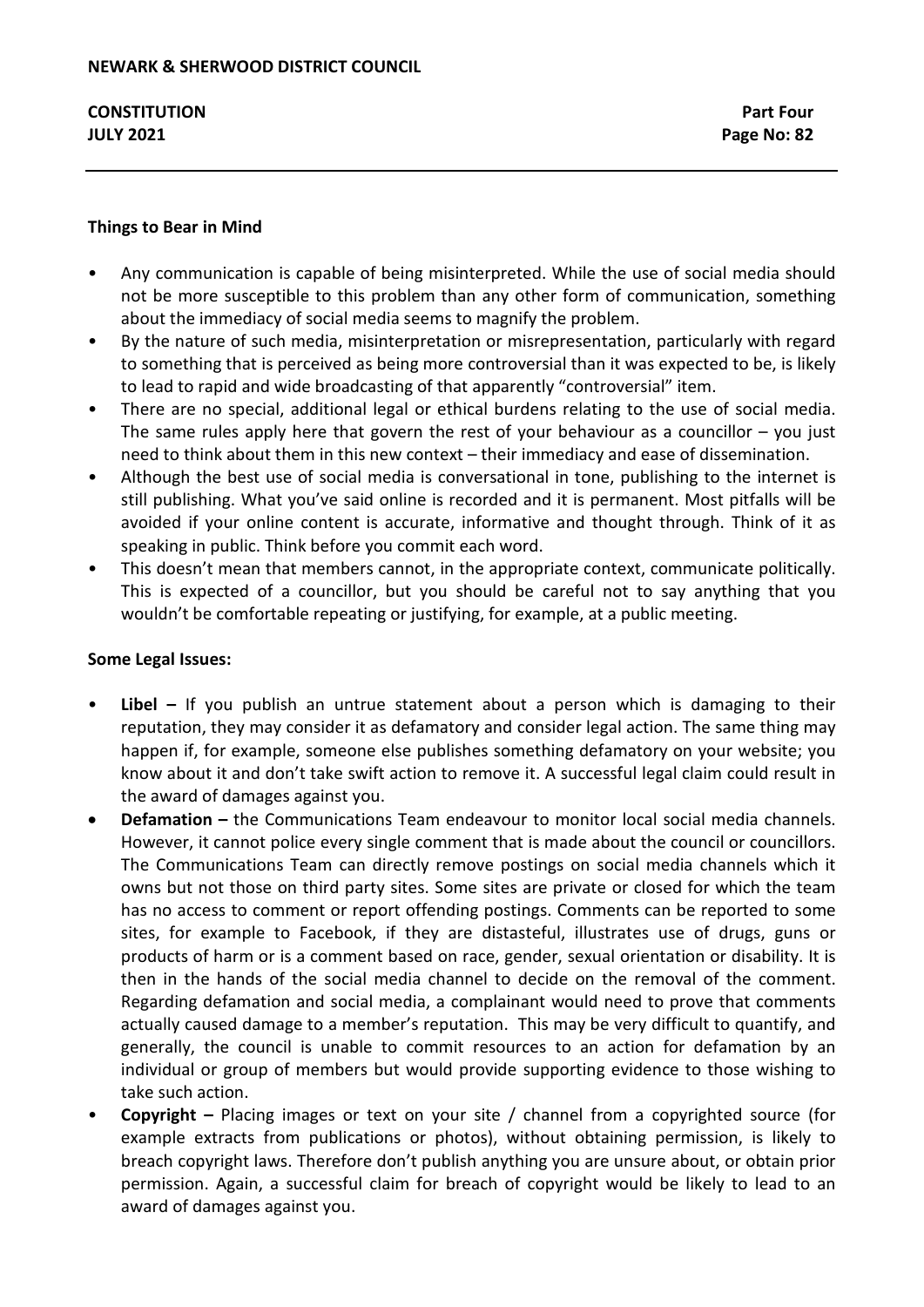### Things to Bear in Mind

- Any communication is capable of being misinterpreted. While the use of social media should not be more susceptible to this problem than any other form of communication, something about the immediacy of social media seems to magnify the problem.
- By the nature of such media, misinterpretation or misrepresentation, particularly with regard to something that is perceived as being more controversial than it was expected to be, is likely to lead to rapid and wide broadcasting of that apparently "controversial" item.
- There are no special, additional legal or ethical burdens relating to the use of social media. The same rules apply here that govern the rest of your behaviour as a councillor – you just need to think about them in this new context – their immediacy and ease of dissemination.
- Although the best use of social media is conversational in tone, publishing to the internet is still publishing. What you've said online is recorded and it is permanent. Most pitfalls will be avoided if your online content is accurate, informative and thought through. Think of it as speaking in public. Think before you commit each word.
- This doesn't mean that members cannot, in the appropriate context, communicate politically. This is expected of a councillor, but you should be careful not to say anything that you wouldn't be comfortable repeating or justifying, for example, at a public meeting.

### Some Legal Issues:

- **Libel –** If you publish an untrue statement about a person which is damaging to their reputation, they may consider it as defamatory and consider legal action. The same thing may happen if, for example, someone else publishes something defamatory on your website; you know about it and don't take swift action to remove it. A successful legal claim could result in the award of damages against you.
- **Defamation –** the Communications Team endeavour to monitor local social media channels. However, it cannot police every single comment that is made about the council or councillors. The Communications Team can directly remove postings on social media channels which it owns but not those on third party sites. Some sites are private or closed for which the team has no access to comment or report offending postings. Comments can be reported to some sites, for example to Facebook, if they are distasteful, illustrates use of drugs, guns or products of harm or is a comment based on race, gender, sexual orientation or disability. It is then in the hands of the social media channel to decide on the removal of the comment. Regarding defamation and social media, a complainant would need to prove that comments actually caused damage to a member's reputation. This may be very difficult to quantify, and generally, the council is unable to commit resources to an action for defamation by an individual or group of members but would provide supporting evidence to those wishing to take such action.
- **Copyright –** Placing images or text on your site / channel from a copyrighted source (for example extracts from publications or photos), without obtaining permission, is likely to breach copyright laws. Therefore don't publish anything you are unsure about, or obtain prior permission. Again, a successful claim for breach of copyright would be likely to lead to an award of damages against you.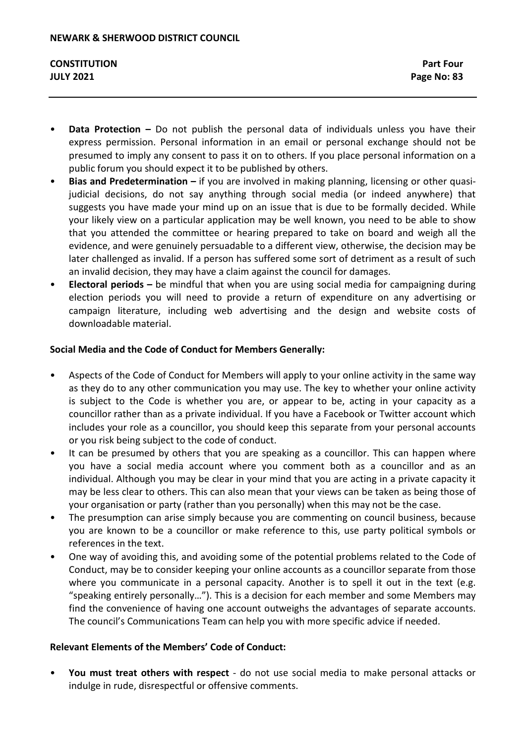- **Data Protection –** Do not publish the personal data of individuals unless you have their express permission. Personal information in an email or personal exchange should not be presumed to imply any consent to pass it on to others. If you place personal information on a public forum you should expect it to be published by others.
- **Bias and Predetermination –** if you are involved in making planning, licensing or other quasi-judicial decisions, do not say anything through social media (or indeed anywhere) that suggests you have made your mind up on an issue that is due to be formally decided. While your likely view on a particular application may be well known, you need to be able to show that you attended the committee or hearing prepared to take on board and weigh all the evidence, and were genuinely persuadable to a different view, otherwise, the decision may be later challenged as invalid. If a person has suffered some sort of detriment as a result of such an invalid decision, they may have a claim against the council for damages.
- **Electoral periods –** be mindful that when you are using social media for campaigning during election periods you will need to provide a return of expenditure on any advertising or campaign literature, including web advertising and the design and website costs of downloadable material.

**Social Media and the Code of Conduct for Members Generally:**

- Aspects of the Code of Conduct for Members will apply to your online activity in the same way as they do to any other communication you may use. The key to whether your online activity is subject to the Code is whether you are, or appear to be, acting in your capacity as a councillor rather than as a private individual. If you have a Facebook or Twitter account which includes your role as a councillor, you should keep this separate from your personal accounts or you risk being subject to the code of conduct.
- It can be presumed by others that you are speaking as a councillor. This can happen where you have a social media account where you comment both as a councillor and as an individual. Although you may be clear in your mind that you are acting in a private capacity it may be less clear to others. This can also mean that your views can be taken as being those of your organisation or party (rather than you personally) when this may not be the case.
- The presumption can arise simply because you are commenting on council business, because you are known to be a councillor or make reference to this, use party political symbols or references in the text.
- One way of avoiding this, and avoiding some of the potential problems related to the Code of Conduct, may be to consider keeping your online accounts as a councillor separate from those where you communicate in a personal capacity. Another is to spell it out in the text (e.g. "speaking entirely personally…"). This is a decision for each member and some Members may find the convenience of having one account outweighs the advantages of separate accounts. The council's Communications Team can help you with more specific advice if needed.

**Relevant Elements of the Members' Code of Conduct:**

- **You must treat others with respect** - do not use social media to make personal attacks or indulge in rude, disrespectful or offensive comments.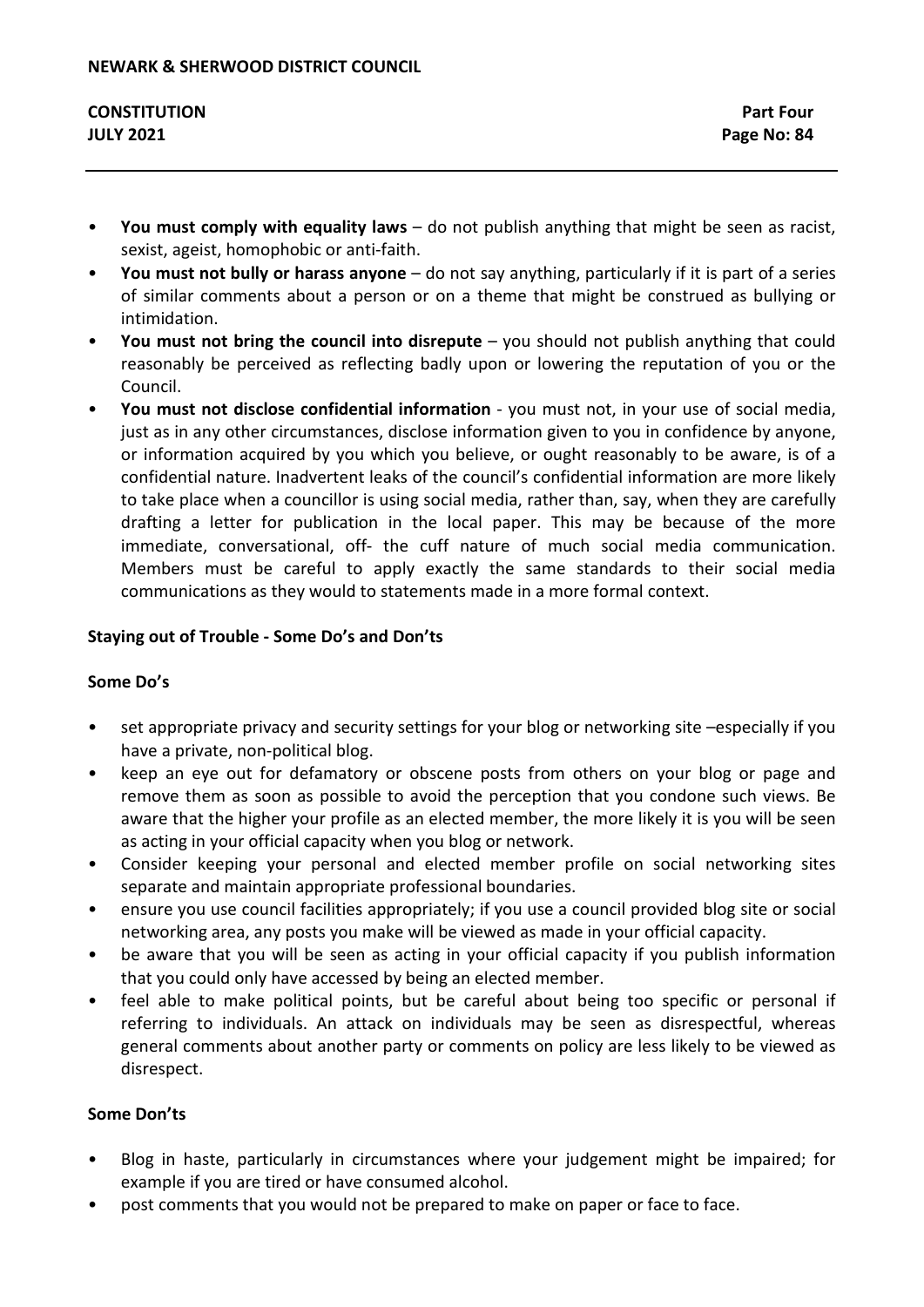- **You must comply with equality laws** – do not publish anything that might be seen as racist, sexist, ageist, homophobic or anti-faith.
- **You must not bully or harass anyone** – do not say anything, particularly if it is part of a series of similar comments about a person or on a theme that might be construed as bullying or intimidation.
- **You must not bring the council into disrepute** – you should not publish anything that could reasonably be perceived as reflecting badly upon or lowering the reputation of you or the Council.
- **You must not disclose confidential information** - you must not, in your use of social media, just as in any other circumstances, disclose information given to you in confidence by anyone, or information acquired by you which you believe, or ought reasonably to be aware, is of a confidential nature. Inadvertent leaks of the council's confidential information are more likely to take place when a councillor is using social media, rather than, say, when they are carefully drafting a letter for publication in the local paper. This may be because of the more immediate, conversational, off- the cuff nature of much social media communication. Members must be careful to apply exactly the same standards to their social media communications as they would to statements made in a more formal context.

**Staying out of Trouble - Some Do's and Don'ts**

**Some Do's**

- set appropriate privacy and security settings for your blog or networking site –especially if you have a private, non-political blog.
- keep an eye out for defamatory or obscene posts from others on your blog or page and remove them as soon as possible to avoid the perception that you condone such views. Be aware that the higher your profile as an elected member, the more likely it is you will be seen as acting in your official capacity when you blog or network.
- Consider keeping your personal and elected member profile on social networking sites separate and maintain appropriate professional boundaries.
- ensure you use council facilities appropriately; if you use a council provided blog site or social networking area, any posts you make will be viewed as made in your official capacity.
- be aware that you will be seen as acting in your official capacity if you publish information that you could only have accessed by being an elected member.
- feel able to make political points, but be careful about being too specific or personal if referring to individuals. An attack on individuals may be seen as disrespectful, whereas general comments about another party or comments on policy are less likely to be viewed as disrespect.

**Some Don'ts**

- Blog in haste, particularly in circumstances where your judgement might be impaired; for example if you are tired or have consumed alcohol.
- post comments that you would not be prepared to make on paper or face to face.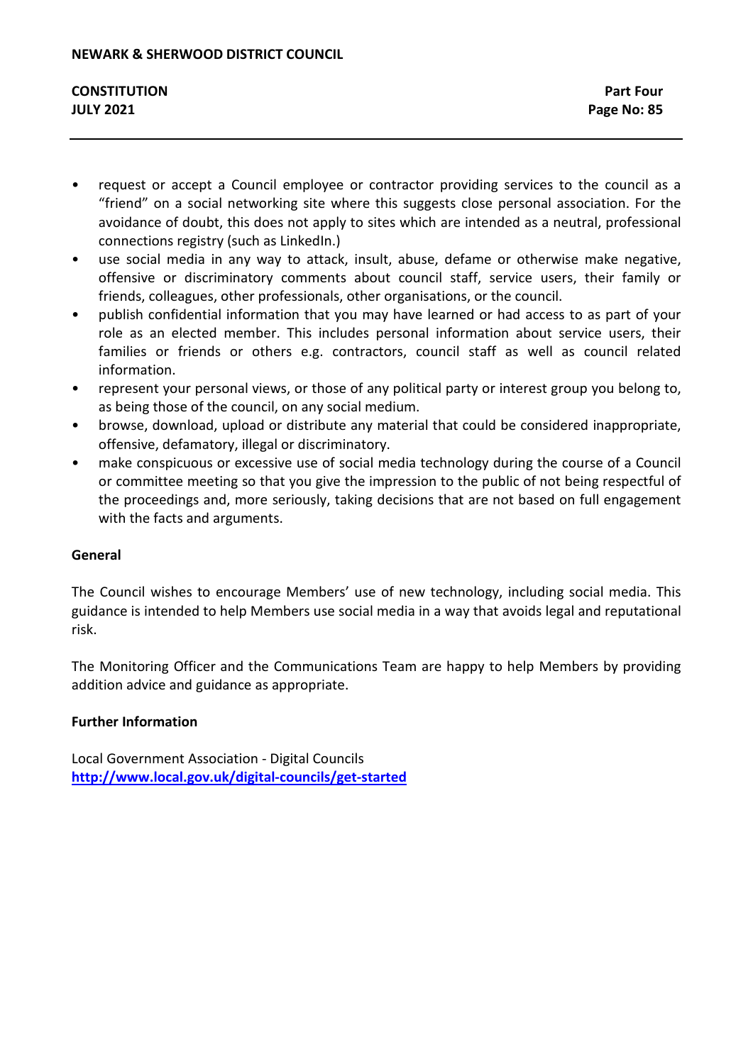- request or accept a Council employee or contractor providing services to the council as a “friend” on a social networking site where this suggests close personal association. For the avoidance of doubt, this does not apply to sites which are intended as a neutral, professional connections registry (such as LinkedIn.)
- use social media in any way to attack, insult, abuse, defame or otherwise make negative, offensive or discriminatory comments about council staff, service users, their family or friends, colleagues, other professionals, other organisations, or the council.
- publish confidential information that you may have learned or had access to as part of your role as an elected member. This includes personal information about service users, their families or friends or others e.g. contractors, council staff as well as council related information.
- represent your personal views, or those of any political party or interest group you belong to, as being those of the council, on any social medium.
- browse, download, upload or distribute any material that could be considered inappropriate, offensive, defamatory, illegal or discriminatory.
- make conspicuous or excessive use of social media technology during the course of a Council or committee meeting so that you give the impression to the public of not being respectful of the proceedings and, more seriously, taking decisions that are not based on full engagement with the facts and arguments.

**General**

The Council wishes to encourage Members’ use of new technology, including social media. This guidance is intended to help Members use social media in a way that avoids legal and reputational risk.

The Monitoring Officer and the Communications Team are happy to help Members by providing addition advice and guidance as appropriate.

**Further Information**

Local Government Association - Digital Councils
**http://www.local.gov.uk/digital-councils/get-started**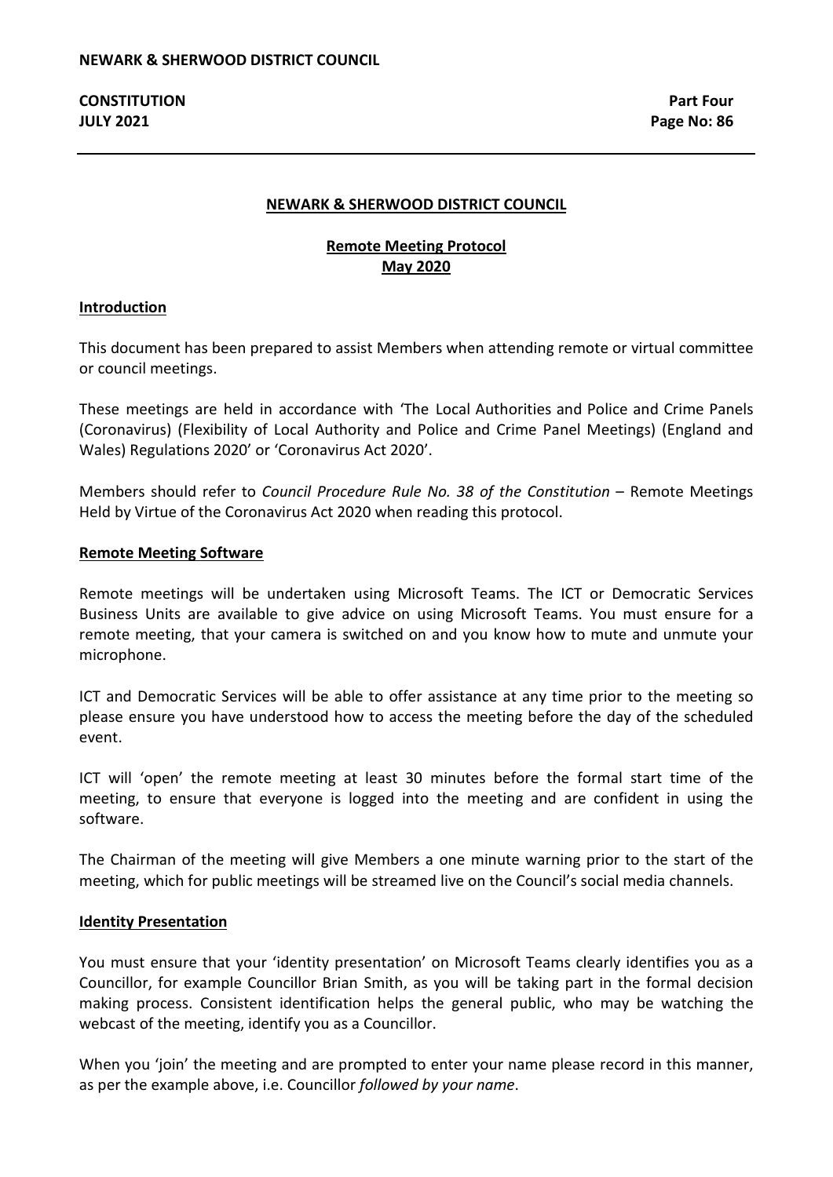## NEWARK & SHERWOOD DISTRICT COUNCIL

### Remote Meeting Protocol
### May 2020

**Introduction**

This document has been prepared to assist Members when attending remote or virtual committee or council meetings.

These meetings are held in accordance with 'The Local Authorities and Police and Crime Panels (Coronavirus) (Flexibility of Local Authority and Police and Crime Panel Meetings) (England and Wales) Regulations 2020' or 'Coronavirus Act 2020'.

Members should refer to *Council Procedure Rule No. 38 of the Constitution* – Remote Meetings Held by Virtue of the Coronavirus Act 2020 when reading this protocol.

**Remote Meeting Software**

Remote meetings will be undertaken using Microsoft Teams. The ICT or Democratic Services Business Units are available to give advice on using Microsoft Teams. You must ensure for a remote meeting, that your camera is switched on and you know how to mute and unmute your microphone.

ICT and Democratic Services will be able to offer assistance at any time prior to the meeting so please ensure you have understood how to access the meeting before the day of the scheduled event.

ICT will 'open' the remote meeting at least 30 minutes before the formal start time of the meeting, to ensure that everyone is logged into the meeting and are confident in using the software.

The Chairman of the meeting will give Members a one minute warning prior to the start of the meeting, which for public meetings will be streamed live on the Council's social media channels.

**Identity Presentation**

You must ensure that your 'identity presentation' on Microsoft Teams clearly identifies you as a Councillor, for example Councillor Brian Smith, as you will be taking part in the formal decision making process. Consistent identification helps the general public, who may be watching the webcast of the meeting, identify you as a Councillor.

When you 'join' the meeting and are prompted to enter your name please record in this manner, as per the example above, i.e. Councillor *followed by your name*.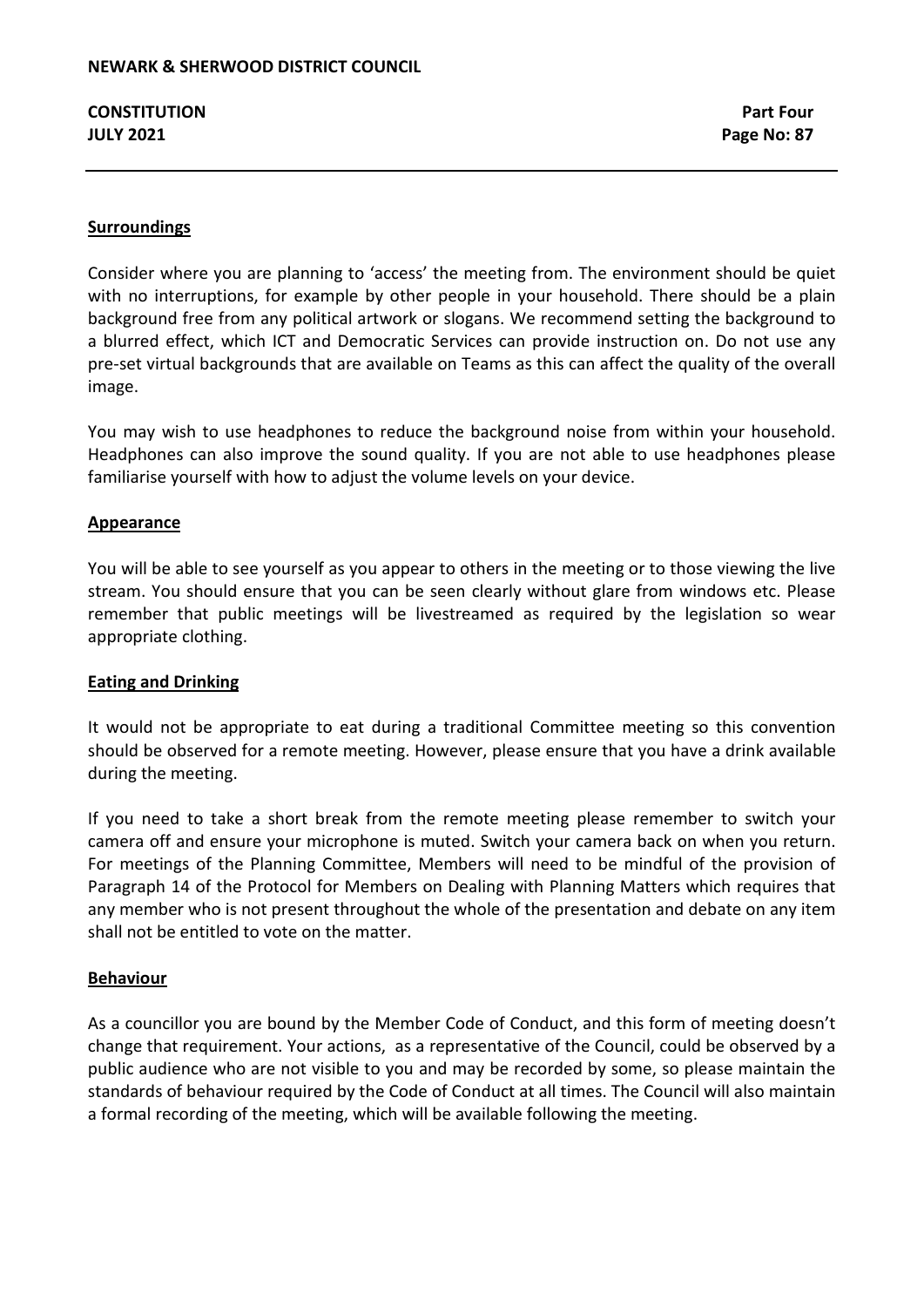**Surroundings**

Consider where you are planning to 'access' the meeting from. The environment should be quiet with no interruptions, for example by other people in your household. There should be a plain background free from any political artwork or slogans. We recommend setting the background to a blurred effect, which ICT and Democratic Services can provide instruction on. Do not use any pre-set virtual backgrounds that are available on Teams as this can affect the quality of the overall image.

You may wish to use headphones to reduce the background noise from within your household. Headphones can also improve the sound quality. If you are not able to use headphones please familiarise yourself with how to adjust the volume levels on your device.

**Appearance**

You will be able to see yourself as you appear to others in the meeting or to those viewing the live stream. You should ensure that you can be seen clearly without glare from windows etc. Please remember that public meetings will be livestreamed as required by the legislation so wear appropriate clothing.

**Eating and Drinking**

It would not be appropriate to eat during a traditional Committee meeting so this convention should be observed for a remote meeting. However, please ensure that you have a drink available during the meeting.

If you need to take a short break from the remote meeting please remember to switch your camera off and ensure your microphone is muted. Switch your camera back on when you return. For meetings of the Planning Committee, Members will need to be mindful of the provision of Paragraph 14 of the Protocol for Members on Dealing with Planning Matters which requires that any member who is not present throughout the whole of the presentation and debate on any item shall not be entitled to vote on the matter.

**Behaviour**

As a councillor you are bound by the Member Code of Conduct, and this form of meeting doesn't change that requirement. Your actions, as a representative of the Council, could be observed by a public audience who are not visible to you and may be recorded by some, so please maintain the standards of behaviour required by the Code of Conduct at all times. The Council will also maintain a formal recording of the meeting, which will be available following the meeting.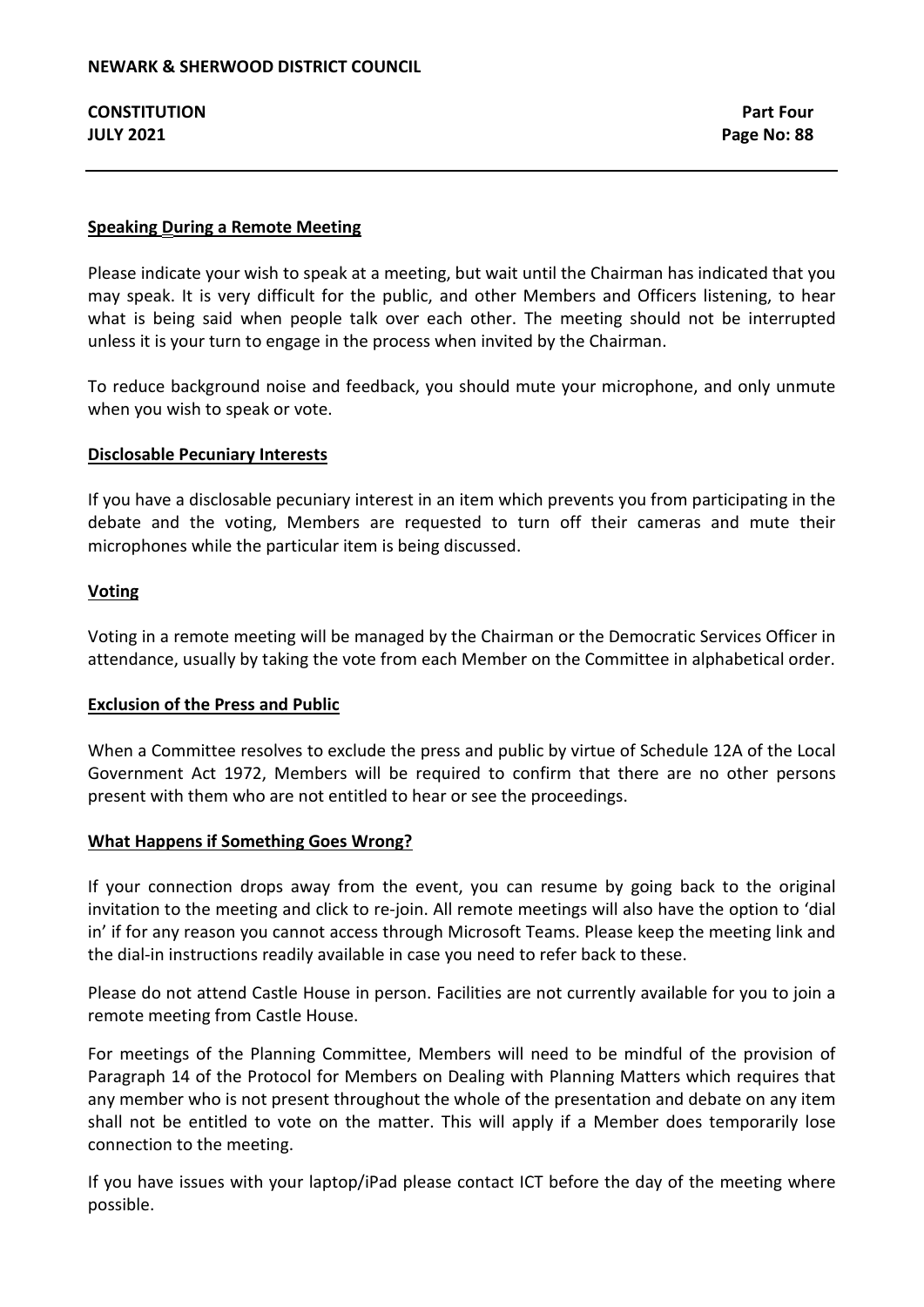## Speaking During a Remote Meeting

Please indicate your wish to speak at a meeting, but wait until the Chairman has indicated that you may speak. It is very difficult for the public, and other Members and Officers listening, to hear what is being said when people talk over each other. The meeting should not be interrupted unless it is your turn to engage in the process when invited by the Chairman.

To reduce background noise and feedback, you should mute your microphone, and only unmute when you wish to speak or vote.

## Disclosable Pecuniary Interests

If you have a disclosable pecuniary interest in an item which prevents you from participating in the debate and the voting, Members are requested to turn off their cameras and mute their microphones while the particular item is being discussed.

## Voting

Voting in a remote meeting will be managed by the Chairman or the Democratic Services Officer in attendance, usually by taking the vote from each Member on the Committee in alphabetical order.

## Exclusion of the Press and Public

When a Committee resolves to exclude the press and public by virtue of Schedule 12A of the Local Government Act 1972, Members will be required to confirm that there are no other persons present with them who are not entitled to hear or see the proceedings.

## What Happens if Something Goes Wrong?

If your connection drops away from the event, you can resume by going back to the original invitation to the meeting and click to re-join. All remote meetings will also have the option to 'dial in' if for any reason you cannot access through Microsoft Teams. Please keep the meeting link and the dial-in instructions readily available in case you need to refer back to these.

Please do not attend Castle House in person. Facilities are not currently available for you to join a remote meeting from Castle House.

For meetings of the Planning Committee, Members will need to be mindful of the provision of Paragraph 14 of the Protocol for Members on Dealing with Planning Matters which requires that any member who is not present throughout the whole of the presentation and debate on any item shall not be entitled to vote on the matter. This will apply if a Member does temporarily lose connection to the meeting.

If you have issues with your laptop/iPad please contact ICT before the day of the meeting where possible.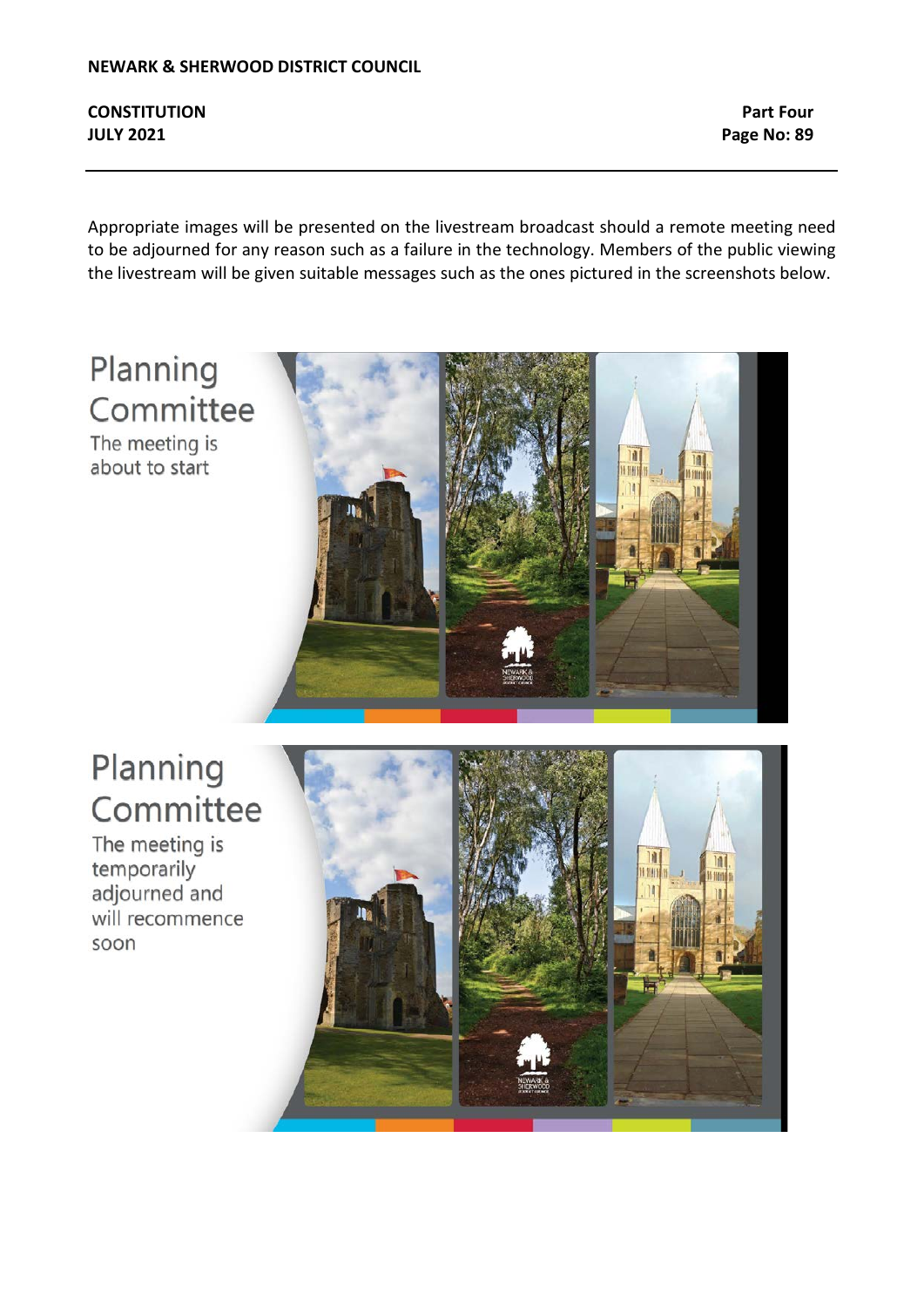Appropriate images will be presented on the livestream broadcast should a remote meeting need to be adjourned for any reason such as a failure in the technology. Members of the public viewing the livestream will be given suitable messages such as the ones pictured in the screenshots below.

Planning Committee

The meeting is about to start

Planning Committee

The meeting is temporarily adjourned and will recommence soon